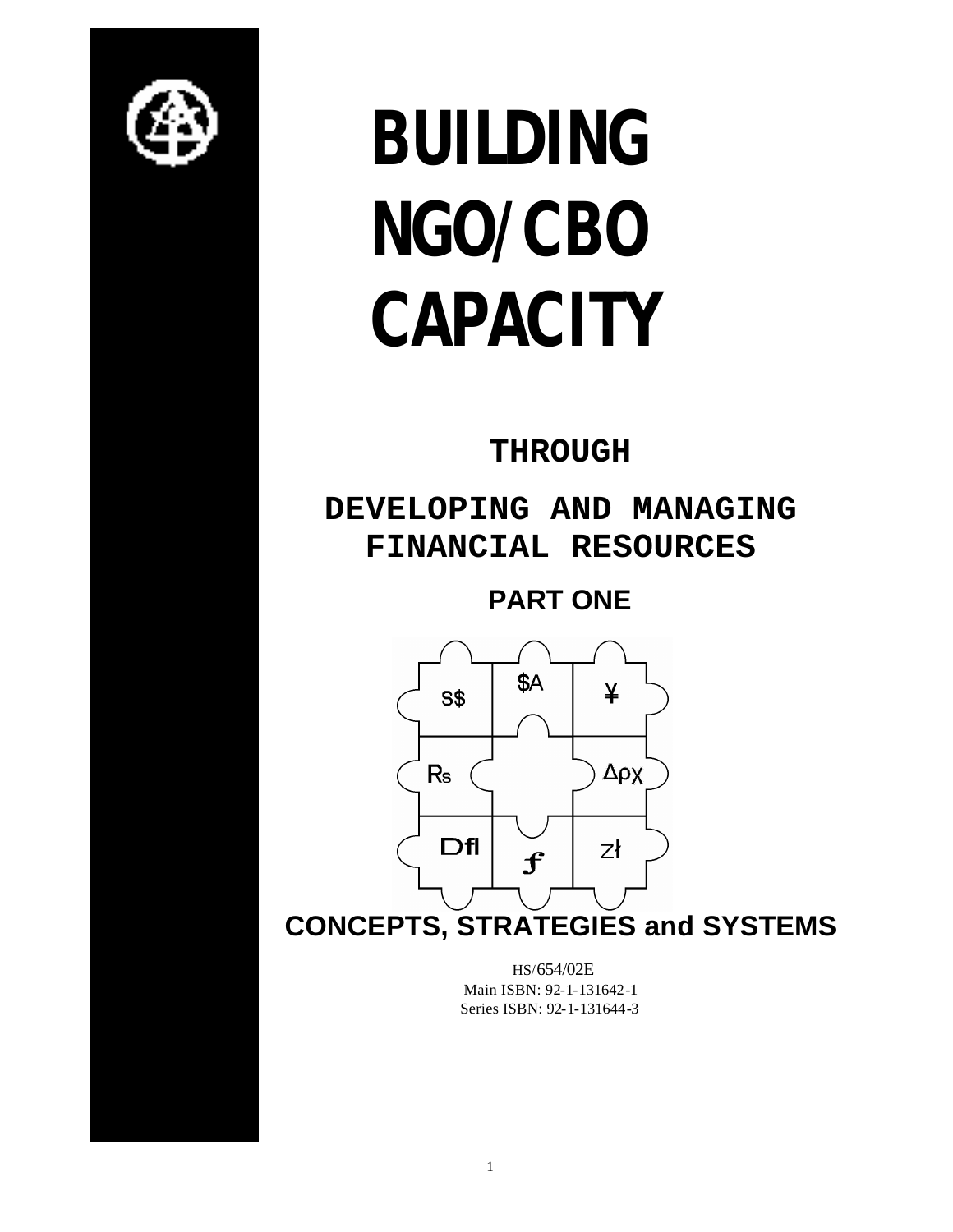# BUILDING NGO/CBO CAPACITY

## THROUGH

## DEVELOPING AND MANAGING FINANCIAL RESOURCES

### PART ONE

S$ $A ¥ Rs Δρχ Dfl ƒ zł

## CONCEPTS, STRATEGIES and SYSTEMS

HS/654/02E
Main ISBN: 92-1-131642-1
Series ISBN: 92-1-131644-3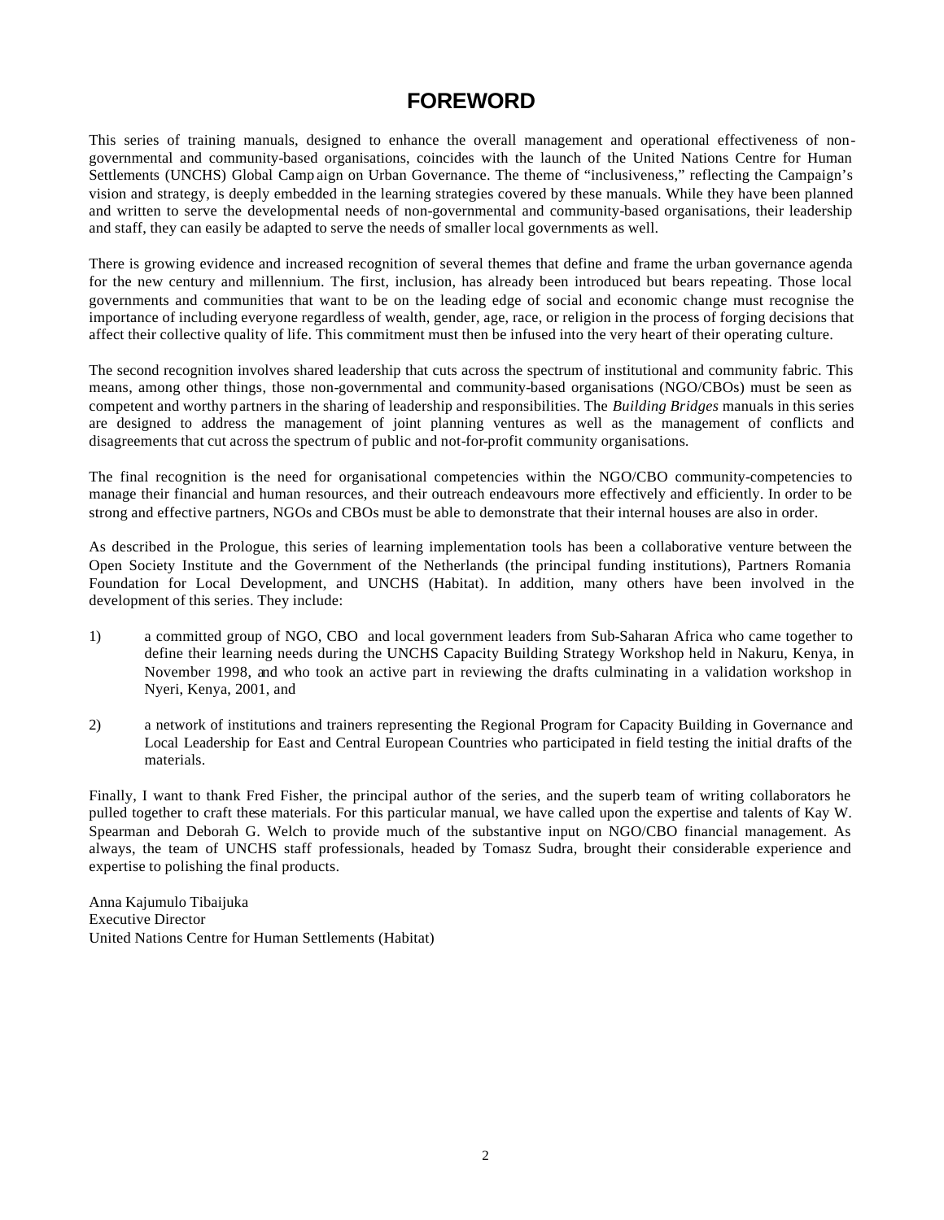# FOREWORD

This series of training manuals, designed to enhance the overall management and operational effectiveness of non-governmental and community-based organisations, coincides with the launch of the United Nations Centre for Human Settlements (UNCHS) Global Campaign on Urban Governance. The theme of "inclusiveness," reflecting the Campaign's vision and strategy, is deeply embedded in the learning strategies covered by these manuals. While they have been planned and written to serve the developmental needs of non-governmental and community-based organisations, their leadership and staff, they can easily be adapted to serve the needs of smaller local governments as well.

There is growing evidence and increased recognition of several themes that define and frame the urban governance agenda for the new century and millennium. The first, inclusion, has already been introduced but bears repeating. Those local governments and communities that want to be on the leading edge of social and economic change must recognise the importance of including everyone regardless of wealth, gender, age, race, or religion in the process of forging decisions that affect their collective quality of life. This commitment must then be infused into the very heart of their operating culture.

The second recognition involves shared leadership that cuts across the spectrum of institutional and community fabric. This means, among other things, those non-governmental and community-based organisations (NGO/CBOs) must be seen as competent and worthy partners in the sharing of leadership and responsibilities. The *Building Bridges* manuals in this series are designed to address the management of joint planning ventures as well as the management of conflicts and disagreements that cut across the spectrum of public and not-for-profit community organisations.

The final recognition is the need for organisational competencies within the NGO/CBO community-competencies to manage their financial and human resources, and their outreach endeavours more effectively and efficiently. In order to be strong and effective partners, NGOs and CBOs must be able to demonstrate that their internal houses are also in order.

As described in the Prologue, this series of learning implementation tools has been a collaborative venture between the Open Society Institute and the Government of the Netherlands (the principal funding institutions), Partners Romania Foundation for Local Development, and UNCHS (Habitat). In addition, many others have been involved in the development of this series. They include:

1) a committed group of NGO, CBO and local government leaders from Sub-Saharan Africa who came together to define their learning needs during the UNCHS Capacity Building Strategy Workshop held in Nakuru, Kenya, in November 1998, and who took an active part in reviewing the drafts culminating in a validation workshop in Nyeri, Kenya, 2001, and

2) a network of institutions and trainers representing the Regional Program for Capacity Building in Governance and Local Leadership for East and Central European Countries who participated in field testing the initial drafts of the materials.

Finally, I want to thank Fred Fisher, the principal author of the series, and the superb team of writing collaborators he pulled together to craft these materials. For this particular manual, we have called upon the expertise and talents of Kay W. Spearman and Deborah G. Welch to provide much of the substantive input on NGO/CBO financial management. As always, the team of UNCHS staff professionals, headed by Tomasz Sudra, brought their considerable experience and expertise to polishing the final products.

Anna Kajumulo Tibaijuka
Executive Director
United Nations Centre for Human Settlements (Habitat)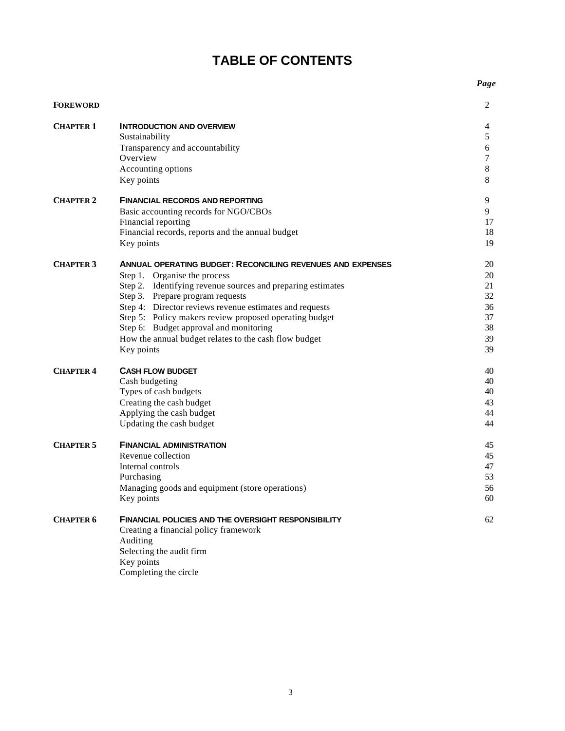# TABLE OF CONTENTS

| | | *Page* |
|---|---|---|
| **FOREWORD** | | 2 |
| **CHAPTER 1** | **INTRODUCTION AND OVERVIEW** | 4 |
| | Sustainability | 5 |
| | Transparency and accountability | 6 |
| | Overview | 7 |
| | Accounting options | 8 |
| | Key points | 8 |
| **CHAPTER 2** | **FINANCIAL RECORDS AND REPORTING** | 9 |
| | Basic accounting records for NGO/CBOs | 9 |
| | Financial reporting | 17 |
| | Financial records, reports and the annual budget | 18 |
| | Key points | 19 |
| **CHAPTER 3** | **ANNUAL OPERATING BUDGET: RECONCILING REVENUES AND EXPENSES** | 20 |
| | Step 1. Organise the process | 20 |
| | Step 2. Identifying revenue sources and preparing estimates | 21 |
| | Step 3. Prepare program requests | 32 |
| | Step 4: Director reviews revenue estimates and requests | 36 |
| | Step 5: Policy makers review proposed operating budget | 37 |
| | Step 6: Budget approval and monitoring | 38 |
| | How the annual budget relates to the cash flow budget | 39 |
| | Key points | 39 |
| **CHAPTER 4** | **CASH FLOW BUDGET** | 40 |
| | Cash budgeting | 40 |
| | Types of cash budgets | 40 |
| | Creating the cash budget | 43 |
| | Applying the cash budget | 44 |
| | Updating the cash budget | 44 |
| **CHAPTER 5** | **FINANCIAL ADMINISTRATION** | 45 |
| | Revenue collection | 45 |
| | Internal controls | 47 |
| | Purchasing | 53 |
| | Managing goods and equipment (store operations) | 56 |
| | Key points | 60 |
| **CHAPTER 6** | **FINANCIAL POLICIES AND THE OVERSIGHT RESPONSIBILITY** | 62 |
| | Creating a financial policy framework | |
| | Auditing | |
| | Selecting the audit firm | |
| | Key points | |
| | Completing the circle | |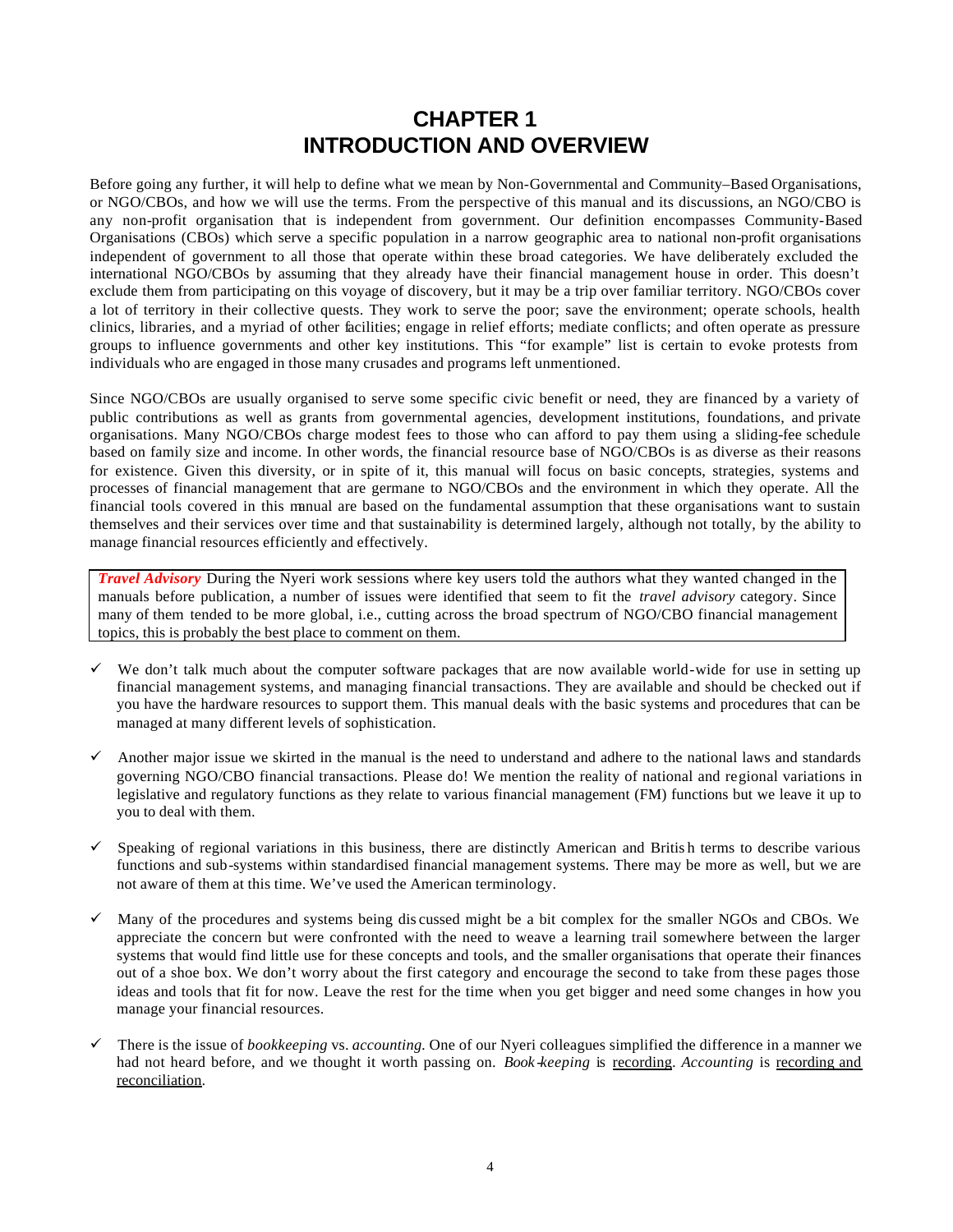# CHAPTER 1
# INTRODUCTION AND OVERVIEW

Before going any further, it will help to define what we mean by Non-Governmental and Community–Based Organisations, or NGO/CBOs, and how we will use the terms. From the perspective of this manual and its discussions, an NGO/CBO is any non-profit organisation that is independent from government. Our definition encompasses Community-Based Organisations (CBOs) which serve a specific population in a narrow geographic area to national non-profit organisations independent of government to all those that operate within these broad categories. We have deliberately excluded the international NGO/CBOs by assuming that they already have their financial management house in order. This doesn't exclude them from participating on this voyage of discovery, but it may be a trip over familiar territory. NGO/CBOs cover a lot of territory in their collective quests. They work to serve the poor; save the environment; operate schools, health clinics, libraries, and a myriad of other facilities; engage in relief efforts; mediate conflicts; and often operate as pressure groups to influence governments and other key institutions. This "for example" list is certain to evoke protests from individuals who are engaged in those many crusades and programs left unmentioned.

Since NGO/CBOs are usually organised to serve some specific civic benefit or need, they are financed by a variety of public contributions as well as grants from governmental agencies, development institutions, foundations, and private organisations. Many NGO/CBOs charge modest fees to those who can afford to pay them using a sliding-fee schedule based on family size and income. In other words, the financial resource base of NGO/CBOs is as diverse as their reasons for existence. Given this diversity, or in spite of it, this manual will focus on basic concepts, strategies, systems and processes of financial management that are germane to NGO/CBOs and the environment in which they operate. All the financial tools covered in this manual are based on the fundamental assumption that these organisations want to sustain themselves and their services over time and that sustainability is determined largely, although not totally, by the ability to manage financial resources efficiently and effectively.

> ***Travel Advisory*** During the Nyeri work sessions where key users told the authors what they wanted changed in the manuals before publication, a number of issues were identified that seem to fit the *travel advisory* category. Since many of them tended to be more global, i.e., cutting across the broad spectrum of NGO/CBO financial management topics, this is probably the best place to comment on them.

- ✓ We don't talk much about the computer software packages that are now available world-wide for use in setting up financial management systems, and managing financial transactions. They are available and should be checked out if you have the hardware resources to support them. This manual deals with the basic systems and procedures that can be managed at many different levels of sophistication.

- ✓ Another major issue we skirted in the manual is the need to understand and adhere to the national laws and standards governing NGO/CBO financial transactions. Please do! We mention the reality of national and regional variations in legislative and regulatory functions as they relate to various financial management (FM) functions but we leave it up to you to deal with them.

- ✓ Speaking of regional variations in this business, there are distinctly American and British terms to describe various functions and sub-systems within standardised financial management systems. There may be more as well, but we are not aware of them at this time. We've used the American terminology.

- ✓ Many of the procedures and systems being discussed might be a bit complex for the smaller NGOs and CBOs. We appreciate the concern but were confronted with the need to weave a learning trail somewhere between the larger systems that would find little use for these concepts and tools, and the smaller organisations that operate their finances out of a shoe box. We don't worry about the first category and encourage the second to take from these pages those ideas and tools that fit for now. Leave the rest for the time when you get bigger and need some changes in how you manage your financial resources.

- ✓ There is the issue of *bookkeeping* vs. *accounting.* One of our Nyeri colleagues simplified the difference in a manner we had not heard before, and we thought it worth passing on. *Book-keeping* is <u>recording</u>. *Accounting* is <u>recording and reconciliation</u>.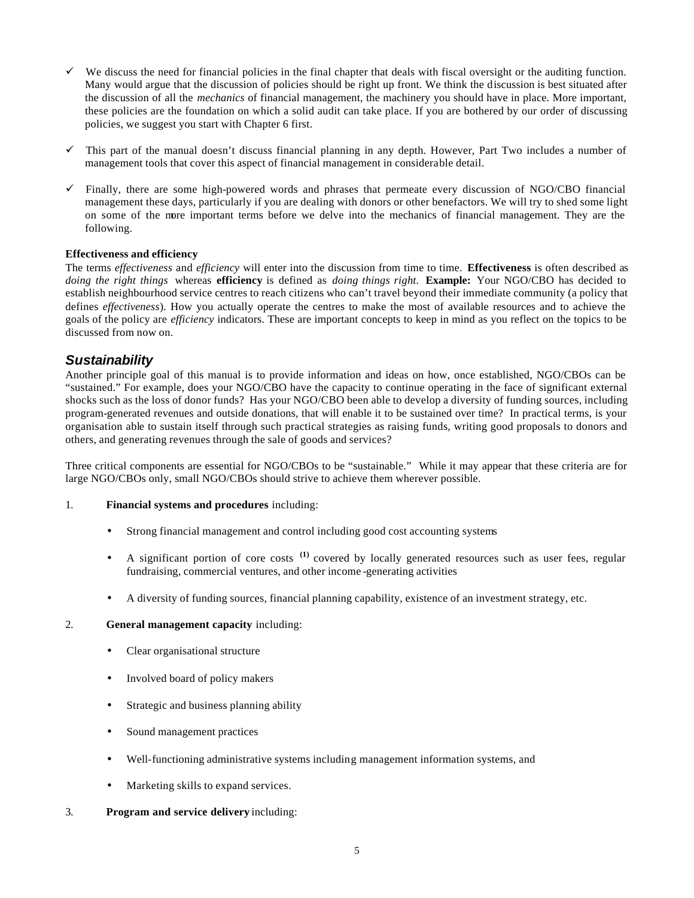- ✓ We discuss the need for financial policies in the final chapter that deals with fiscal oversight or the auditing function. Many would argue that the discussion of policies should be right up front. We think the discussion is best situated after the discussion of all the *mechanics* of financial management, the machinery you should have in place. More important, these policies are the foundation on which a solid audit can take place. If you are bothered by our order of discussing policies, we suggest you start with Chapter 6 first.

- ✓ This part of the manual doesn't discuss financial planning in any depth. However, Part Two includes a number of management tools that cover this aspect of financial management in considerable detail.

- ✓ Finally, there are some high-powered words and phrases that permeate every discussion of NGO/CBO financial management these days, particularly if you are dealing with donors or other benefactors. We will try to shed some light on some of the more important terms before we delve into the mechanics of financial management. They are the following.

**Effectiveness and efficiency**

The terms *effectiveness* and *efficiency* will enter into the discussion from time to time. **Effectiveness** is often described as *doing the right things* whereas **efficiency** is defined as *doing things right*. **Example:** Your NGO/CBO has decided to establish neighbourhood service centres to reach citizens who can't travel beyond their immediate community (a policy that defines *effectiveness*). How you actually operate the centres to make the most of available resources and to achieve the goals of the policy are *efficiency* indicators. These are important concepts to keep in mind as you reflect on the topics to be discussed from now on.

## *Sustainability*

Another principle goal of this manual is to provide information and ideas on how, once established, NGO/CBOs can be "sustained." For example, does your NGO/CBO have the capacity to continue operating in the face of significant external shocks such as the loss of donor funds? Has your NGO/CBO been able to develop a diversity of funding sources, including program-generated revenues and outside donations, that will enable it to be sustained over time? In practical terms, is your organisation able to sustain itself through such practical strategies as raising funds, writing good proposals to donors and others, and generating revenues through the sale of goods and services?

Three critical components are essential for NGO/CBOs to be "sustainable." While it may appear that these criteria are for large NGO/CBOs only, small NGO/CBOs should strive to achieve them wherever possible.

1. **Financial systems and procedures** including:

   - Strong financial management and control including good cost accounting systems
   - A significant portion of core costs [(1)] covered by locally generated resources such as user fees, regular fundraising, commercial ventures, and other income-generating activities
   - A diversity of funding sources, financial planning capability, existence of an investment strategy, etc.

2. **General management capacity** including:

   - Clear organisational structure
   - Involved board of policy makers
   - Strategic and business planning ability
   - Sound management practices
   - Well-functioning administrative systems including management information systems, and
   - Marketing skills to expand services.

3. **Program and service delivery** including: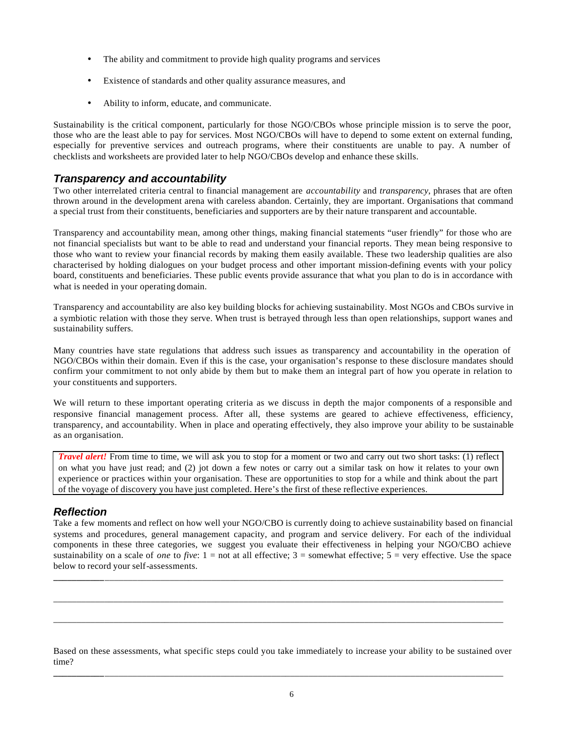- The ability and commitment to provide high quality programs and services
- Existence of standards and other quality assurance measures, and
- Ability to inform, educate, and communicate.

Sustainability is the critical component, particularly for those NGO/CBOs whose principle mission is to serve the poor, those who are the least able to pay for services. Most NGO/CBOs will have to depend to some extent on external funding, especially for preventive services and outreach programs, where their constituents are unable to pay. A number of checklists and worksheets are provided later to help NGO/CBOs develop and enhance these skills.

### *Transparency and accountability*

Two other interrelated criteria central to financial management are *accountability* and *transparency*, phrases that are often thrown around in the development arena with careless abandon. Certainly, they are important. Organisations that command a special trust from their constituents, beneficiaries and supporters are by their nature transparent and accountable.

Transparency and accountability mean, among other things, making financial statements "user friendly" for those who are not financial specialists but want to be able to read and understand your financial reports. They mean being responsive to those who want to review your financial records by making them easily available. These two leadership qualities are also characterised by holding dialogues on your budget process and other important mission-defining events with your policy board, constituents and beneficiaries. These public events provide assurance that what you plan to do is in accordance with what is needed in your operating domain.

Transparency and accountability are also key building blocks for achieving sustainability. Most NGOs and CBOs survive in a symbiotic relation with those they serve. When trust is betrayed through less than open relationships, support wanes and sustainability suffers.

Many countries have state regulations that address such issues as transparency and accountability in the operation of NGO/CBOs within their domain. Even if this is the case, your organisation's response to these disclosure mandates should confirm your commitment to not only abide by them but to make them an integral part of how you operate in relation to your constituents and supporters.

We will return to these important operating criteria as we discuss in depth the major components of a responsible and responsive financial management process. After all, these systems are geared to achieve effectiveness, efficiency, transparency, and accountability. When in place and operating effectively, they also improve your ability to be sustainable as an organisation.

> ***Travel alert!*** From time to time, we will ask you to stop for a moment or two and carry out two short tasks: (1) reflect on what you have just read; and (2) jot down a few notes or carry out a similar task on how it relates to your own experience or practices within your organisation. These are opportunities to stop for a while and think about the part of the voyage of discovery you have just completed. Here's the first of these reflective experiences.

### *Reflection*

Take a few moments and reflect on how well your NGO/CBO is currently doing to achieve sustainability based on financial systems and procedures, general management capacity, and program and service delivery. For each of the individual components in these three categories, we suggest you evaluate their effectiveness in helping your NGO/CBO achieve sustainability on a scale of *one* to *five*: 1 = not at all effective; 3 = somewhat effective; 5 = very effective. Use the space below to record your self-assessments.

______________________________________________________________________________

______________________________________________________________________________

______________________________________________________________________________

Based on these assessments, what specific steps could you take immediately to increase your ability to be sustained over time?

______________________________________________________________________________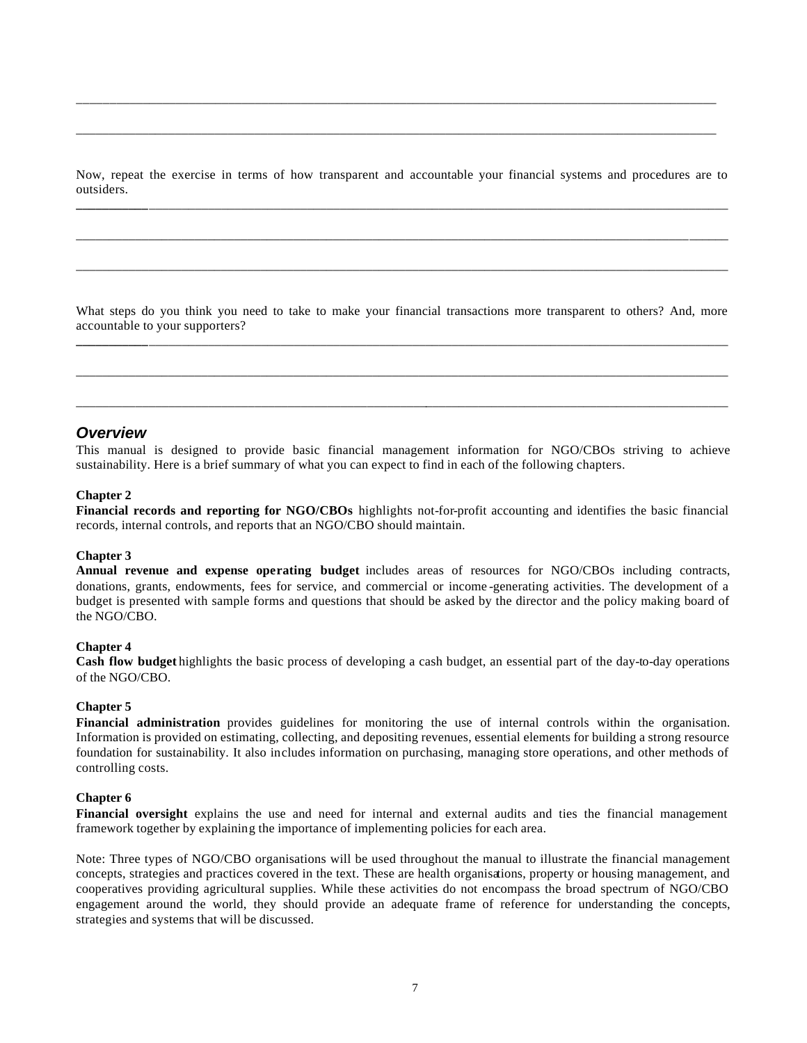\_\_\_\_\_\_\_\_\_\_\_\_\_\_\_\_\_\_\_\_\_\_\_\_\_\_\_\_\_\_\_\_\_\_\_\_\_\_\_\_\_\_\_\_\_\_\_\_\_\_\_\_\_\_\_\_\_\_\_\_\_\_\_\_\_\_\_\_\_\_\_\_\_\_\_\_\_\_\_\_

\_\_\_\_\_\_\_\_\_\_\_\_\_\_\_\_\_\_\_\_\_\_\_\_\_\_\_\_\_\_\_\_\_\_\_\_\_\_\_\_\_\_\_\_\_\_\_\_\_\_\_\_\_\_\_\_\_\_\_\_\_\_\_\_\_\_\_\_\_\_\_\_\_\_\_\_\_\_\_\_

Now, repeat the exercise in terms of how transparent and accountable your financial systems and procedures are to outsiders.

\_\_\_\_\_\_\_\_\_\_\_\_\_\_\_\_\_\_\_\_\_\_\_\_\_\_\_\_\_\_\_\_\_\_\_\_\_\_\_\_\_\_\_\_\_\_\_\_\_\_\_\_\_\_\_\_\_\_\_\_\_\_\_\_\_\_\_\_\_\_\_\_\_\_\_\_\_\_\_\_

\_\_\_\_\_\_\_\_\_\_\_\_\_\_\_\_\_\_\_\_\_\_\_\_\_\_\_\_\_\_\_\_\_\_\_\_\_\_\_\_\_\_\_\_\_\_\_\_\_\_\_\_\_\_\_\_\_\_\_\_\_\_\_\_\_\_\_\_\_\_\_\_\_\_\_\_\_\_\_\_

\_\_\_\_\_\_\_\_\_\_\_\_\_\_\_\_\_\_\_\_\_\_\_\_\_\_\_\_\_\_\_\_\_\_\_\_\_\_\_\_\_\_\_\_\_\_\_\_\_\_\_\_\_\_\_\_\_\_\_\_\_\_\_\_\_\_\_\_\_\_\_\_\_\_\_\_\_\_\_\_

What steps do you think you need to take to make your financial transactions more transparent to others? And, more accountable to your supporters?

\_\_\_\_\_\_\_\_\_\_\_\_\_\_\_\_\_\_\_\_\_\_\_\_\_\_\_\_\_\_\_\_\_\_\_\_\_\_\_\_\_\_\_\_\_\_\_\_\_\_\_\_\_\_\_\_\_\_\_\_\_\_\_\_\_\_\_\_\_\_\_\_\_\_\_\_\_\_\_\_

\_\_\_\_\_\_\_\_\_\_\_\_\_\_\_\_\_\_\_\_\_\_\_\_\_\_\_\_\_\_\_\_\_\_\_\_\_\_\_\_\_\_\_\_\_\_\_\_\_\_\_\_\_\_\_\_\_\_\_\_\_\_\_\_\_\_\_\_\_\_\_\_\_\_\_\_\_\_\_\_

\_\_\_\_\_\_\_\_\_\_\_\_\_\_\_\_\_\_\_\_\_\_\_\_\_\_\_\_\_\_\_\_\_\_\_\_\_\_\_\_\_\_\_\_\_\_\_\_\_\_\_\_\_\_\_\_\_\_\_\_\_\_\_\_\_\_\_\_\_\_\_\_\_\_\_\_\_\_\_\_

## *Overview*

This manual is designed to provide basic financial management information for NGO/CBOs striving to achieve sustainability. Here is a brief summary of what you can expect to find in each of the following chapters.

**Chapter 2**
**Financial records and reporting for NGO/CBOs** highlights not-for-profit accounting and identifies the basic financial records, internal controls, and reports that an NGO/CBO should maintain.

**Chapter 3**
**Annual revenue and expense operating budget** includes areas of resources for NGO/CBOs including contracts, donations, grants, endowments, fees for service, and commercial or income-generating activities. The development of a budget is presented with sample forms and questions that should be asked by the director and the policy making board of the NGO/CBO.

**Chapter 4**
**Cash flow budget** highlights the basic process of developing a cash budget, an essential part of the day-to-day operations of the NGO/CBO.

**Chapter 5**
**Financial administration** provides guidelines for monitoring the use of internal controls within the organisation. Information is provided on estimating, collecting, and depositing revenues, essential elements for building a strong resource foundation for sustainability. It also includes information on purchasing, managing store operations, and other methods of controlling costs.

**Chapter 6**
**Financial oversight** explains the use and need for internal and external audits and ties the financial management framework together by explaining the importance of implementing policies for each area.

Note: Three types of NGO/CBO organisations will be used throughout the manual to illustrate the financial management concepts, strategies and practices covered in the text. These are health organisations, property or housing management, and cooperatives providing agricultural supplies. While these activities do not encompass the broad spectrum of NGO/CBO engagement around the world, they should provide an adequate frame of reference for understanding the concepts, strategies and systems that will be discussed.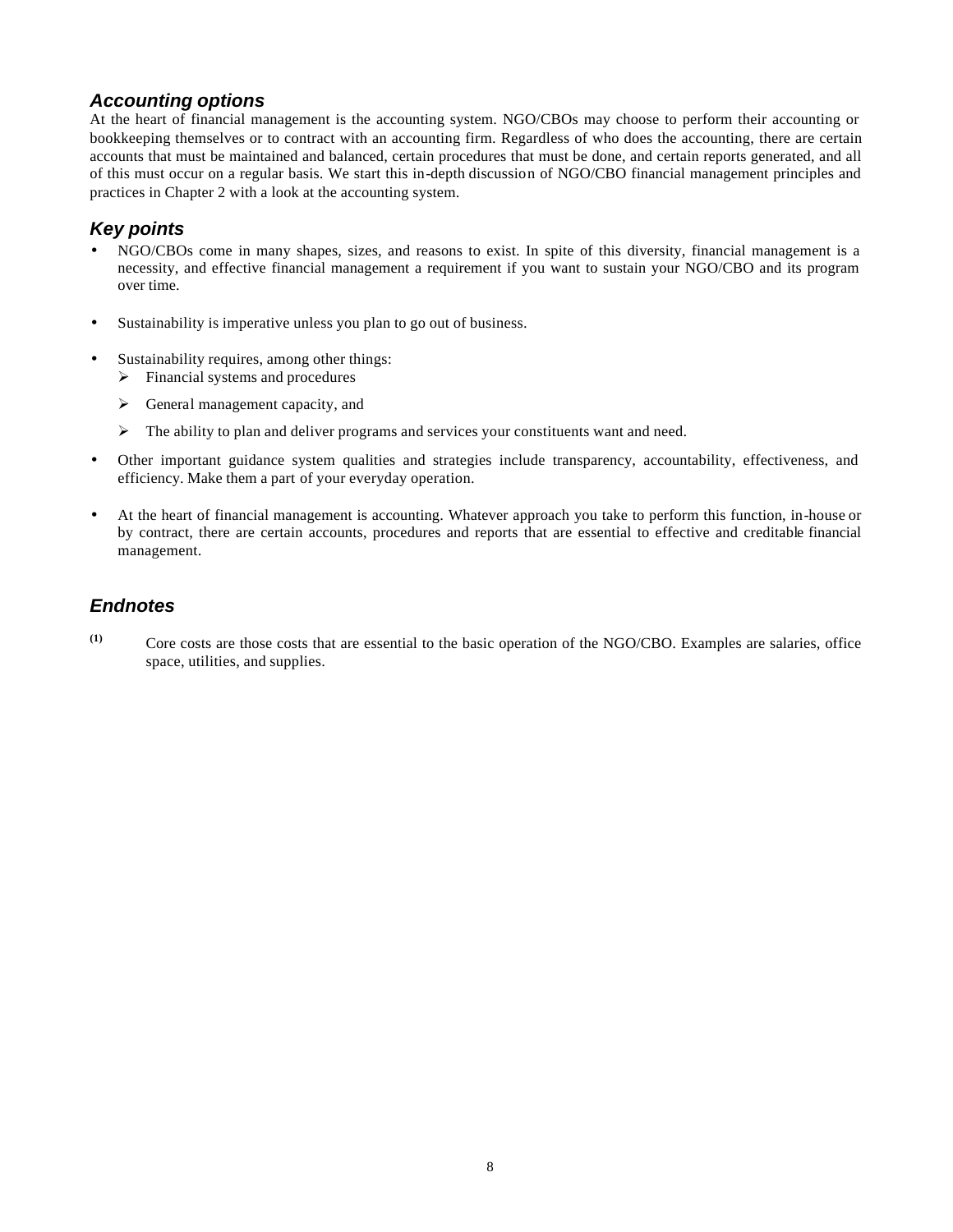## *Accounting options*

At the heart of financial management is the accounting system. NGO/CBOs may choose to perform their accounting or bookkeeping themselves or to contract with an accounting firm. Regardless of who does the accounting, there are certain accounts that must be maintained and balanced, certain procedures that must be done, and certain reports generated, and all of this must occur on a regular basis. We start this in-depth discussion of NGO/CBO financial management principles and practices in Chapter 2 with a look at the accounting system.

## *Key points*

- NGO/CBOs come in many shapes, sizes, and reasons to exist. In spite of this diversity, financial management is a necessity, and effective financial management a requirement if you want to sustain your NGO/CBO and its program over time.
- Sustainability is imperative unless you plan to go out of business.
- Sustainability requires, among other things:
  - Financial systems and procedures
  - General management capacity, and
  - The ability to plan and deliver programs and services your constituents want and need.
- Other important guidance system qualities and strategies include transparency, accountability, effectiveness, and efficiency. Make them a part of your everyday operation.
- At the heart of financial management is accounting. Whatever approach you take to perform this function, in-house or by contract, there are certain accounts, procedures and reports that are essential to effective and creditable financial management.

## *Endnotes*

(1) Core costs are those costs that are essential to the basic operation of the NGO/CBO. Examples are salaries, office space, utilities, and supplies.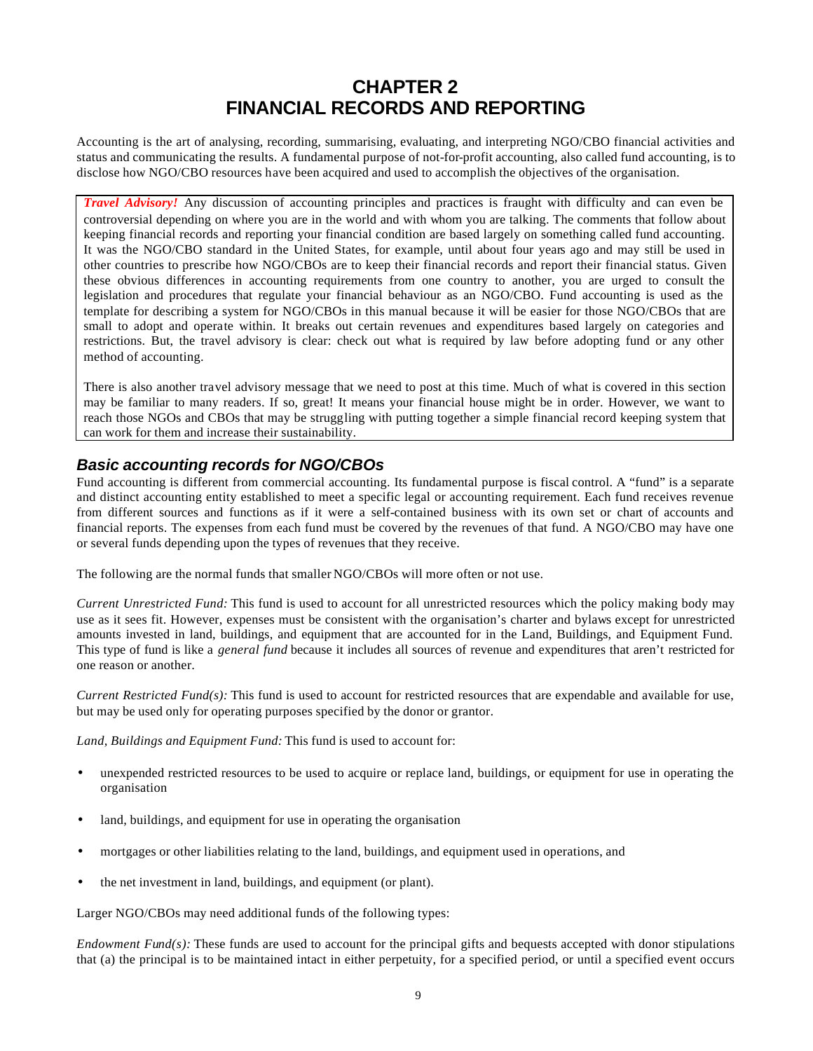# CHAPTER 2
# FINANCIAL RECORDS AND REPORTING

Accounting is the art of analysing, recording, summarising, evaluating, and interpreting NGO/CBO financial activities and status and communicating the results. A fundamental purpose of not-for-profit accounting, also called fund accounting, is to disclose how NGO/CBO resources have been acquired and used to accomplish the objectives of the organisation.

> ***Travel Advisory!*** Any discussion of accounting principles and practices is fraught with difficulty and can even be controversial depending on where you are in the world and with whom you are talking. The comments that follow about keeping financial records and reporting your financial condition are based largely on something called fund accounting. It was the NGO/CBO standard in the United States, for example, until about four years ago and may still be used in other countries to prescribe how NGO/CBOs are to keep their financial records and report their financial status. Given these obvious differences in accounting requirements from one country to another, you are urged to consult the legislation and procedures that regulate your financial behaviour as an NGO/CBO. Fund accounting is used as the template for describing a system for NGO/CBOs in this manual because it will be easier for those NGO/CBOs that are small to adopt and operate within. It breaks out certain revenues and expenditures based largely on categories and restrictions. But, the travel advisory is clear: check out what is required by law before adopting fund or any other method of accounting.
>
> There is also another travel advisory message that we need to post at this time. Much of what is covered in this section may be familiar to many readers. If so, great! It means your financial house might be in order. However, we want to reach those NGOs and CBOs that may be struggling with putting together a simple financial record keeping system that can work for them and increase their sustainability.

## *Basic accounting records for NGO/CBOs*

Fund accounting is different from commercial accounting. Its fundamental purpose is fiscal control. A "fund" is a separate and distinct accounting entity established to meet a specific legal or accounting requirement. Each fund receives revenue from different sources and functions as if it were a self-contained business with its own set or chart of accounts and financial reports. The expenses from each fund must be covered by the revenues of that fund. A NGO/CBO may have one or several funds depending upon the types of revenues that they receive.

The following are the normal funds that smaller NGO/CBOs will more often or not use.

*Current Unrestricted Fund:* This fund is used to account for all unrestricted resources which the policy making body may use as it sees fit. However, expenses must be consistent with the organisation's charter and bylaws except for unrestricted amounts invested in land, buildings, and equipment that are accounted for in the Land, Buildings, and Equipment Fund. This type of fund is like a *general fund* because it includes all sources of revenue and expenditures that aren't restricted for one reason or another.

*Current Restricted Fund(s):* This fund is used to account for restricted resources that are expendable and available for use, but may be used only for operating purposes specified by the donor or grantor.

*Land, Buildings and Equipment Fund:* This fund is used to account for:

- unexpended restricted resources to be used to acquire or replace land, buildings, or equipment for use in operating the organisation
- land, buildings, and equipment for use in operating the organisation
- mortgages or other liabilities relating to the land, buildings, and equipment used in operations, and
- the net investment in land, buildings, and equipment (or plant).

Larger NGO/CBOs may need additional funds of the following types:

*Endowment Fund(s):* These funds are used to account for the principal gifts and bequests accepted with donor stipulations that (a) the principal is to be maintained intact in either perpetuity, for a specified period, or until a specified event occurs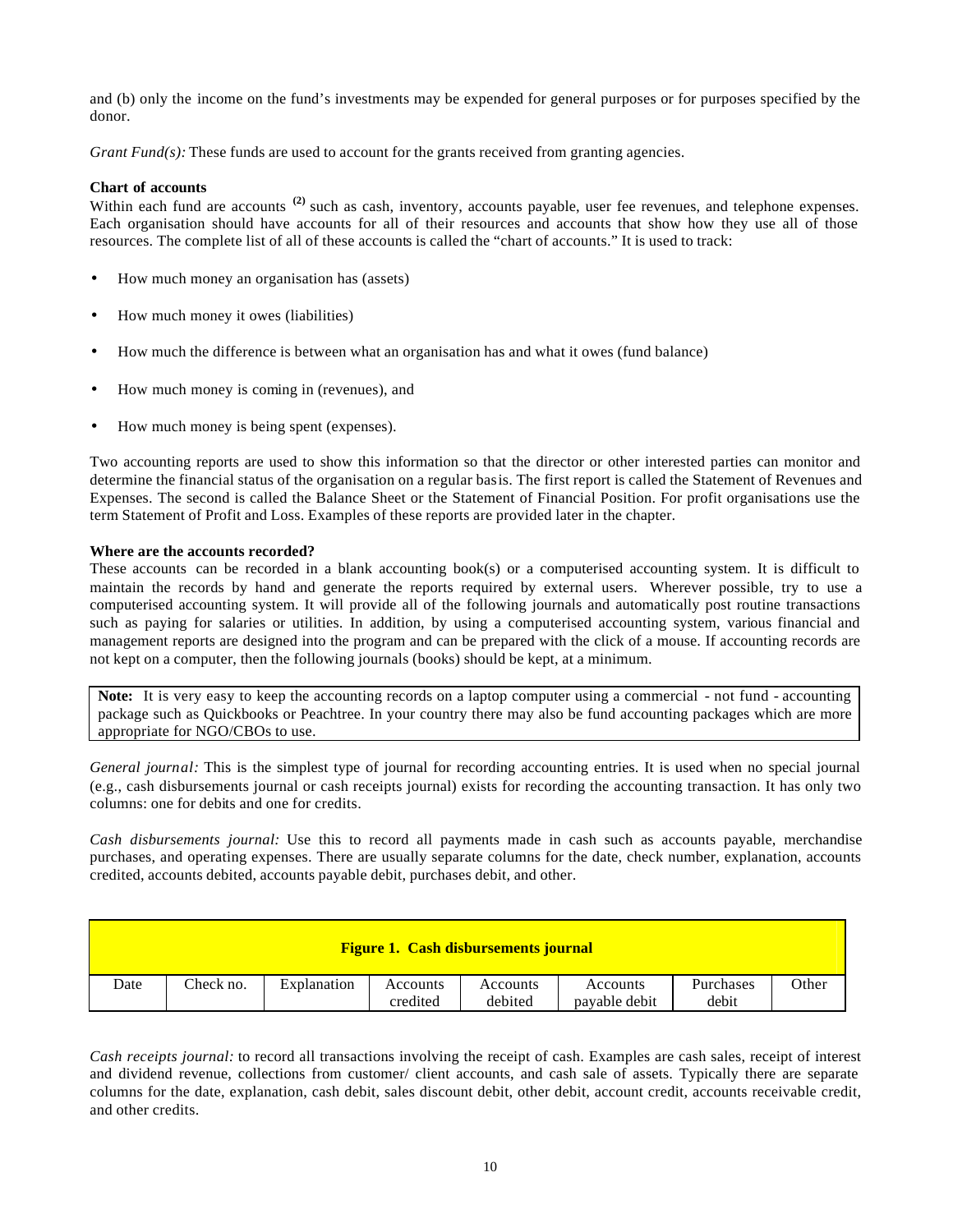and (b) only the income on the fund's investments may be expended for general purposes or for purposes specified by the donor.

*Grant Fund(s):* These funds are used to account for the grants received from granting agencies.

**Chart of accounts**

Within each fund are accounts [2] such as cash, inventory, accounts payable, user fee revenues, and telephone expenses. Each organisation should have accounts for all of their resources and accounts that show how they use all of those resources. The complete list of all of these accounts is called the "chart of accounts." It is used to track:

- How much money an organisation has (assets)
- How much money it owes (liabilities)
- How much the difference is between what an organisation has and what it owes (fund balance)
- How much money is coming in (revenues), and
- How much money is being spent (expenses).

Two accounting reports are used to show this information so that the director or other interested parties can monitor and determine the financial status of the organisation on a regular basis. The first report is called the Statement of Revenues and Expenses. The second is called the Balance Sheet or the Statement of Financial Position. For profit organisations use the term Statement of Profit and Loss. Examples of these reports are provided later in the chapter.

**Where are the accounts recorded?**

These accounts can be recorded in a blank accounting book(s) or a computerised accounting system. It is difficult to maintain the records by hand and generate the reports required by external users. Wherever possible, try to use a computerised accounting system. It will provide all of the following journals and automatically post routine transactions such as paying for salaries or utilities. In addition, by using a computerised accounting system, various financial and management reports are designed into the program and can be prepared with the click of a mouse. If accounting records are not kept on a computer, then the following journals (books) should be kept, at a minimum.

> **Note:** It is very easy to keep the accounting records on a laptop computer using a commercial - not fund - accounting package such as Quickbooks or Peachtree. In your country there may also be fund accounting packages which are more appropriate for NGO/CBOs to use.

*General journal:* This is the simplest type of journal for recording accounting entries. It is used when no special journal (e.g., cash disbursements journal or cash receipts journal) exists for recording the accounting transaction. It has only two columns: one for debits and one for credits.

*Cash disbursements journal:* Use this to record all payments made in cash such as accounts payable, merchandise purchases, and operating expenses. There are usually separate columns for the date, check number, explanation, accounts credited, accounts debited, accounts payable debit, purchases debit, and other.

**Figure 1. Cash disbursements journal**

| Date | Check no. | Explanation | Accounts credited | Accounts debited | Accounts payable debit | Purchases debit | Other |
|---|---|---|---|---|---|---|---|

*Cash receipts journal:* to record all transactions involving the receipt of cash. Examples are cash sales, receipt of interest and dividend revenue, collections from customer/ client accounts, and cash sale of assets. Typically there are separate columns for the date, explanation, cash debit, sales discount debit, other debit, account credit, accounts receivable credit, and other credits.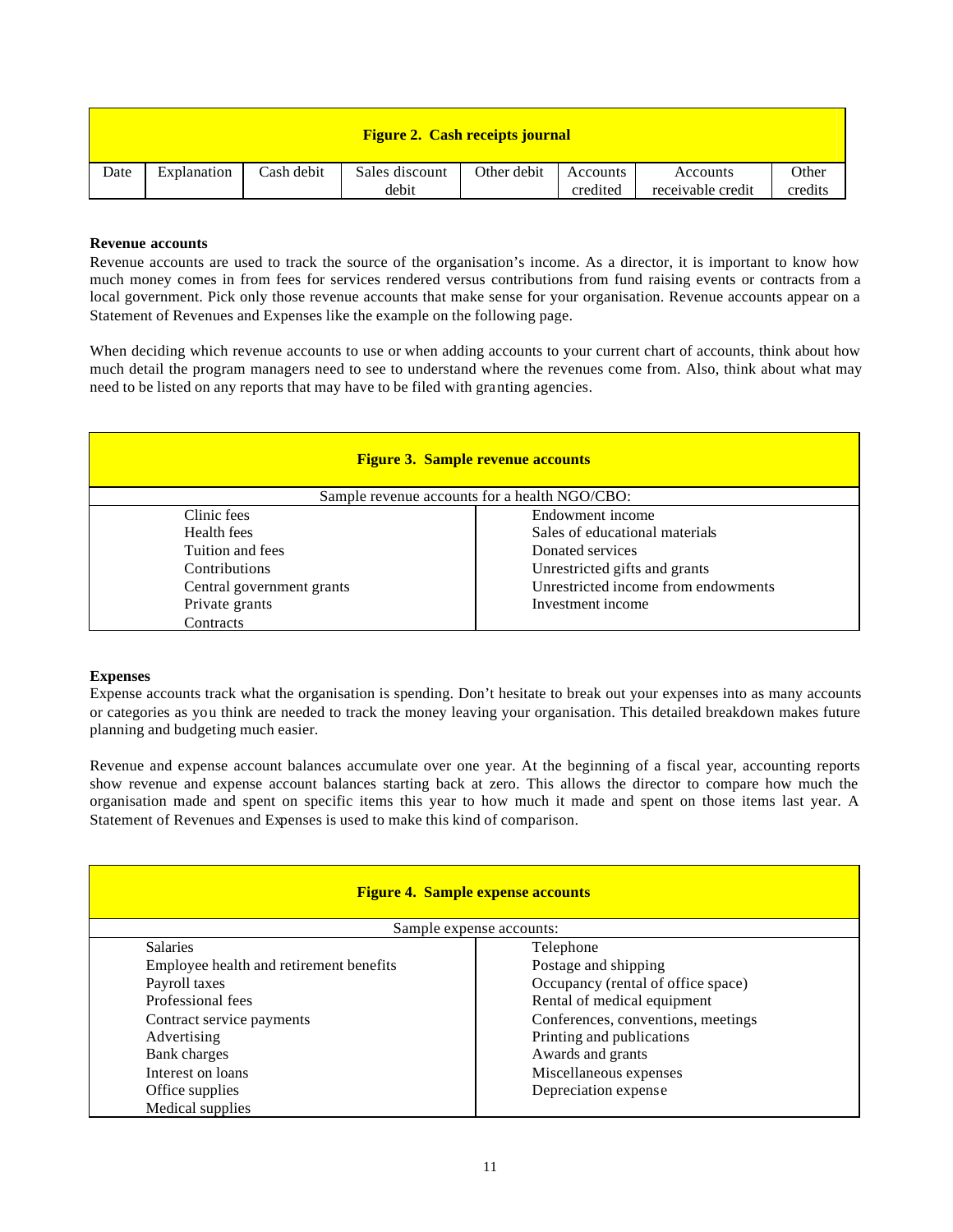| Figure 2. Cash receipts journal | | | | | | | |
|---|---|---|---|---|---|---|---|
| Date | Explanation | Cash debit | Sales discount debit | Other debit | Accounts credited | Accounts receivable credit | Other credits |

**Revenue accounts**

Revenue accounts are used to track the source of the organisation's income. As a director, it is important to know how much money comes in from fees for services rendered versus contributions from fund raising events or contracts from a local government. Pick only those revenue accounts that make sense for your organisation. Revenue accounts appear on a Statement of Revenues and Expenses like the example on the following page.

When deciding which revenue accounts to use or when adding accounts to your current chart of accounts, think about how much detail the program managers need to see to understand where the revenues come from. Also, think about what may need to be listed on any reports that may have to be filed with granting agencies.

| Figure 3. Sample revenue accounts | |
|---|---|
| Sample revenue accounts for a health NGO/CBO: | |
| Clinic fees<br>Health fees<br>Tuition and fees<br>Contributions<br>Central government grants<br>Private grants<br>Contracts | Endowment income<br>Sales of educational materials<br>Donated services<br>Unrestricted gifts and grants<br>Unrestricted income from endowments<br>Investment income |

**Expenses**

Expense accounts track what the organisation is spending. Don't hesitate to break out your expenses into as many accounts or categories as you think are needed to track the money leaving your organisation. This detailed breakdown makes future planning and budgeting much easier.

Revenue and expense account balances accumulate over one year. At the beginning of a fiscal year, accounting reports show revenue and expense account balances starting back at zero. This allows the director to compare how much the organisation made and spent on specific items this year to how much it made and spent on those items last year. A Statement of Revenues and Expenses is used to make this kind of comparison.

| Figure 4. Sample expense accounts | |
|---|---|
| Sample expense accounts: | |
| Salaries<br>Employee health and retirement benefits<br>Payroll taxes<br>Professional fees<br>Contract service payments<br>Advertising<br>Bank charges<br>Interest on loans<br>Office supplies<br>Medical supplies | Telephone<br>Postage and shipping<br>Occupancy (rental of office space)<br>Rental of medical equipment<br>Conferences, conventions, meetings<br>Printing and publications<br>Awards and grants<br>Miscellaneous expenses<br>Depreciation expense |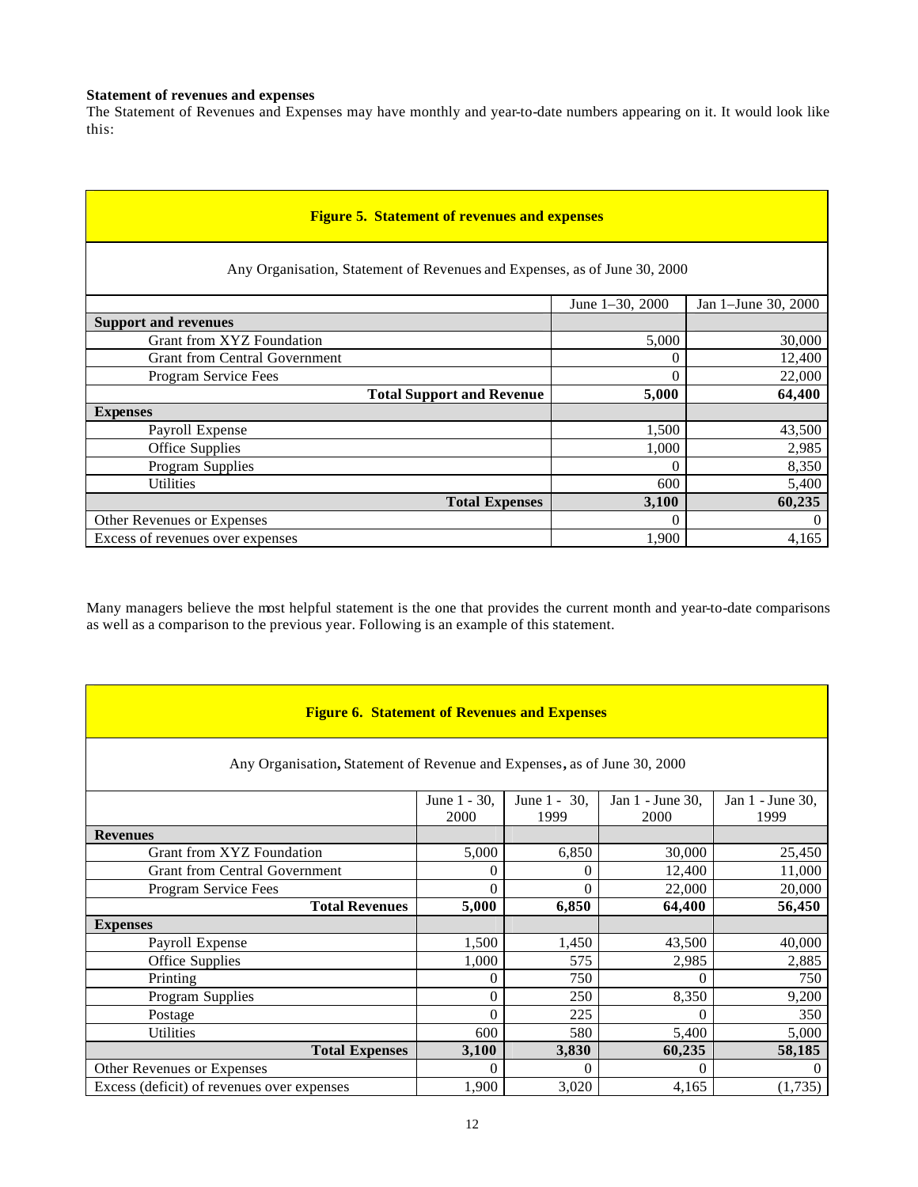**Statement of revenues and expenses**

The Statement of Revenues and Expenses may have monthly and year-to-date numbers appearing on it. It would look like this:

**Figure 5. Statement of revenues and expenses**

Any Organisation, Statement of Revenues and Expenses, as of June 30, 2000

| | June 1–30, 2000 | Jan 1–June 30, 2000 |
|---|---|---|
| **Support and revenues** | | |
| Grant from XYZ Foundation | 5,000 | 30,000 |
| Grant from Central Government | 0 | 12,400 |
| Program Service Fees | 0 | 22,000 |
| **Total Support and Revenue** | **5,000** | **64,400** |
| **Expenses** | | |
| Payroll Expense | 1,500 | 43,500 |
| Office Supplies | 1,000 | 2,985 |
| Program Supplies | 0 | 8,350 |
| Utilities | 600 | 5,400 |
| **Total Expenses** | **3,100** | **60,235** |
| Other Revenues or Expenses | 0 | 0 |
| Excess of revenues over expenses | 1,900 | 4,165 |

Many managers believe the most helpful statement is the one that provides the current month and year-to-date comparisons as well as a comparison to the previous year. Following is an example of this statement.

**Figure 6. Statement of Revenues and Expenses**

Any Organisation, Statement of Revenue and Expenses, as of June 30, 2000

| | June 1 - 30, 2000 | June 1 - 30, 1999 | Jan 1 - June 30, 2000 | Jan 1 - June 30, 1999 |
|---|---|---|---|---|
| **Revenues** | | | | |
| Grant from XYZ Foundation | 5,000 | 6,850 | 30,000 | 25,450 |
| Grant from Central Government | 0 | 0 | 12,400 | 11,000 |
| Program Service Fees | 0 | 0 | 22,000 | 20,000 |
| **Total Revenues** | **5,000** | **6,850** | **64,400** | **56,450** |
| **Expenses** | | | | |
| Payroll Expense | 1,500 | 1,450 | 43,500 | 40,000 |
| Office Supplies | 1,000 | 575 | 2,985 | 2,885 |
| Printing | 0 | 750 | 0 | 750 |
| Program Supplies | 0 | 250 | 8,350 | 9,200 |
| Postage | 0 | 225 | 0 | 350 |
| Utilities | 600 | 580 | 5,400 | 5,000 |
| **Total Expenses** | **3,100** | **3,830** | **60,235** | **58,185** |
| Other Revenues or Expenses | 0 | 0 | 0 | 0 |
| Excess (deficit) of revenues over expenses | 1,900 | 3,020 | 4,165 | (1,735) |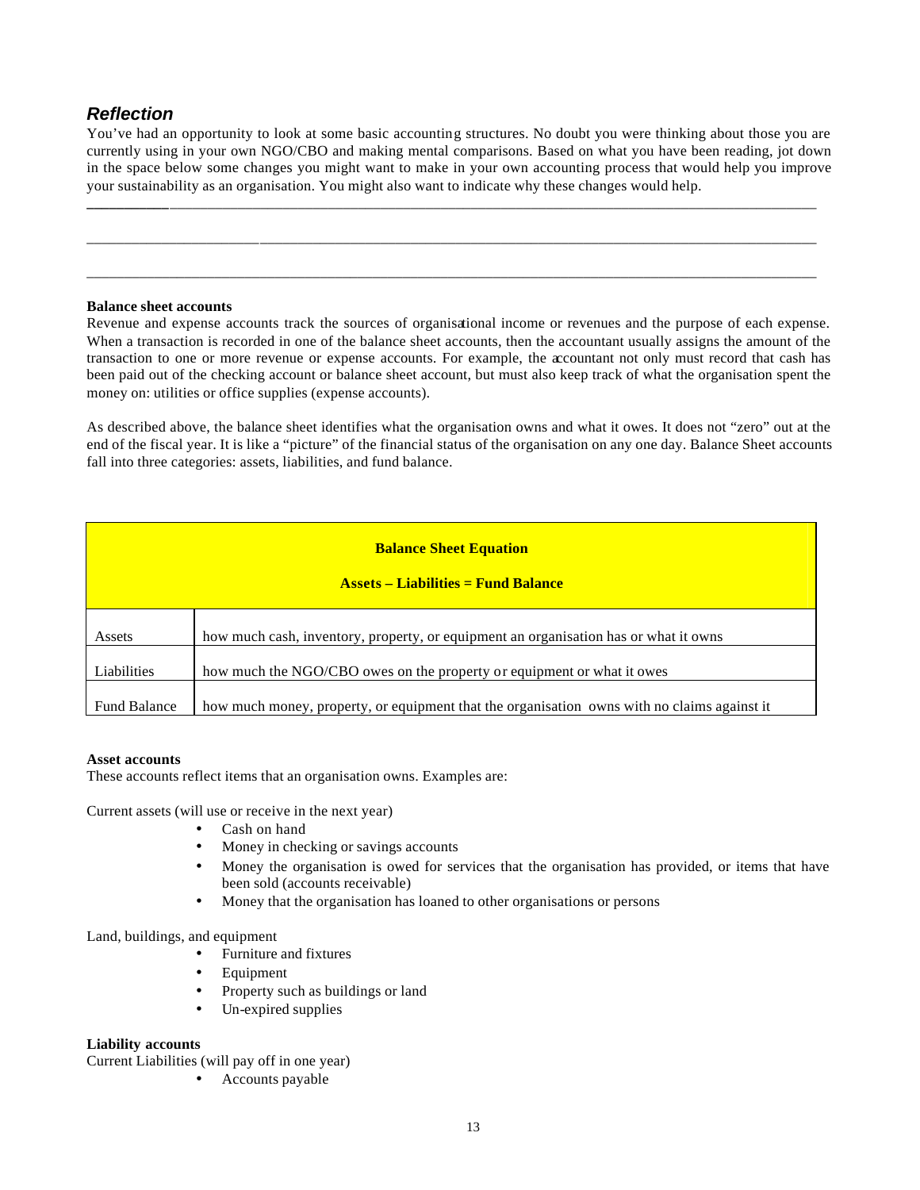## *Reflection*

You've had an opportunity to look at some basic accounting structures. No doubt you were thinking about those you are currently using in your own NGO/CBO and making mental comparisons. Based on what you have been reading, jot down in the space below some changes you might want to make in your own accounting process that would help you improve your sustainability as an organisation. You might also want to indicate why these changes would help.

\_\_\_\_\_\_\_\_\_\_\_\_\_\_\_\_\_\_\_\_\_\_\_\_\_\_\_\_\_\_\_\_\_\_\_\_\_\_\_\_\_\_\_\_\_\_\_\_\_\_\_\_\_\_\_\_\_\_\_\_\_\_\_\_\_\_\_\_\_\_\_\_\_\_\_\_\_\_

\_\_\_\_\_\_\_\_\_\_\_\_\_\_\_\_\_\_\_\_\_\_\_\_\_\_\_\_\_\_\_\_\_\_\_\_\_\_\_\_\_\_\_\_\_\_\_\_\_\_\_\_\_\_\_\_\_\_\_\_\_\_\_\_\_\_\_\_\_\_\_\_\_\_\_\_\_\_

\_\_\_\_\_\_\_\_\_\_\_\_\_\_\_\_\_\_\_\_\_\_\_\_\_\_\_\_\_\_\_\_\_\_\_\_\_\_\_\_\_\_\_\_\_\_\_\_\_\_\_\_\_\_\_\_\_\_\_\_\_\_\_\_\_\_\_\_\_\_\_\_\_\_\_\_\_\_

**Balance sheet accounts**

Revenue and expense accounts track the sources of organisational income or revenues and the purpose of each expense. When a transaction is recorded in one of the balance sheet accounts, then the accountant usually assigns the amount of the transaction to one or more revenue or expense accounts. For example, the accountant not only must record that cash has been paid out of the checking account or balance sheet account, but must also keep track of what the organisation spent the money on: utilities or office supplies (expense accounts).

As described above, the balance sheet identifies what the organisation owns and what it owes. It does not "zero" out at the end of the fiscal year. It is like a "picture" of the financial status of the organisation on any one day. Balance Sheet accounts fall into three categories: assets, liabilities, and fund balance.

| **Balance Sheet Equation**<br><br>**Assets – Liabilities = Fund Balance** | |
|---|---|
| Assets | how much cash, inventory, property, or equipment an organisation has or what it owns |
| Liabilities | how much the NGO/CBO owes on the property or equipment or what it owes |
| Fund Balance | how much money, property, or equipment that the organisation owns with no claims against it |

**Asset accounts**

These accounts reflect items that an organisation owns. Examples are:

Current assets (will use or receive in the next year)

- Cash on hand
- Money in checking or savings accounts
- Money the organisation is owed for services that the organisation has provided, or items that have been sold (accounts receivable)
- Money that the organisation has loaned to other organisations or persons

Land, buildings, and equipment

- Furniture and fixtures
- Equipment
- Property such as buildings or land
- Un-expired supplies

**Liability accounts**

Current Liabilities (will pay off in one year)

- Accounts payable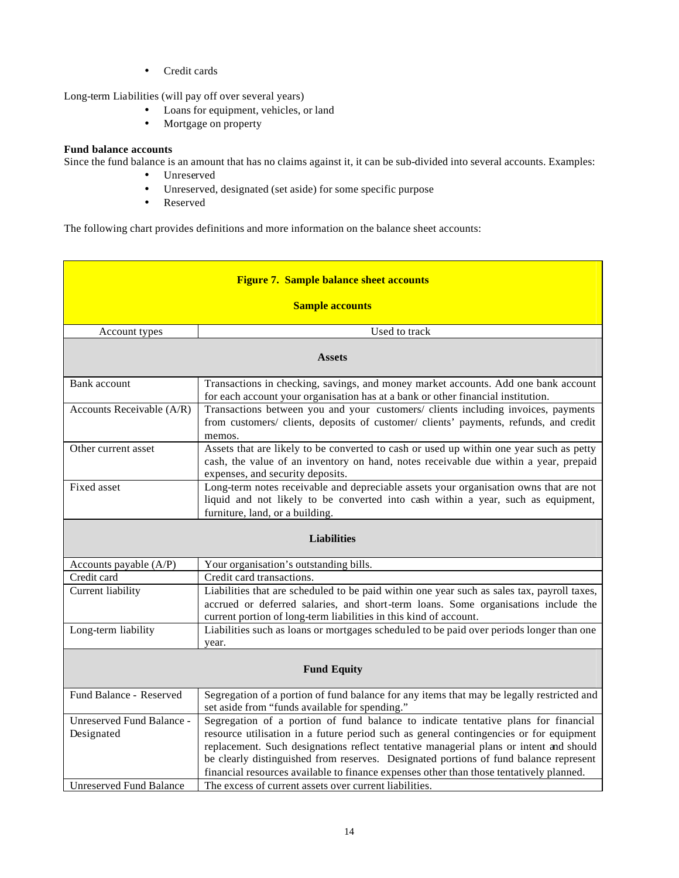- Credit cards

Long-term Liabilities (will pay off over several years)

- Loans for equipment, vehicles, or land
- Mortgage on property

**Fund balance accounts**

Since the fund balance is an amount that has no claims against it, it can be sub-divided into several accounts. Examples:

- Unreserved
- Unreserved, designated (set aside) for some specific purpose
- Reserved

The following chart provides definitions and more information on the balance sheet accounts:

**Figure 7. Sample balance sheet accounts**

**Sample accounts**

| Account types | Used to track |
|---|---|
| **Assets** | |
| Bank account | Transactions in checking, savings, and money market accounts. Add one bank account for each account your organisation has at a bank or other financial institution. |
| Accounts Receivable (A/R) | Transactions between you and your customers/ clients including invoices, payments from customers/ clients, deposits of customer/ clients' payments, refunds, and credit memos. |
| Other current asset | Assets that are likely to be converted to cash or used up within one year such as petty cash, the value of an inventory on hand, notes receivable due within a year, prepaid expenses, and security deposits. |
| Fixed asset | Long-term notes receivable and depreciable assets your organisation owns that are not liquid and not likely to be converted into cash within a year, such as equipment, furniture, land, or a building. |
| **Liabilities** | |
| Accounts payable (A/P) | Your organisation's outstanding bills. |
| Credit card | Credit card transactions. |
| Current liability | Liabilities that are scheduled to be paid within one year such as sales tax, payroll taxes, accrued or deferred salaries, and short-term loans. Some organisations include the current portion of long-term liabilities in this kind of account. |
| Long-term liability | Liabilities such as loans or mortgages scheduled to be paid over periods longer than one year. |
| **Fund Equity** | |
| Fund Balance - Reserved | Segregation of a portion of fund balance for any items that may be legally restricted and set aside from "funds available for spending." |
| Unreserved Fund Balance - Designated | Segregation of a portion of fund balance to indicate tentative plans for financial resource utilisation in a future period such as general contingencies or for equipment replacement. Such designations reflect tentative managerial plans or intent and should be clearly distinguished from reserves. Designated portions of fund balance represent financial resources available to finance expenses other than those tentatively planned. |
| Unreserved Fund Balance | The excess of current assets over current liabilities. |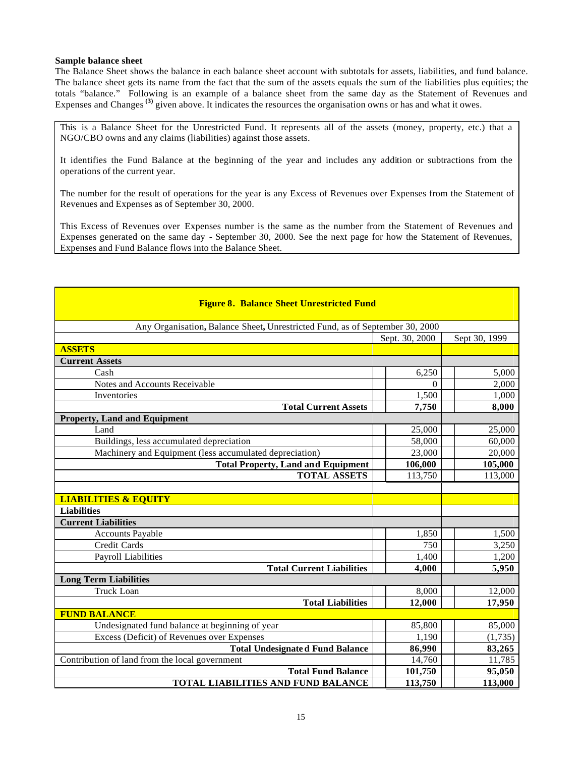**Sample balance sheet**

The Balance Sheet shows the balance in each balance sheet account with subtotals for assets, liabilities, and fund balance. The balance sheet gets its name from the fact that the sum of the assets equals the sum of the liabilities plus equities; the totals "balance." Following is an example of a balance sheet from the same day as the Statement of Revenues and Expenses and Changes [3] given above. It indicates the resources the organisation owns or has and what it owes.

> This is a Balance Sheet for the Unrestricted Fund. It represents all of the assets (money, property, etc.) that a NGO/CBO owns and any claims (liabilities) against those assets.
>
> It identifies the Fund Balance at the beginning of the year and includes any addition or subtractions from the operations of the current year.
>
> The number for the result of operations for the year is any Excess of Revenues over Expenses from the Statement of Revenues and Expenses as of September 30, 2000.
>
> This Excess of Revenues over Expenses number is the same as the number from the Statement of Revenues and Expenses generated on the same day - September 30, 2000. See the next page for how the Statement of Revenues, Expenses and Fund Balance flows into the Balance Sheet.

**Figure 8. Balance Sheet Unrestricted Fund**

Any Organisation, Balance Sheet, Unrestricted Fund, as of September 30, 2000

| | Sept. 30, 2000 | Sept 30, 1999 |
|---|---|---|
| **ASSETS** | | |
| **Current Assets** | | |
| Cash | 6,250 | 5,000 |
| Notes and Accounts Receivable | 0 | 2,000 |
| Inventories | 1,500 | 1,000 |
| **Total Current Assets** | **7,750** | **8,000** |
| **Property, Land and Equipment** | | |
| Land | 25,000 | 25,000 |
| Buildings, less accumulated depreciation | 58,000 | 60,000 |
| Machinery and Equipment (less accumulated depreciation) | 23,000 | 20,000 |
| **Total Property, Land and Equipment** | **106,000** | **105,000** |
| **TOTAL ASSETS** | 113,750 | 113,000 |
| | | |
| **LIABILITIES & EQUITY** | | |
| **Liabilities** | | |
| **Current Liabilities** | | |
| Accounts Payable | 1,850 | 1,500 |
| Credit Cards | 750 | 3,250 |
| Payroll Liabilities | 1,400 | 1,200 |
| **Total Current Liabilities** | **4,000** | **5,950** |
| **Long Term Liabilities** | | |
| Truck Loan | 8,000 | 12,000 |
| **Total Liabilities** | **12,000** | **17,950** |
| **FUND BALANCE** | | |
| Undesignated fund balance at beginning of year | 85,800 | 85,000 |
| Excess (Deficit) of Revenues over Expenses | 1,190 | (1,735) |
| **Total Undesignated Fund Balance** | **86,990** | **83,265** |
| Contribution of land from the local government | 14,760 | 11,785 |
| **Total Fund Balance** | **101,750** | **95,050** |
| **TOTAL LIABILITIES AND FUND BALANCE** | **113,750** | **113,000** |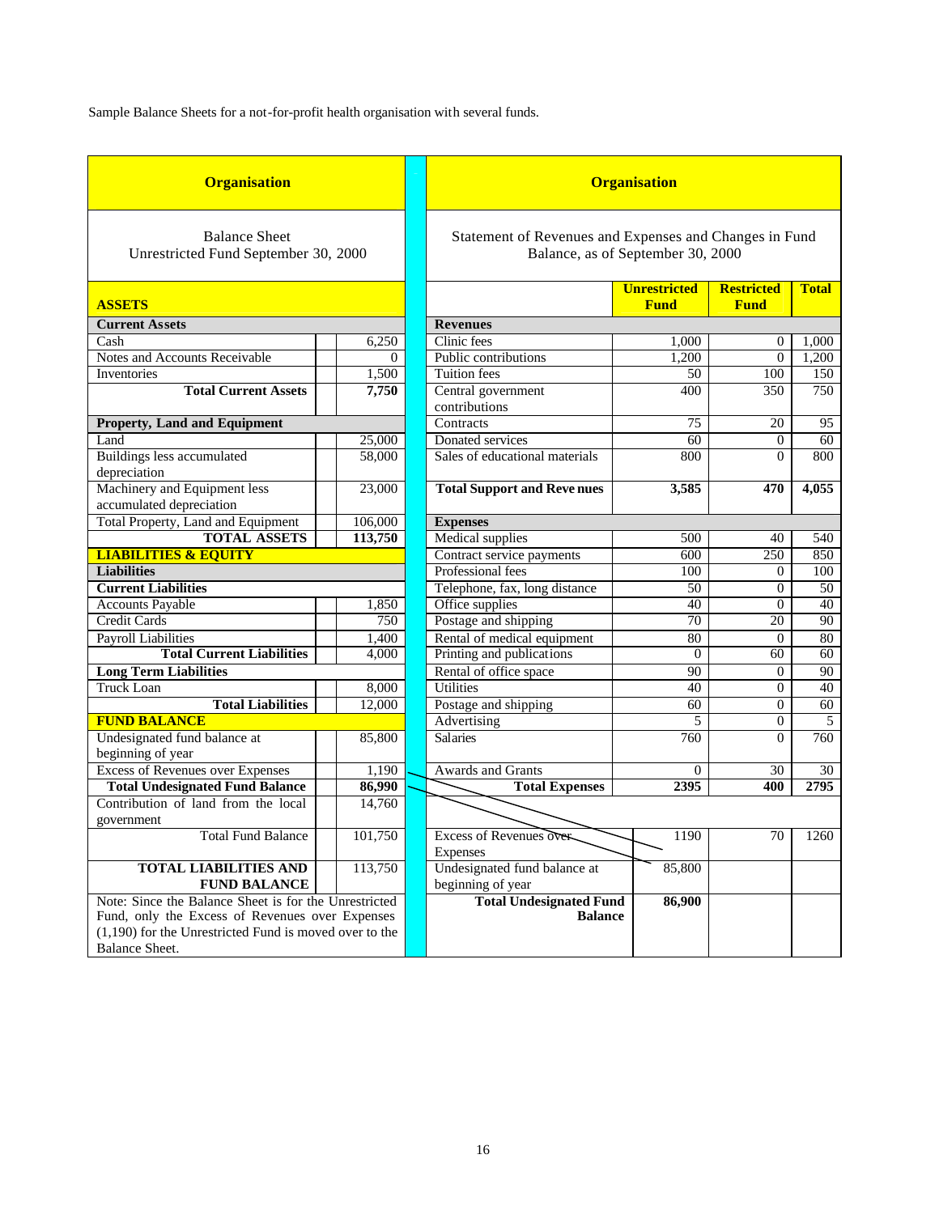Sample Balance Sheets for a not-for-profit health organisation with several funds.

**Organisation**

Balance Sheet
Unrestricted Fund September 30, 2000

| **ASSETS** | |
|---|---|
| **Current Assets** | |
| Cash | 6,250 |
| Notes and Accounts Receivable | 0 |
| Inventories | 1,500 |
| **Total Current Assets** | **7,750** |
| **Property, Land and Equipment** | |
| Land | 25,000 |
| Buildings less accumulated depreciation | 58,000 |
| Machinery and Equipment less accumulated depreciation | 23,000 |
| Total Property, Land and Equipment | 106,000 |
| **TOTAL ASSETS** | **113,750** |
| **LIABILITIES & EQUITY** | |
| **Liabilities** | |
| **Current Liabilities** | |
| Accounts Payable | 1,850 |
| Credit Cards | 750 |
| Payroll Liabilities | 1,400 |
| **Total Current Liabilities** | 4,000 |
| **Long Term Liabilities** | |
| Truck Loan | 8,000 |
| **Total Liabilities** | 12,000 |
| **FUND BALANCE** | |
| Undesignated fund balance at beginning of year | 85,800 |
| Excess of Revenues over Expenses | 1,190 |
| **Total Undesignated Fund Balance** | **86,990** |
| Contribution of land from the local government | 14,760 |
| Total Fund Balance | 101,750 |
| **TOTAL LIABILITIES AND FUND BALANCE** | 113,750 |

Note: Since the Balance Sheet is for the Unrestricted Fund, only the Excess of Revenues over Expenses (1,190) for the Unrestricted Fund is moved over to the Balance Sheet.

**Organisation**

Statement of Revenues and Expenses and Changes in Fund Balance, as of September 30, 2000

| | **Unrestricted Fund** | **Restricted Fund** | **Total** |
|---|---|---|---|
| **Revenues** | | | |
| Clinic fees | 1,000 | 0 | 1,000 |
| Public contributions | 1,200 | 0 | 1,200 |
| Tuition fees | 50 | 100 | 150 |
| Central government contributions | 400 | 350 | 750 |
| Contracts | 75 | 20 | 95 |
| Donated services | 60 | 0 | 60 |
| Sales of educational materials | 800 | 0 | 800 |
| **Total Support and Revenues** | **3,585** | **470** | **4,055** |
| **Expenses** | | | |
| Medical supplies | 500 | 40 | 540 |
| Contract service payments | 600 | 250 | 850 |
| Professional fees | 100 | 0 | 100 |
| Telephone, fax, long distance | 50 | 0 | 50 |
| Office supplies | 40 | 0 | 40 |
| Postage and shipping | 70 | 20 | 90 |
| Rental of medical equipment | 80 | 0 | 80 |
| Printing and publications | 0 | 60 | 60 |
| Rental of office space | 90 | 0 | 90 |
| Utilities | 40 | 0 | 40 |
| Postage and shipping | 60 | 0 | 60 |
| Advertising | 5 | 0 | 5 |
| Salaries | 760 | 0 | 760 |
| Awards and Grants | 0 | 30 | 30 |
| **Total Expenses** | **2395** | **400** | **2795** |
| Excess of Revenues over Expenses | 1190 | 70 | 1260 |
| Undesignated fund balance at beginning of year | 85,800 | | |
| **Total Undesignated Fund Balance** | **86,900** | | |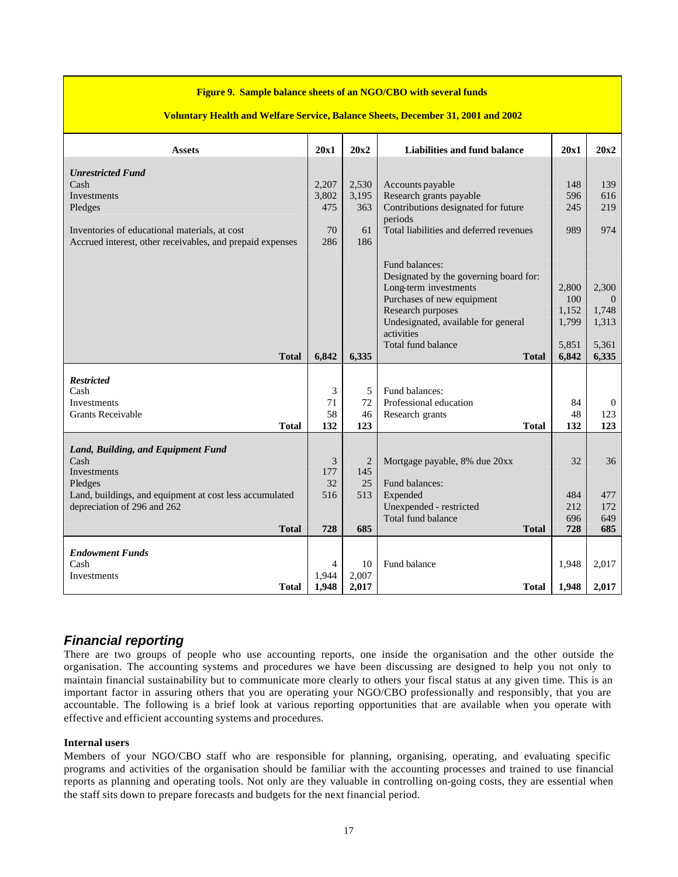**Figure 9. Sample balance sheets of an NGO/CBO with several funds**

**Voluntary Health and Welfare Service, Balance Sheets, December 31, 2001 and 2002**

| Assets | 20x1 | 20x2 | Liabilities and fund balance | 20x1 | 20x2 |
|---|---|---|---|---|---|
| ***Unrestricted Fund*** | | | | | |
| Cash | 2,207 | 2,530 | Accounts payable | 148 | 139 |
| Investments | 3,802 | 3,195 | Research grants payable | 596 | 616 |
| Pledges | 475 | 363 | Contributions designated for future periods | 245 | 219 |
| Inventories of educational materials, at cost | 70 | 61 | Total liabilities and deferred revenues | 989 | 974 |
| Accrued interest, other receivables, and prepaid expenses | 286 | 186 | | | |
| | | | Fund balances: | | |
| | | | Designated by the governing board for: | | |
| | | | Long-term investments | 2,800 | 2,300 |
| | | | Purchases of new equipment | 100 | 0 |
| | | | Research purposes | 1,152 | 1,748 |
| | | | Undesignated, available for general activities | 1,799 | 1,313 |
| | | | Total fund balance | 5,851 | 5,361 |
| **Total** | **6,842** | **6,335** | **Total** | **6,842** | **6,335** |
| ***Restricted*** | | | | | |
| Cash | 3 | 5 | Fund balances: | | |
| Investments | 71 | 72 | Professional education | 84 | 0 |
| Grants Receivable | 58 | 46 | Research grants | 48 | 123 |
| **Total** | **132** | **123** | **Total** | **132** | **123** |
| ***Land, Building, and Equipment Fund*** | | | | | |
| Cash | 3 | 2 | Mortgage payable, 8% due 20xx | 32 | 36 |
| Investments | 177 | 145 | | | |
| Pledges | 32 | 25 | Fund balances: | | |
| Land, buildings, and equipment at cost less accumulated depreciation of 296 and 262 | 516 | 513 | Expended | 484 | 477 |
| | | | Unexpended - restricted | 212 | 172 |
| | | | Total fund balance | 696 | 649 |
| **Total** | **728** | **685** | **Total** | **728** | **685** |
| ***Endowment Funds*** | | | | | |
| Cash | 4 | 10 | Fund balance | 1,948 | 2,017 |
| Investments | 1,944 | 2,007 | | | |
| **Total** | **1,948** | **2,017** | **Total** | **1,948** | **2,017** |

## *Financial reporting*

There are two groups of people who use accounting reports, one inside the organisation and the other outside the organisation. The accounting systems and procedures we have been discussing are designed to help you not only to maintain financial sustainability but to communicate more clearly to others your fiscal status at any given time. This is an important factor in assuring others that you are operating your NGO/CBO professionally and responsibly, that you are accountable. The following is a brief look at various reporting opportunities that are available when you operate with effective and efficient accounting systems and procedures.

**Internal users**

Members of your NGO/CBO staff who are responsible for planning, organising, operating, and evaluating specific programs and activities of the organisation should be familiar with the accounting processes and trained to use financial reports as planning and operating tools. Not only are they valuable in controlling on-going costs, they are essential when the staff sits down to prepare forecasts and budgets for the next financial period.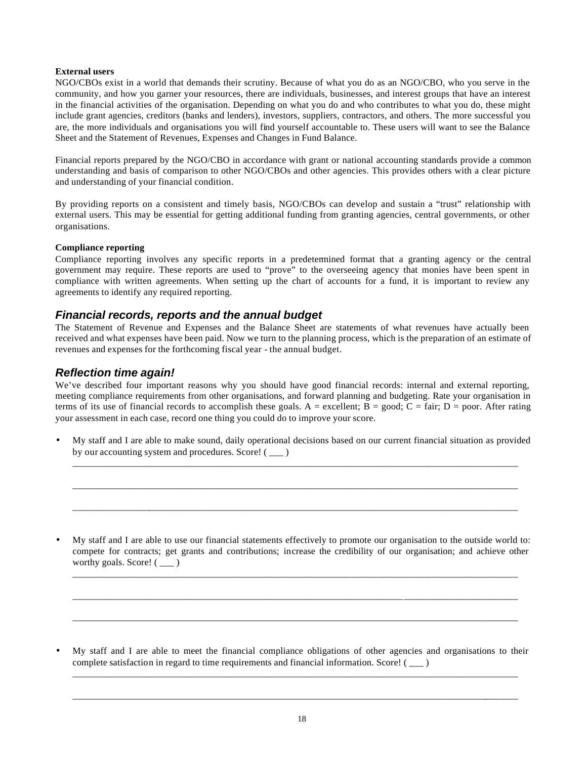**External users**

NGO/CBOs exist in a world that demands their scrutiny. Because of what you do as an NGO/CBO, who you serve in the community, and how you garner your resources, there are individuals, businesses, and interest groups that have an interest in the financial activities of the organisation. Depending on what you do and who contributes to what you do, these might include grant agencies, creditors (banks and lenders), investors, suppliers, contractors, and others. The more successful you are, the more individuals and organisations you will find yourself accountable to. These users will want to see the Balance Sheet and the Statement of Revenues, Expenses and Changes in Fund Balance.

Financial reports prepared by the NGO/CBO in accordance with grant or national accounting standards provide a common understanding and basis of comparison to other NGO/CBOs and other agencies. This provides others with a clear picture and understanding of your financial condition.

By providing reports on a consistent and timely basis, NGO/CBOs can develop and sustain a "trust" relationship with external users. This may be essential for getting additional funding from granting agencies, central governments, or other organisations.

**Compliance reporting**

Compliance reporting involves any specific reports in a predetermined format that a granting agency or the central government may require. These reports are used to "prove" to the overseeing agency that monies have been spent in compliance with written agreements. When setting up the chart of accounts for a fund, it is important to review any agreements to identify any required reporting.

## *Financial records, reports and the annual budget*

The Statement of Revenue and Expenses and the Balance Sheet are statements of what revenues have actually been received and what expenses have been paid. Now we turn to the planning process, which is the preparation of an estimate of revenues and expenses for the forthcoming fiscal year - the annual budget.

## *Reflection time again!*

We've described four important reasons why you should have good financial records: internal and external reporting, meeting compliance requirements from other organisations, and forward planning and budgeting. Rate your organisation in terms of its use of financial records to accomplish these goals. A = excellent; B = good; C = fair; D = poor. After rating your assessment in each case, record one thing you could do to improve your score.

- My staff and I are able to make sound, daily operational decisions based on our current financial situation as provided by our accounting system and procedures. Score! ( ___ )

  ______________________________________________________________________________

  ______________________________________________________________________________

  ______________________________________________________________________________

- My staff and I are able to use our financial statements effectively to promote our organisation to the outside world to: compete for contracts; get grants and contributions; increase the credibility of our organisation; and achieve other worthy goals. Score! ( ___ )

  ______________________________________________________________________________

  ______________________________________________________________________________

  ______________________________________________________________________________

- My staff and I are able to meet the financial compliance obligations of other agencies and organisations to their complete satisfaction in regard to time requirements and financial information. Score! ( ___ )

  ______________________________________________________________________________

  ______________________________________________________________________________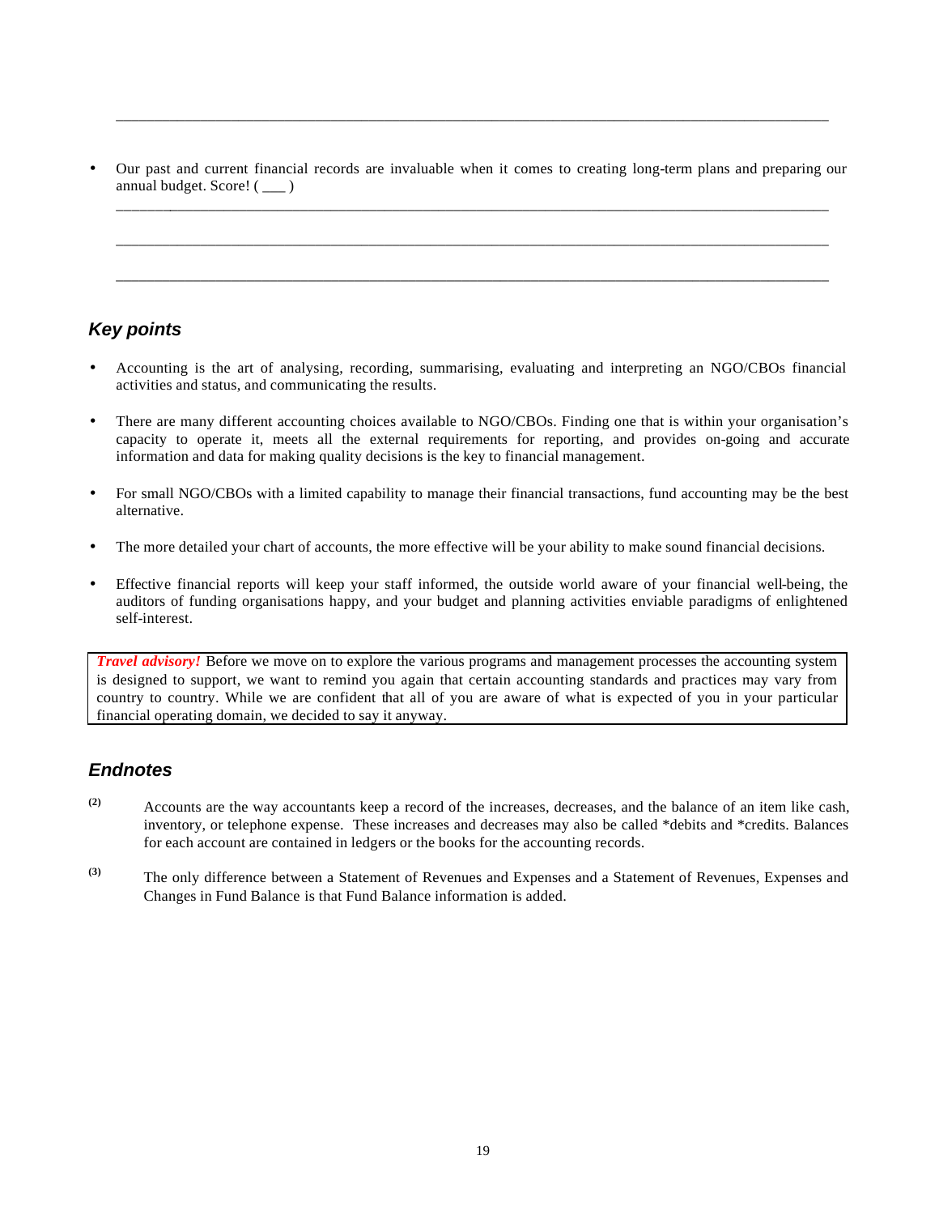______________________________________________________________________________

- Our past and current financial records are invaluable when it comes to creating long-term plans and preparing our annual budget. Score! ( ___ )

______________________________________________________________________________

______________________________________________________________________________

______________________________________________________________________________

## Key points

- Accounting is the art of analysing, recording, summarising, evaluating and interpreting an NGO/CBOs financial activities and status, and communicating the results.
- There are many different accounting choices available to NGO/CBOs. Finding one that is within your organisation's capacity to operate it, meets all the external requirements for reporting, and provides on-going and accurate information and data for making quality decisions is the key to financial management.
- For small NGO/CBOs with a limited capability to manage their financial transactions, fund accounting may be the best alternative.
- The more detailed your chart of accounts, the more effective will be your ability to make sound financial decisions.
- Effective financial reports will keep your staff informed, the outside world aware of your financial well-being, the auditors of funding organisations happy, and your budget and planning activities enviable paradigms of enlightened self-interest.

> ***Travel advisory!*** Before we move on to explore the various programs and management processes the accounting system is designed to support, we want to remind you again that certain accounting standards and practices may vary from country to country. While we are confident that all of you are aware of what is expected of you in your particular financial operating domain, we decided to say it anyway.

## Endnotes

(2) Accounts are the way accountants keep a record of the increases, decreases, and the balance of an item like cash, inventory, or telephone expense. These increases and decreases may also be called *debits and *credits. Balances for each account are contained in ledgers or the books for the accounting records.

(3) The only difference between a Statement of Revenues and Expenses and a Statement of Revenues, Expenses and Changes in Fund Balance is that Fund Balance information is added.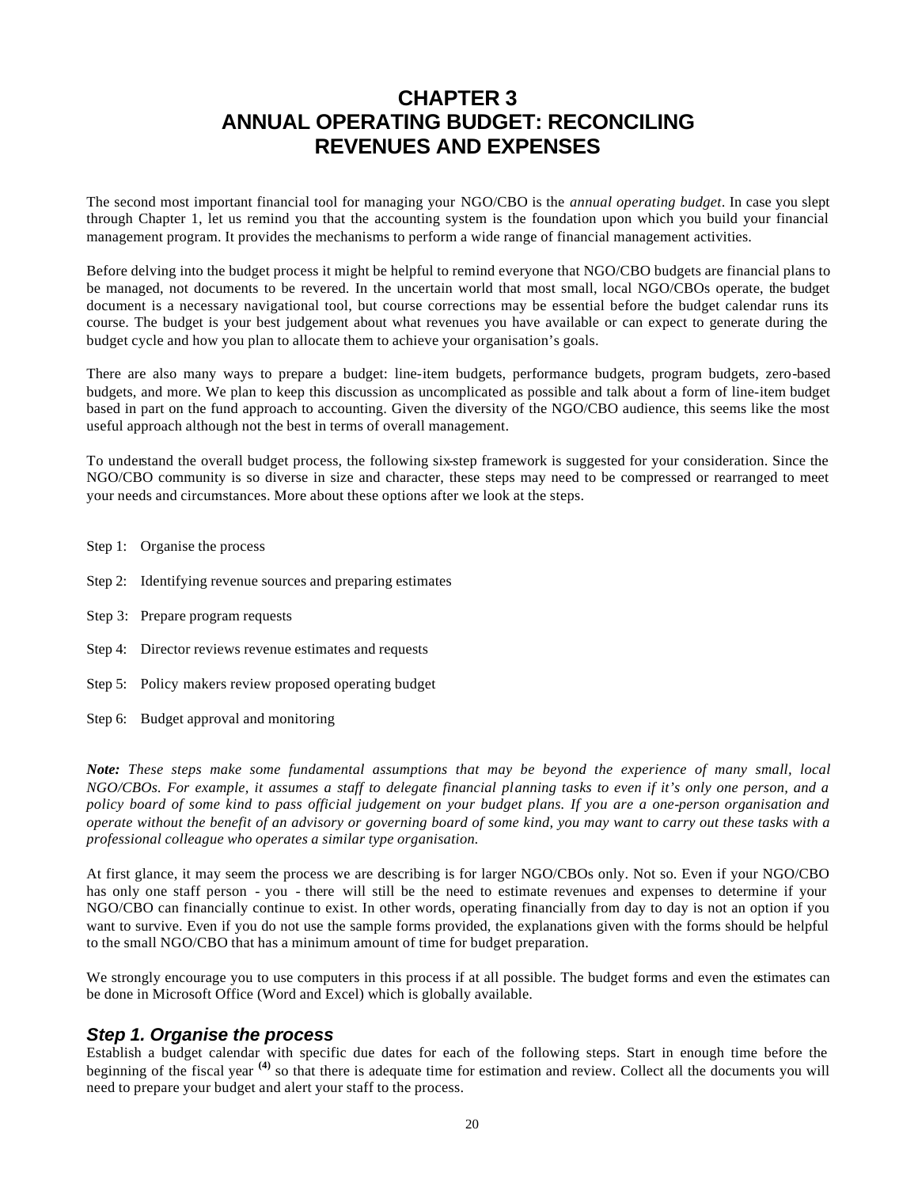# CHAPTER 3
# ANNUAL OPERATING BUDGET: RECONCILING REVENUES AND EXPENSES

The second most important financial tool for managing your NGO/CBO is the *annual operating budget*. In case you slept through Chapter 1, let us remind you that the accounting system is the foundation upon which you build your financial management program. It provides the mechanisms to perform a wide range of financial management activities.

Before delving into the budget process it might be helpful to remind everyone that NGO/CBO budgets are financial plans to be managed, not documents to be revered. In the uncertain world that most small, local NGO/CBOs operate, the budget document is a necessary navigational tool, but course corrections may be essential before the budget calendar runs its course. The budget is your best judgement about what revenues you have available or can expect to generate during the budget cycle and how you plan to allocate them to achieve your organisation's goals.

There are also many ways to prepare a budget: line-item budgets, performance budgets, program budgets, zero-based budgets, and more. We plan to keep this discussion as uncomplicated as possible and talk about a form of line-item budget based in part on the fund approach to accounting. Given the diversity of the NGO/CBO audience, this seems like the most useful approach although not the best in terms of overall management.

To understand the overall budget process, the following six-step framework is suggested for your consideration. Since the NGO/CBO community is so diverse in size and character, these steps may need to be compressed or rearranged to meet your needs and circumstances. More about these options after we look at the steps.

Step 1: Organise the process

Step 2: Identifying revenue sources and preparing estimates

Step 3: Prepare program requests

Step 4: Director reviews revenue estimates and requests

Step 5: Policy makers review proposed operating budget

Step 6: Budget approval and monitoring

***Note:*** *These steps make some fundamental assumptions that may be beyond the experience of many small, local NGO/CBOs. For example, it assumes a staff to delegate financial planning tasks to even if it's only one person, and a policy board of some kind to pass official judgement on your budget plans. If you are a one-person organisation and operate without the benefit of an advisory or governing board of some kind, you may want to carry out these tasks with a professional colleague who operates a similar type organisation.*

At first glance, it may seem the process we are describing is for larger NGO/CBOs only. Not so. Even if your NGO/CBO has only one staff person - you - there will still be the need to estimate revenues and expenses to determine if your NGO/CBO can financially continue to exist. In other words, operating financially from day to day is not an option if you want to survive. Even if you do not use the sample forms provided, the explanations given with the forms should be helpful to the small NGO/CBO that has a minimum amount of time for budget preparation.

We strongly encourage you to use computers in this process if at all possible. The budget forms and even the estimates can be done in Microsoft Office (Word and Excel) which is globally available.

### *Step 1. Organise the process*

Establish a budget calendar with specific due dates for each of the following steps. Start in enough time before the beginning of the fiscal year (4) so that there is adequate time for estimation and review. Collect all the documents you will need to prepare your budget and alert your staff to the process.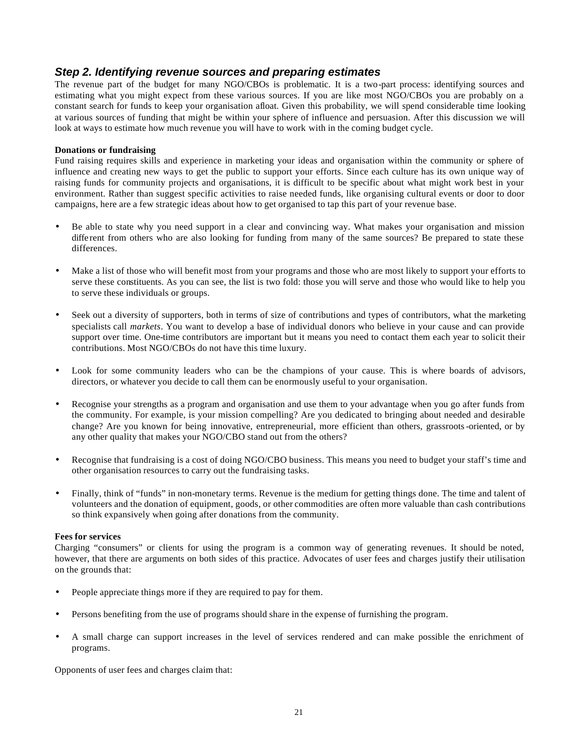## *Step 2. Identifying revenue sources and preparing estimates*

The revenue part of the budget for many NGO/CBOs is problematic. It is a two-part process: identifying sources and estimating what you might expect from these various sources. If you are like most NGO/CBOs you are probably on a constant search for funds to keep your organisation afloat. Given this probability, we will spend considerable time looking at various sources of funding that might be within your sphere of influence and persuasion. After this discussion we will look at ways to estimate how much revenue you will have to work with in the coming budget cycle.

**Donations or fundraising**

Fund raising requires skills and experience in marketing your ideas and organisation within the community or sphere of influence and creating new ways to get the public to support your efforts. Since each culture has its own unique way of raising funds for community projects and organisations, it is difficult to be specific about what might work best in your environment. Rather than suggest specific activities to raise needed funds, like organising cultural events or door to door campaigns, here are a few strategic ideas about how to get organised to tap this part of your revenue base.

- Be able to state why you need support in a clear and convincing way. What makes your organisation and mission different from others who are also looking for funding from many of the same sources? Be prepared to state these differences.

- Make a list of those who will benefit most from your programs and those who are most likely to support your efforts to serve these constituents. As you can see, the list is two fold: those you will serve and those who would like to help you to serve these individuals or groups.

- Seek out a diversity of supporters, both in terms of size of contributions and types of contributors, what the marketing specialists call *markets*. You want to develop a base of individual donors who believe in your cause and can provide support over time. One-time contributors are important but it means you need to contact them each year to solicit their contributions. Most NGO/CBOs do not have this time luxury.

- Look for some community leaders who can be the champions of your cause. This is where boards of advisors, directors, or whatever you decide to call them can be enormously useful to your organisation.

- Recognise your strengths as a program and organisation and use them to your advantage when you go after funds from the community. For example, is your mission compelling? Are you dedicated to bringing about needed and desirable change? Are you known for being innovative, entrepreneurial, more efficient than others, grassroots-oriented, or by any other quality that makes your NGO/CBO stand out from the others?

- Recognise that fundraising is a cost of doing NGO/CBO business. This means you need to budget your staff's time and other organisation resources to carry out the fundraising tasks.

- Finally, think of "funds" in non-monetary terms. Revenue is the medium for getting things done. The time and talent of volunteers and the donation of equipment, goods, or other commodities are often more valuable than cash contributions so think expansively when going after donations from the community.

**Fees for services**

Charging "consumers" or clients for using the program is a common way of generating revenues. It should be noted, however, that there are arguments on both sides of this practice. Advocates of user fees and charges justify their utilisation on the grounds that:

- People appreciate things more if they are required to pay for them.

- Persons benefiting from the use of programs should share in the expense of furnishing the program.

- A small charge can support increases in the level of services rendered and can make possible the enrichment of programs.

Opponents of user fees and charges claim that: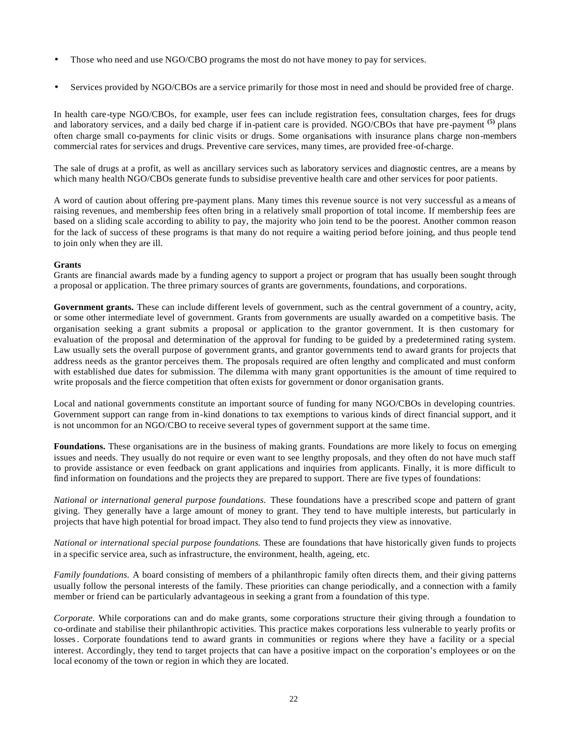- Those who need and use NGO/CBO programs the most do not have money to pay for services.

- Services provided by NGO/CBOs are a service primarily for those most in need and should be provided free of charge.

In health care-type NGO/CBOs, for example, user fees can include registration fees, consultation charges, fees for drugs and laboratory services, and a daily bed charge if in-patient care is provided. NGO/CBOs that have pre-payment [5] plans often charge small co-payments for clinic visits or drugs. Some organisations with insurance plans charge non-members commercial rates for services and drugs. Preventive care services, many times, are provided free-of-charge.

The sale of drugs at a profit, as well as ancillary services such as laboratory services and diagnostic centres, are a means by which many health NGO/CBOs generate funds to subsidise preventive health care and other services for poor patients.

A word of caution about offering pre-payment plans. Many times this revenue source is not very successful as a means of raising revenues, and membership fees often bring in a relatively small proportion of total income. If membership fees are based on a sliding scale according to ability to pay, the majority who join tend to be the poorest. Another common reason for the lack of success of these programs is that many do not require a waiting period before joining, and thus people tend to join only when they are ill.

**Grants**

Grants are financial awards made by a funding agency to support a project or program that has usually been sought through a proposal or application. The three primary sources of grants are governments, foundations, and corporations.

**Government grants.** These can include different levels of government, such as the central government of a country, a city, or some other intermediate level of government. Grants from governments are usually awarded on a competitive basis. The organisation seeking a grant submits a proposal or application to the grantor government. It is then customary for evaluation of the proposal and determination of the approval for funding to be guided by a predetermined rating system. Law usually sets the overall purpose of government grants, and grantor governments tend to award grants for projects that address needs as the grantor perceives them. The proposals required are often lengthy and complicated and must conform with established due dates for submission. The dilemma with many grant opportunities is the amount of time required to write proposals and the fierce competition that often exists for government or donor organisation grants.

Local and national governments constitute an important source of funding for many NGO/CBOs in developing countries. Government support can range from in-kind donations to tax exemptions to various kinds of direct financial support, and it is not uncommon for an NGO/CBO to receive several types of government support at the same time.

**Foundations.** These organisations are in the business of making grants. Foundations are more likely to focus on emerging issues and needs. They usually do not require or even want to see lengthy proposals, and they often do not have much staff to provide assistance or even feedback on grant applications and inquiries from applicants. Finally, it is more difficult to find information on foundations and the projects they are prepared to support. There are five types of foundations:

*National or international general purpose foundations.* These foundations have a prescribed scope and pattern of grant giving. They generally have a large amount of money to grant. They tend to have multiple interests, but particularly in projects that have high potential for broad impact. They also tend to fund projects they view as innovative.

*National or international special purpose foundations.* These are foundations that have historically given funds to projects in a specific service area, such as infrastructure, the environment, health, ageing, etc.

*Family foundations.* A board consisting of members of a philanthropic family often directs them, and their giving patterns usually follow the personal interests of the family. These priorities can change periodically, and a connection with a family member or friend can be particularly advantageous in seeking a grant from a foundation of this type.

*Corporate.* While corporations can and do make grants, some corporations structure their giving through a foundation to co-ordinate and stabilise their philanthropic activities. This practice makes corporations less vulnerable to yearly profits or losses. Corporate foundations tend to award grants in communities or regions where they have a facility or a special interest. Accordingly, they tend to target projects that can have a positive impact on the corporation's employees or on the local economy of the town or region in which they are located.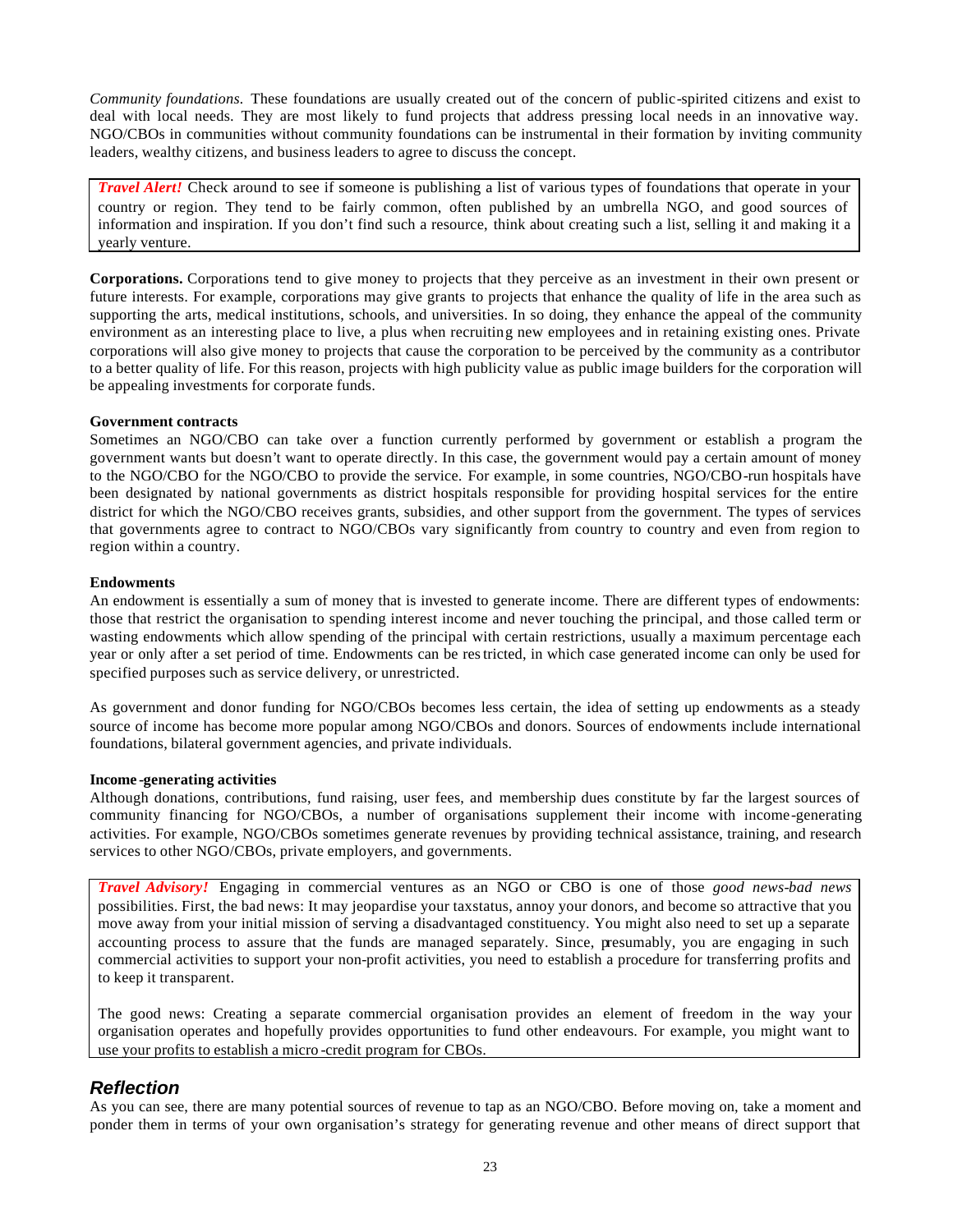*Community foundations.* These foundations are usually created out of the concern of public-spirited citizens and exist to deal with local needs. They are most likely to fund projects that address pressing local needs in an innovative way. NGO/CBOs in communities without community foundations can be instrumental in their formation by inviting community leaders, wealthy citizens, and business leaders to agree to discuss the concept.

> ***Travel Alert!*** Check around to see if someone is publishing a list of various types of foundations that operate in your country or region. They tend to be fairly common, often published by an umbrella NGO, and good sources of information and inspiration. If you don't find such a resource, think about creating such a list, selling it and making it a yearly venture.

**Corporations.** Corporations tend to give money to projects that they perceive as an investment in their own present or future interests. For example, corporations may give grants to projects that enhance the quality of life in the area such as supporting the arts, medical institutions, schools, and universities. In so doing, they enhance the appeal of the community environment as an interesting place to live, a plus when recruiting new employees and in retaining existing ones. Private corporations will also give money to projects that cause the corporation to be perceived by the community as a contributor to a better quality of life. For this reason, projects with high publicity value as public image builders for the corporation will be appealing investments for corporate funds.

**Government contracts**

Sometimes an NGO/CBO can take over a function currently performed by government or establish a program the government wants but doesn't want to operate directly. In this case, the government would pay a certain amount of money to the NGO/CBO for the NGO/CBO to provide the service. For example, in some countries, NGO/CBO-run hospitals have been designated by national governments as district hospitals responsible for providing hospital services for the entire district for which the NGO/CBO receives grants, subsidies, and other support from the government. The types of services that governments agree to contract to NGO/CBOs vary significantly from country to country and even from region to region within a country.

**Endowments**

An endowment is essentially a sum of money that is invested to generate income. There are different types of endowments: those that restrict the organisation to spending interest income and never touching the principal, and those called term or wasting endowments which allow spending of the principal with certain restrictions, usually a maximum percentage each year or only after a set period of time. Endowments can be restricted, in which case generated income can only be used for specified purposes such as service delivery, or unrestricted.

As government and donor funding for NGO/CBOs becomes less certain, the idea of setting up endowments as a steady source of income has become more popular among NGO/CBOs and donors. Sources of endowments include international foundations, bilateral government agencies, and private individuals.

**Income-generating activities**

Although donations, contributions, fund raising, user fees, and membership dues constitute by far the largest sources of community financing for NGO/CBOs, a number of organisations supplement their income with income-generating activities. For example, NGO/CBOs sometimes generate revenues by providing technical assistance, training, and research services to other NGO/CBOs, private employers, and governments.

> ***Travel Advisory!*** Engaging in commercial ventures as an NGO or CBO is one of those *good news-bad news* possibilities. First, the bad news: It may jeopardise your taxstatus, annoy your donors, and become so attractive that you move away from your initial mission of serving a disadvantaged constituency. You might also need to set up a separate accounting process to assure that the funds are managed separately. Since, presumably, you are engaging in such commercial activities to support your non-profit activities, you need to establish a procedure for transferring profits and to keep it transparent.
>
> The good news: Creating a separate commercial organisation provides an element of freedom in the way your organisation operates and hopefully provides opportunities to fund other endeavours. For example, you might want to use your profits to establish a micro-credit program for CBOs.

## *Reflection*

As you can see, there are many potential sources of revenue to tap as an NGO/CBO. Before moving on, take a moment and ponder them in terms of your own organisation's strategy for generating revenue and other means of direct support that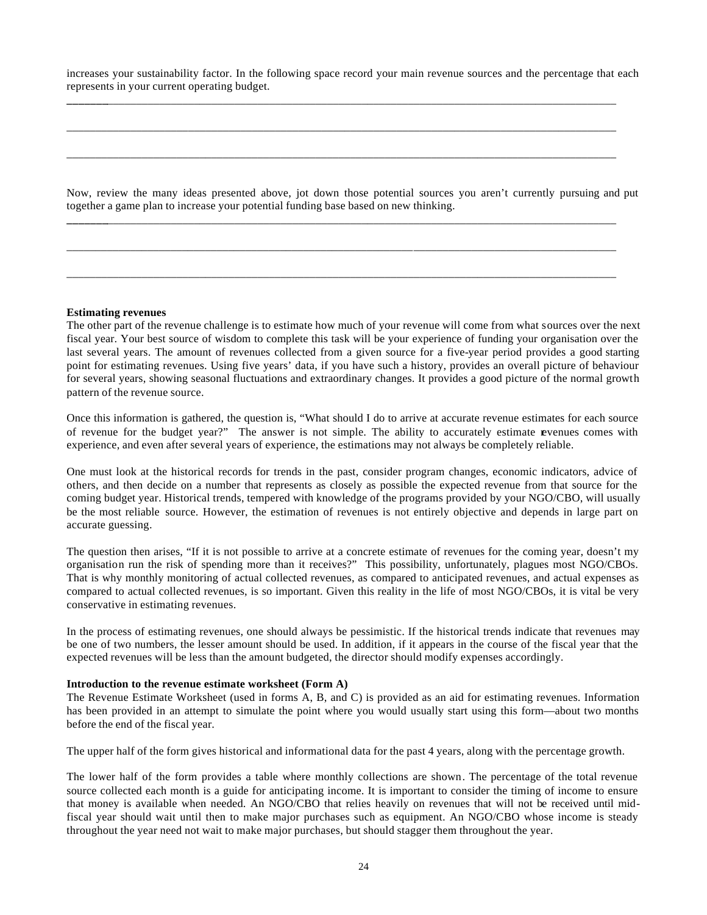increases your sustainability factor. In the following space record your main revenue sources and the percentage that each represents in your current operating budget.

______________________________________________________________________________________________

______________________________________________________________________________________________

______________________________________________________________________________________________

Now, review the many ideas presented above, jot down those potential sources you aren't currently pursuing and put together a game plan to increase your potential funding base based on new thinking.

______________________________________________________________________________________________

______________________________________________________________________________________________

______________________________________________________________________________________________

**Estimating revenues**

The other part of the revenue challenge is to estimate how much of your revenue will come from what sources over the next fiscal year. Your best source of wisdom to complete this task will be your experience of funding your organisation over the last several years. The amount of revenues collected from a given source for a five-year period provides a good starting point for estimating revenues. Using five years' data, if you have such a history, provides an overall picture of behaviour for several years, showing seasonal fluctuations and extraordinary changes. It provides a good picture of the normal growth pattern of the revenue source.

Once this information is gathered, the question is, "What should I do to arrive at accurate revenue estimates for each source of revenue for the budget year?" The answer is not simple. The ability to accurately estimate revenues comes with experience, and even after several years of experience, the estimations may not always be completely reliable.

One must look at the historical records for trends in the past, consider program changes, economic indicators, advice of others, and then decide on a number that represents as closely as possible the expected revenue from that source for the coming budget year. Historical trends, tempered with knowledge of the programs provided by your NGO/CBO, will usually be the most reliable source. However, the estimation of revenues is not entirely objective and depends in large part on accurate guessing.

The question then arises, "If it is not possible to arrive at a concrete estimate of revenues for the coming year, doesn't my organisation run the risk of spending more than it receives?" This possibility, unfortunately, plagues most NGO/CBOs. That is why monthly monitoring of actual collected revenues, as compared to anticipated revenues, and actual expenses as compared to actual collected revenues, is so important. Given this reality in the life of most NGO/CBOs, it is vital be very conservative in estimating revenues.

In the process of estimating revenues, one should always be pessimistic. If the historical trends indicate that revenues may be one of two numbers, the lesser amount should be used. In addition, if it appears in the course of the fiscal year that the expected revenues will be less than the amount budgeted, the director should modify expenses accordingly.

**Introduction to the revenue estimate worksheet (Form A)**

The Revenue Estimate Worksheet (used in forms A, B, and C) is provided as an aid for estimating revenues. Information has been provided in an attempt to simulate the point where you would usually start using this form—about two months before the end of the fiscal year.

The upper half of the form gives historical and informational data for the past 4 years, along with the percentage growth.

The lower half of the form provides a table where monthly collections are shown. The percentage of the total revenue source collected each month is a guide for anticipating income. It is important to consider the timing of income to ensure that money is available when needed. An NGO/CBO that relies heavily on revenues that will not be received until mid-fiscal year should wait until then to make major purchases such as equipment. An NGO/CBO whose income is steady throughout the year need not wait to make major purchases, but should stagger them throughout the year.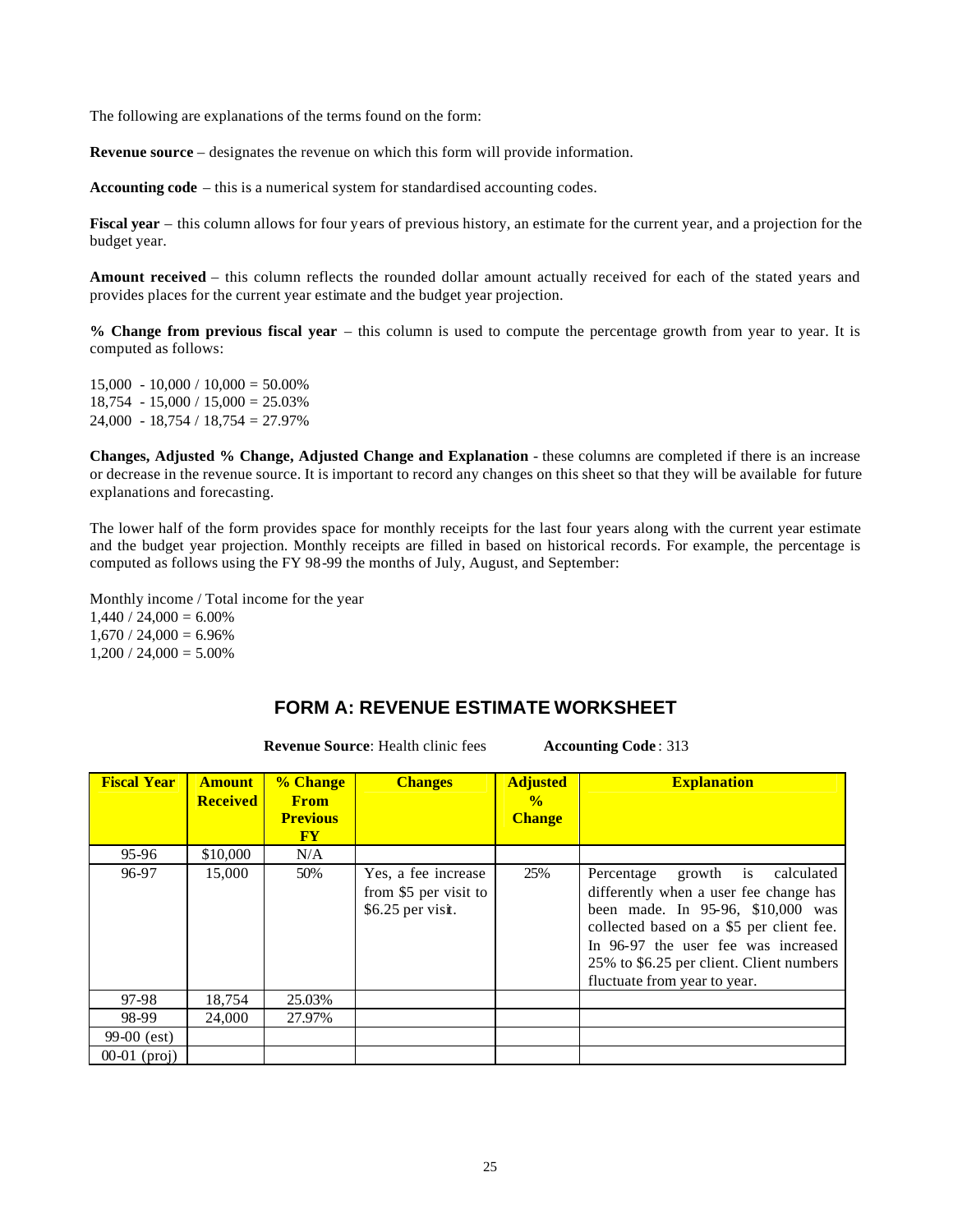The following are explanations of the terms found on the form:

**Revenue source** – designates the revenue on which this form will provide information.

**Accounting code** – this is a numerical system for standardised accounting codes.

**Fiscal year** – this column allows for four years of previous history, an estimate for the current year, and a projection for the budget year.

**Amount received** – this column reflects the rounded dollar amount actually received for each of the stated years and provides places for the current year estimate and the budget year projection.

**% Change from previous fiscal year** – this column is used to compute the percentage growth from year to year. It is computed as follows:

15,000 - 10,000 / 10,000 = 50.00%
18,754 - 15,000 / 15,000 = 25.03%
24,000 - 18,754 / 18,754 = 27.97%

**Changes, Adjusted % Change, Adjusted Change and Explanation** - these columns are completed if there is an increase or decrease in the revenue source. It is important to record any changes on this sheet so that they will be available for future explanations and forecasting.

The lower half of the form provides space for monthly receipts for the last four years along with the current year estimate and the budget year projection. Monthly receipts are filled in based on historical records. For example, the percentage is computed as follows using the FY 98-99 the months of July, August, and September:

Monthly income / Total income for the year
1,440 / 24,000 = 6.00%
1,670 / 24,000 = 6.96%
1,200 / 24,000 = 5.00%

## FORM A: REVENUE ESTIMATE WORKSHEET

**Revenue Source**: Health clinic fees **Accounting Code**: 313

| Fiscal Year | Amount Received | % Change From Previous FY | Changes | Adjusted % Change | Explanation |
|---|---|---|---|---|---|
| 95-96 | $10,000 | N/A | | | |
| 96-97 | 15,000 | 50% | Yes, a fee increase from $5 per visit to $6.25 per visit. | 25% | Percentage growth is calculated differently when a user fee change has been made. In 95-96, $10,000 was collected based on a $5 per client fee. In 96-97 the user fee was increased 25% to $6.25 per client. Client numbers fluctuate from year to year. |
| 97-98 | 18,754 | 25.03% | | | |
| 98-99 | 24,000 | 27.97% | | | |
| 99-00 (est) | | | | | |
| 00-01 (proj) | | | | | |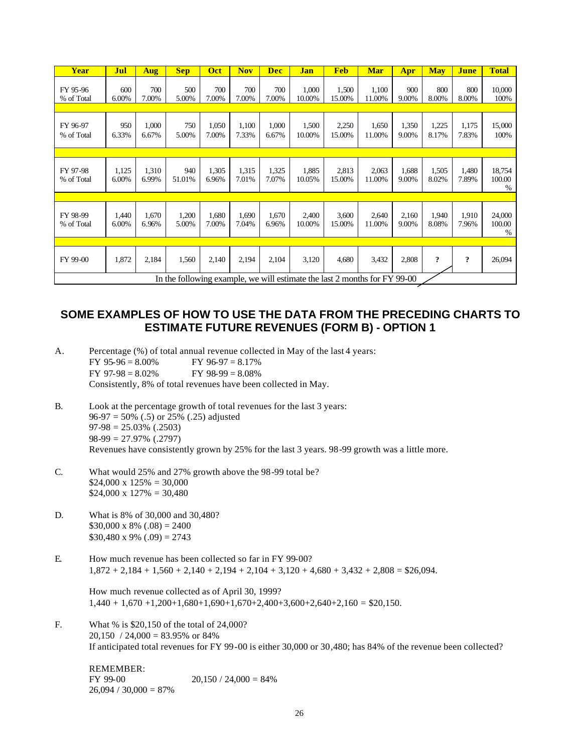| Year | Jul | Aug | Sep | Oct | Nov | Dec | Jan | Feb | Mar | Apr | May | June | Total |
|---|---|---|---|---|---|---|---|---|---|---|---|---|---|
| FY 95-96 | 600 | 700 | 500 | 700 | 700 | 700 | 1,000 | 1,500 | 1,100 | 900 | 800 | 800 | 10,000 |
| % of Total | 6.00% | 7.00% | 5.00% | 7.00% | 7.00% | 7.00% | 10.00% | 15.00% | 11.00% | 9.00% | 8.00% | 8.00% | 100% |
| | | | | | | | | | | | | | |
| FY 96-97 | 950 | 1,000 | 750 | 1,050 | 1,100 | 1,000 | 1,500 | 2,250 | 1,650 | 1,350 | 1,225 | 1,175 | 15,000 |
| % of Total | 6.33% | 6.67% | 5.00% | 7.00% | 7.33% | 6.67% | 10.00% | 15.00% | 11.00% | 9.00% | 8.17% | 7.83% | 100% |
| | | | | | | | | | | | | | |
| FY 97-98 | 1,125 | 1,310 | 940 | 1,305 | 1,315 | 1,325 | 1,885 | 2,813 | 2,063 | 1,688 | 1,505 | 1,480 | 18,754 |
| % of Total | 6.00% | 6.99% | 51.01% | 6.96% | 7.01% | 7.07% | 10.05% | 15.00% | 11.00% | 9.00% | 8.02% | 7.89% | 100.00 % |
| | | | | | | | | | | | | | |
| FY 98-99 | 1,440 | 1,670 | 1,200 | 1,680 | 1,690 | 1,670 | 2,400 | 3,600 | 2,640 | 2,160 | 1,940 | 1,910 | 24,000 |
| % of Total | 6.00% | 6.96% | 5.00% | 7.00% | 7.04% | 6.96% | 10.00% | 15.00% | 11.00% | 9.00% | 8.08% | 7.96% | 100.00 % |
| | | | | | | | | | | | | | |
| FY 99-00 | 1,872 | 2,184 | 1,560 | 2,140 | 2,194 | 2,104 | 3,120 | 4,680 | 3,432 | 2,808 | ? | ? | 26,094 |
| In the following example, we will estimate the last 2 months for FY 99-00 | | | | | | | | | | | | | |

## SOME EXAMPLES OF HOW TO USE THE DATA FROM THE PRECEDING CHARTS TO ESTIMATE FUTURE REVENUES (FORM B) - OPTION 1

A. Percentage (%) of total annual revenue collected in May of the last 4 years:
FY 95-96 = 8.00% FY 96-97 = 8.17%
FY 97-98 = 8.02% FY 98-99 = 8.08%
Consistently, 8% of total revenues have been collected in May.

B. Look at the percentage growth of total revenues for the last 3 years:
96-97 = 50% (.5) or 25% (.25) adjusted
97-98 = 25.03% (.2503)
98-99 = 27.97% (.2797)
Revenues have consistently grown by 25% for the last 3 years. 98-99 growth was a little more.

C. What would 25% and 27% growth above the 98-99 total be?
$24,000 x 125% = 30,000
$24,000 x 127% = 30,480

D. What is 8% of 30,000 and 30,480?
$30,000 x 8% (.08) = 2400
$30,480 x 9% (.09) = 2743

E. How much revenue has been collected so far in FY 99-00?
1,872 + 2,184 + 1,560 + 2,140 + 2,194 + 2,104 + 3,120 + 4,680 + 3,432 + 2,808 = $26,094.

How much revenue collected as of April 30, 1999?
1,440 + 1,670 +1,200+1,680+1,690+1,670+2,400+3,600+2,640+2,160 = $20,150.

F. What % is $20,150 of the total of 24,000?
20,150 / 24,000 = 83.95% or 84%
If anticipated total revenues for FY 99-00 is either 30,000 or 30,480; has 84% of the revenue been collected?

REMEMBER:
FY 99-00 20,150 / 24,000 = 84%
26,094 / 30,000 = 87%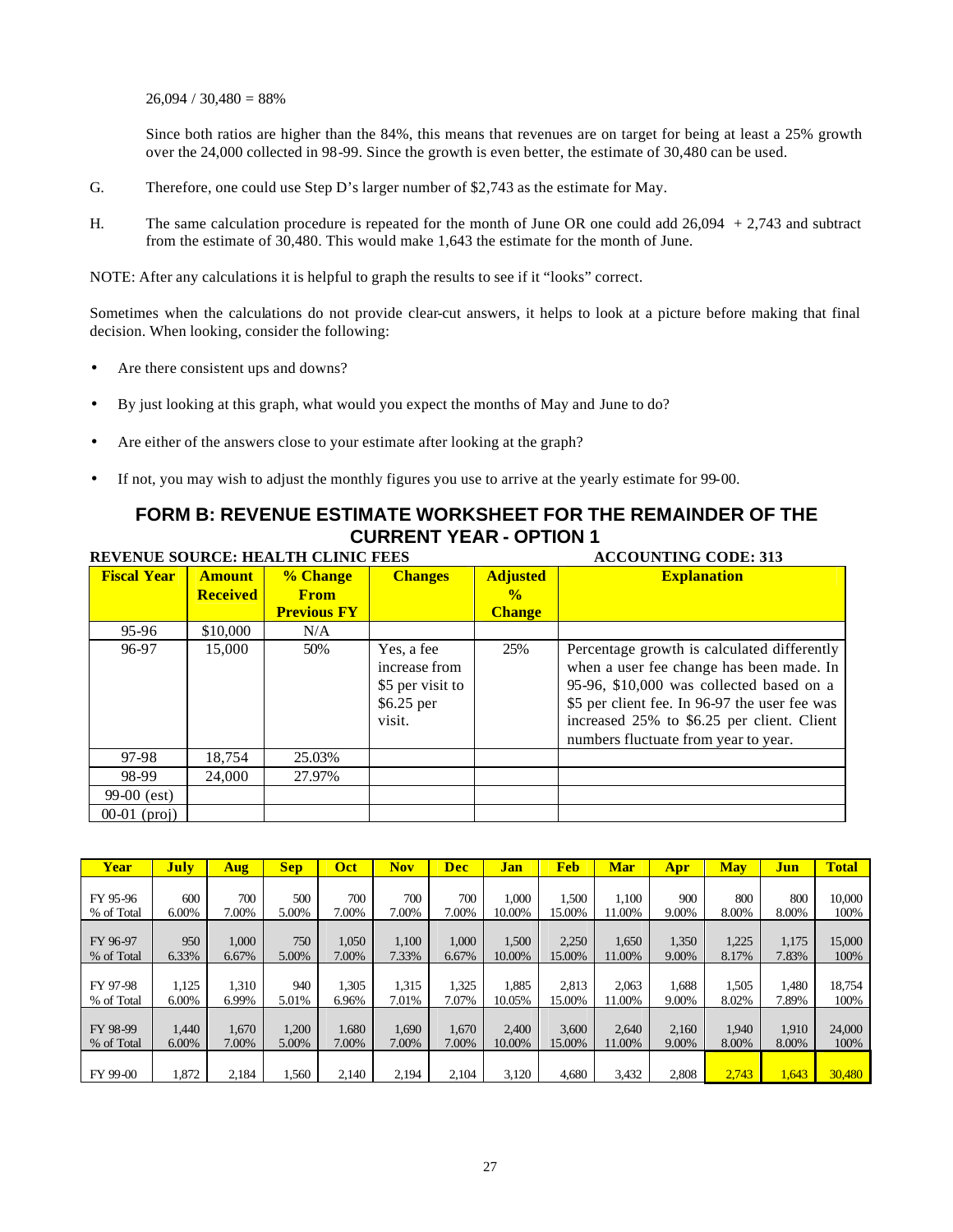26,094 / 30,480 = 88%

Since both ratios are higher than the 84%, this means that revenues are on target for being at least a 25% growth over the 24,000 collected in 98-99. Since the growth is even better, the estimate of 30,480 can be used.

G. Therefore, one could use Step D's larger number of $2,743 as the estimate for May.

H. The same calculation procedure is repeated for the month of June OR one could add 26,094 + 2,743 and subtract from the estimate of 30,480. This would make 1,643 the estimate for the month of June.

NOTE: After any calculations it is helpful to graph the results to see if it "looks" correct.

Sometimes when the calculations do not provide clear-cut answers, it helps to look at a picture before making that final decision. When looking, consider the following:

- Are there consistent ups and downs?
- By just looking at this graph, what would you expect the months of May and June to do?
- Are either of the answers close to your estimate after looking at the graph?
- If not, you may wish to adjust the monthly figures you use to arrive at the yearly estimate for 99-00.

## FORM B: REVENUE ESTIMATE WORKSHEET FOR THE REMAINDER OF THE CURRENT YEAR - OPTION 1

**REVENUE SOURCE: HEALTH CLINIC FEES** **ACCOUNTING CODE: 313**

| Fiscal Year | Amount Received | % Change From Previous FY | Changes | Adjusted % Change | Explanation |
|---|---|---|---|---|---|
| 95-96 | $10,000 | N/A | | | |
| 96-97 | 15,000 | 50% | Yes, a fee increase from $5 per visit to $6.25 per visit. | 25% | Percentage growth is calculated differently when a user fee change has been made. In 95-96, $10,000 was collected based on a $5 per client fee. In 96-97 the user fee was increased 25% to $6.25 per client. Client numbers fluctuate from year to year. |
| 97-98 | 18,754 | 25.03% | | | |
| 98-99 | 24,000 | 27.97% | | | |
| 99-00 (est) | | | | | |
| 00-01 (proj) | | | | | |

| Year | July | Aug | Sep | Oct | Nov | Dec | Jan | Feb | Mar | Apr | May | Jun | Total |
|---|---|---|---|---|---|---|---|---|---|---|---|---|---|
| FY 95-96 | 600 | 700 | 500 | 700 | 700 | 700 | 1,000 | 1,500 | 1,100 | 900 | 800 | 800 | 10,000 |
| % of Total | 6.00% | 7.00% | 5.00% | 7.00% | 7.00% | 7.00% | 10.00% | 15.00% | 11.00% | 9.00% | 8.00% | 8.00% | 100% |
| FY 96-97 | 950 | 1,000 | 750 | 1,050 | 1,100 | 1,000 | 1,500 | 2,250 | 1,650 | 1,350 | 1,225 | 1,175 | 15,000 |
| % of Total | 6.33% | 6.67% | 5.00% | 7.00% | 7.33% | 6.67% | 10.00% | 15.00% | 11.00% | 9.00% | 8.17% | 7.83% | 100% |
| FY 97-98 | 1,125 | 1,310 | 940 | 1,305 | 1,315 | 1,325 | 1,885 | 2,813 | 2,063 | 1,688 | 1,505 | 1,480 | 18,754 |
| % of Total | 6.00% | 6.99% | 5.01% | 6.96% | 7.01% | 7.07% | 10.05% | 15.00% | 11.00% | 9.00% | 8.02% | 7.89% | 100% |
| FY 98-99 | 1,440 | 1,670 | 1,200 | 1.680 | 1,690 | 1,670 | 2,400 | 3,600 | 2,640 | 2,160 | 1,940 | 1,910 | 24,000 |
| % of Total | 6.00% | 7.00% | 5.00% | 7.00% | 7.00% | 7.00% | 10.00% | 15.00% | 11.00% | 9.00% | 8.00% | 8.00% | 100% |
| FY 99-00 | 1,872 | 2,184 | 1,560 | 2,140 | 2,194 | 2,104 | 3,120 | 4,680 | 3,432 | 2,808 | 2,743 | 1,643 | 30,480 |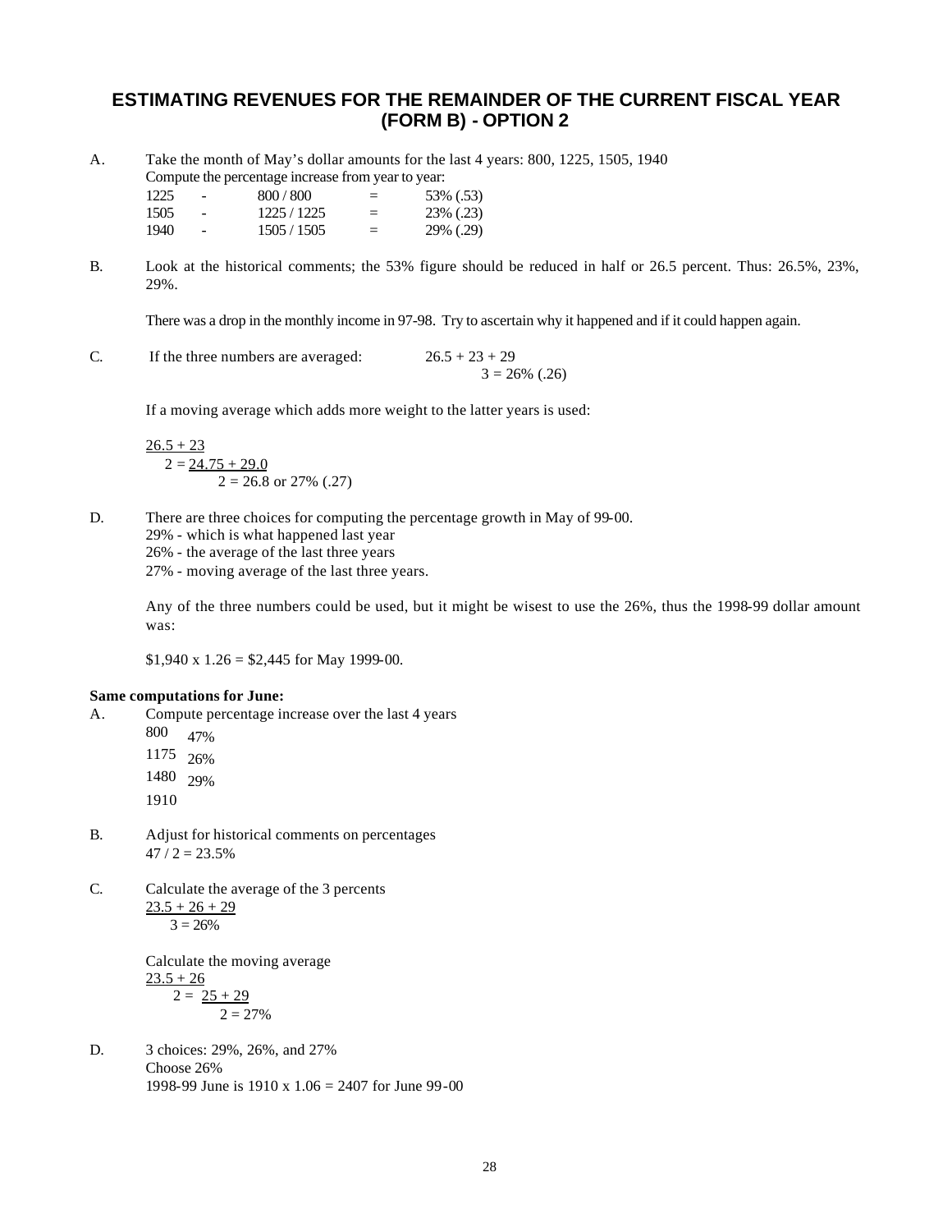# ESTIMATING REVENUES FOR THE REMAINDER OF THE CURRENT FISCAL YEAR (FORM B) - OPTION 2

A. Take the month of May's dollar amounts for the last 4 years: 800, 1225, 1505, 1940

Compute the percentage increase from year to year:

| | | | | |
|---|---|---|---|---|
| 1225 | - | 800 / 800 | = | 53% (.53) |
| 1505 | - | 1225 / 1225 | = | 23% (.23) |
| 1940 | - | 1505 / 1505 | = | 29% (.29) |

B. Look at the historical comments; the 53% figure should be reduced in half or 26.5 percent. Thus: 26.5%, 23%, 29%.

There was a drop in the monthly income in 97-98. Try to ascertain why it happened and if it could happen again.

C. If the three numbers are averaged: 

$$\frac{26.5 + 23 + 29}{3} = 26\% \ (.26)$$

If a moving average which adds more weight to the latter years is used:

$$\frac{\frac{26.5 + 23}{2} = 24.75 + 29.0}{2} = 26.8 \text{ or } 27\% \ (.27)$$

D. There are three choices for computing the percentage growth in May of 99-00.

29% - which is what happened last year

26% - the average of the last three years

27% - moving average of the last three years.

Any of the three numbers could be used, but it might be wisest to use the 26%, thus the 1998-99 dollar amount was:

$1,940 x 1.26 = $2,445 for May 1999-00.

**Same computations for June:**

A. Compute percentage increase over the last 4 years

800 47%

1175 26%

1480 29%

1910

B. Adjust for historical comments on percentages

47 / 2 = 23.5%

C. Calculate the average of the 3 percents

$$\frac{23.5 + 26 + 29}{3} = 26\%$$

Calculate the moving average

$$\frac{\frac{23.5 + 26}{2} = 25 + 29}{2} = 27\%$$

D. 3 choices: 29%, 26%, and 27%

Choose 26%

1998-99 June is 1910 x 1.06 = 2407 for June 99-00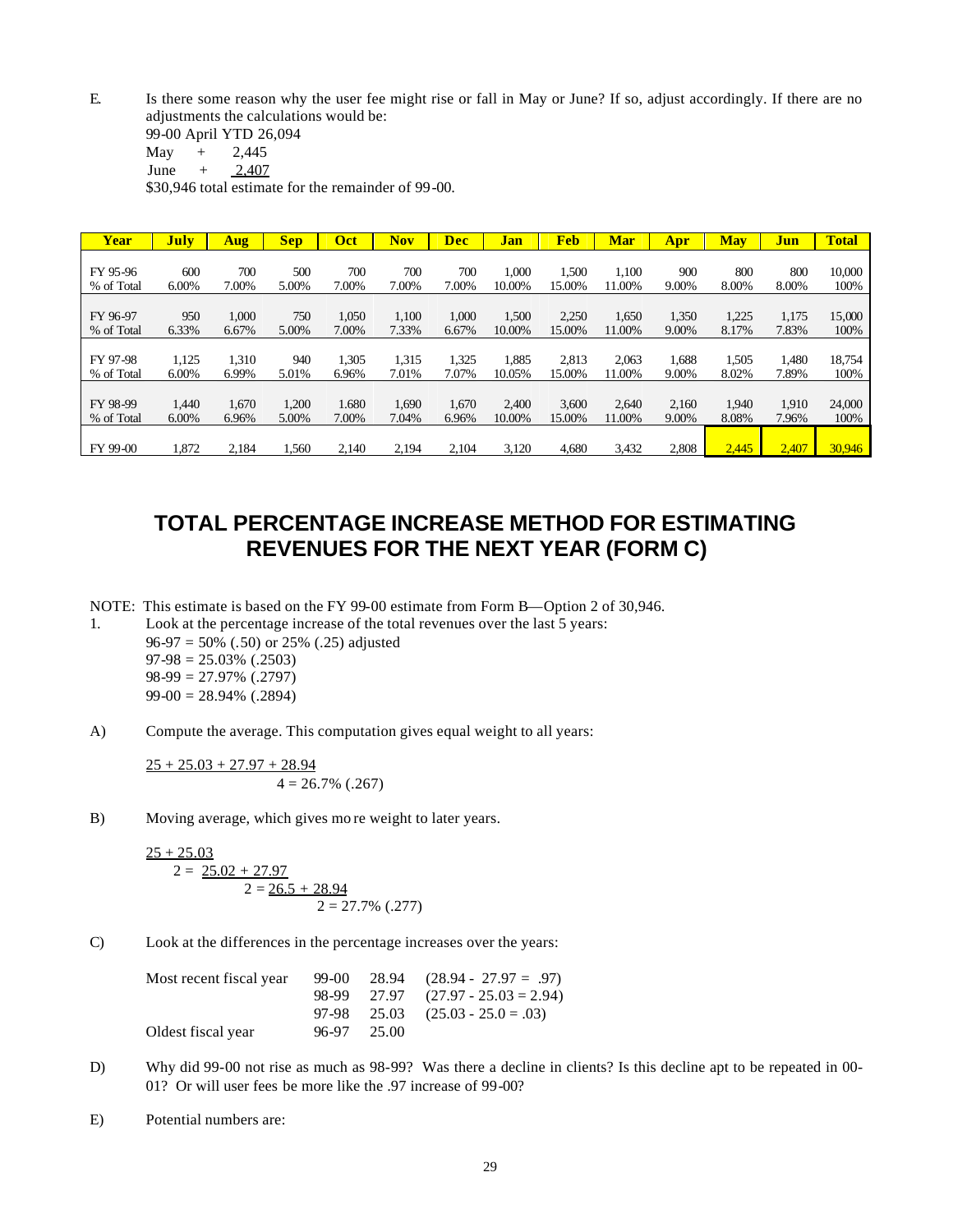E. Is there some reason why the user fee might rise or fall in May or June? If so, adjust accordingly. If there are no adjustments the calculations would be:

99-00 April YTD 26,094
May + 2,445
June + 2,407
$30,946 total estimate for the remainder of 99-00.

| Year | July | Aug | Sep | Oct | Nov | Dec | Jan | Feb | Mar | Apr | May | Jun | Total |
|---|---|---|---|---|---|---|---|---|---|---|---|---|---|
| FY 95-96 | 600 | 700 | 500 | 700 | 700 | 700 | 1,000 | 1,500 | 1,100 | 900 | 800 | 800 | 10,000 |
| % of Total | 6.00% | 7.00% | 5.00% | 7.00% | 7.00% | 7.00% | 10.00% | 15.00% | 11.00% | 9.00% | 8.00% | 8.00% | 100% |
| FY 96-97 | 950 | 1,000 | 750 | 1,050 | 1,100 | 1,000 | 1,500 | 2,250 | 1,650 | 1,350 | 1,225 | 1,175 | 15,000 |
| % of Total | 6.33% | 6.67% | 5.00% | 7.00% | 7.33% | 6.67% | 10.00% | 15.00% | 11.00% | 9.00% | 8.17% | 7.83% | 100% |
| FY 97-98 | 1,125 | 1,310 | 940 | 1,305 | 1,315 | 1,325 | 1,885 | 2,813 | 2,063 | 1,688 | 1,505 | 1,480 | 18,754 |
| % of Total | 6.00% | 6.99% | 5.01% | 6.96% | 7.01% | 7.07% | 10.05% | 15.00% | 11.00% | 9.00% | 8.02% | 7.89% | 100% |
| FY 98-99 | 1,440 | 1,670 | 1,200 | 1.680 | 1,690 | 1,670 | 2,400 | 3,600 | 2,640 | 2,160 | 1,940 | 1,910 | 24,000 |
| % of Total | 6.00% | 6.96% | 5.00% | 7.00% | 7.04% | 6.96% | 10.00% | 15.00% | 11.00% | 9.00% | 8.08% | 7.96% | 100% |
| FY 99-00 | 1,872 | 2,184 | 1,560 | 2,140 | 2,194 | 2,104 | 3,120 | 4,680 | 3,432 | 2,808 | 2,445 | 2,407 | 30,946 |

# TOTAL PERCENTAGE INCREASE METHOD FOR ESTIMATING REVENUES FOR THE NEXT YEAR (FORM C)

NOTE: This estimate is based on the FY 99-00 estimate from Form B—Option 2 of 30,946.

1. Look at the percentage increase of the total revenues over the last 5 years:
   96-97 = 50% (.50) or 25% (.25) adjusted
   97-98 = 25.03% (.2503)
   98-99 = 27.97% (.2797)
   99-00 = 28.94% (.2894)

A) Compute the average. This computation gives equal weight to all years:

$$\frac{25 + 25.03 + 27.97 + 28.94}{4} = 26.7\% \ (.267)$$

B) Moving average, which gives more weight to later years.

$$\frac{25 + 25.03}{2} = \frac{25.02 + 27.97}{2} = \frac{26.5 + 28.94}{2} = 27.7\% \ (.277)$$

C) Look at the differences in the percentage increases over the years:

| | | | |
|---|---|---|---|
| Most recent fiscal year | 99-00 | 28.94 | (28.94 - 27.97 = .97) |
| | 98-99 | 27.97 | (27.97 - 25.03 = 2.94) |
| | 97-98 | 25.03 | (25.03 - 25.0 = .03) |
| Oldest fiscal year | 96-97 | 25.00 | |

D) Why did 99-00 not rise as much as 98-99? Was there a decline in clients? Is this decline apt to be repeated in 00-01? Or will user fees be more like the .97 increase of 99-00?

E) Potential numbers are: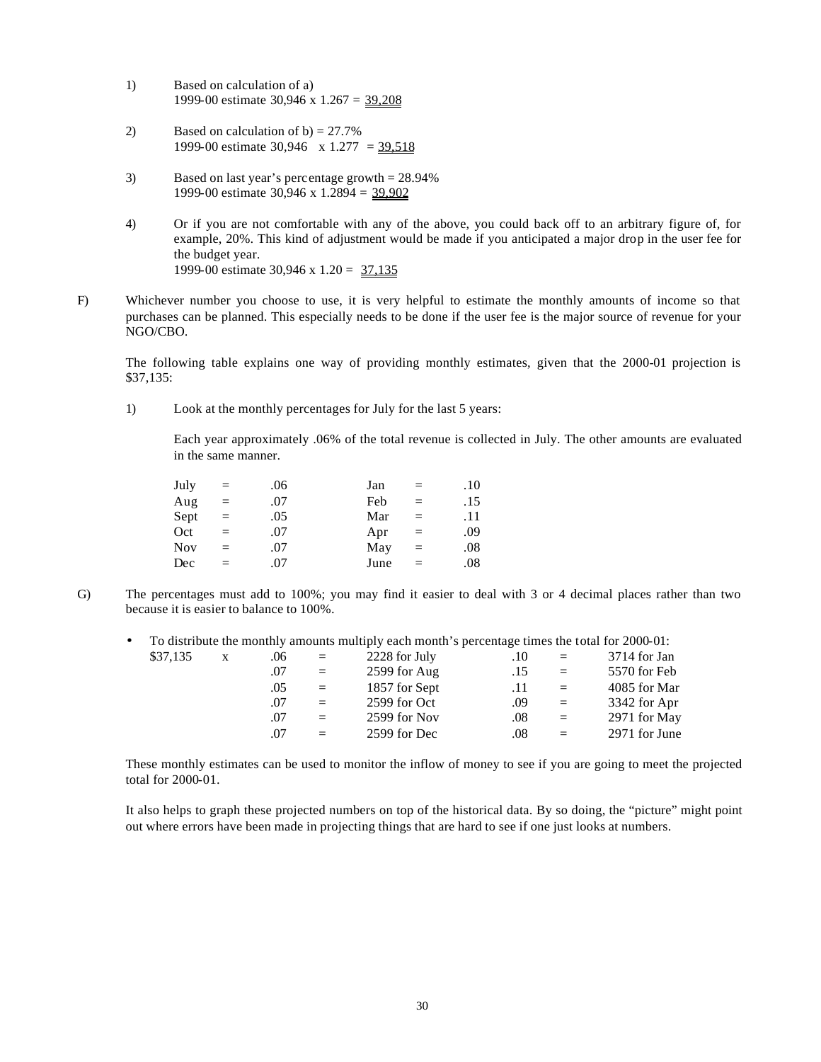1) Based on calculation of a)
   1999-00 estimate 30,946 x 1.267 = <u>39,208</u>

2) Based on calculation of b) = 27.7%
   1999-00 estimate 30,946 x 1.277 = <u>39,518</u>

3) Based on last year's percentage growth = 28.94%
   1999-00 estimate 30,946 x 1.2894 = <u>39,902</u>

4) Or if you are not comfortable with any of the above, you could back off to an arbitrary figure of, for example, 20%. This kind of adjustment would be made if you anticipated a major drop in the user fee for the budget year.
   1999-00 estimate 30,946 x 1.20 = <u>37,135</u>

F) Whichever number you choose to use, it is very helpful to estimate the monthly amounts of income so that purchases can be planned. This especially needs to be done if the user fee is the major source of revenue for your NGO/CBO.

The following table explains one way of providing monthly estimates, given that the 2000-01 projection is $37,135:

1) Look at the monthly percentages for July for the last 5 years:

   Each year approximately .06% of the total revenue is collected in July. The other amounts are evaluated in the same manner.

| | | | | | |
|---|---|---|---|---|---|
| July | = | .06 | Jan | = | .10 |
| Aug | = | .07 | Feb | = | .15 |
| Sept | = | .05 | Mar | = | .11 |
| Oct | = | .07 | Apr | = | .09 |
| Nov | = | .07 | May | = | .08 |
| Dec | = | .07 | June | = | .08 |

G) The percentages must add to 100%; you may find it easier to deal with 3 or 4 decimal places rather than two because it is easier to balance to 100%.

- To distribute the monthly amounts multiply each month's percentage times the total for 2000-01:

| | | | | | | | |
|---|---|---|---|---|---|---|---|
| $37,135 | x | .06 | = | 2228 for July | .10 | = | 3714 for Jan |
| | | .07 | = | 2599 for Aug | .15 | = | 5570 for Feb |
| | | .05 | = | 1857 for Sept | .11 | = | 4085 for Mar |
| | | .07 | = | 2599 for Oct | .09 | = | 3342 for Apr |
| | | .07 | = | 2599 for Nov | .08 | = | 2971 for May |
| | | .07 | = | 2599 for Dec | .08 | = | 2971 for June |

These monthly estimates can be used to monitor the inflow of money to see if you are going to meet the projected total for 2000-01.

It also helps to graph these projected numbers on top of the historical data. By so doing, the "picture" might point out where errors have been made in projecting things that are hard to see if one just looks at numbers.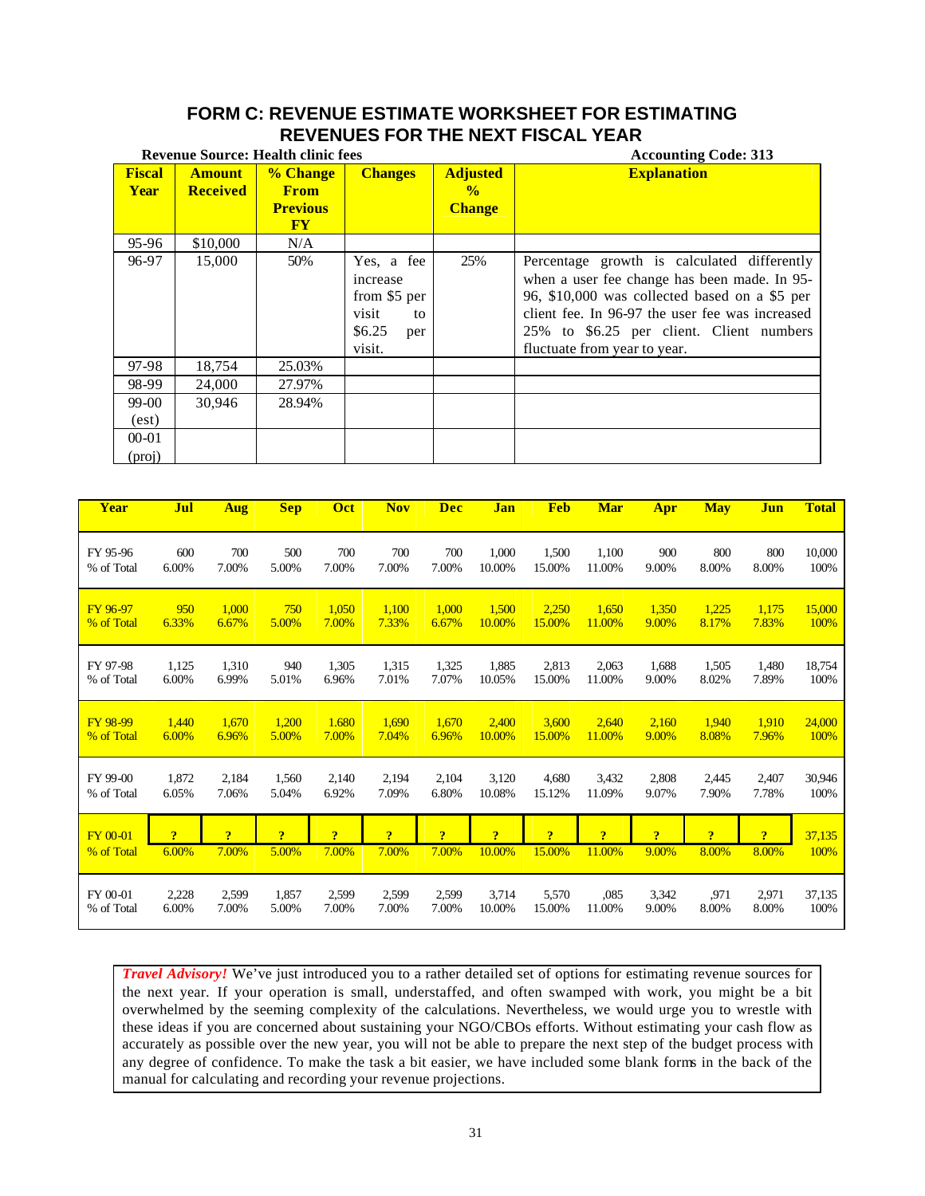## FORM C: REVENUE ESTIMATE WORKSHEET FOR ESTIMATING REVENUES FOR THE NEXT FISCAL YEAR

**Revenue Source: Health clinic fees** **Accounting Code: 313**

| Fiscal Year | Amount Received | % Change From Previous FY | Changes | Adjusted % Change | Explanation |
|---|---|---|---|---|---|
| 95-96 | $10,000 | N/A | | | |
| 96-97 | 15,000 | 50% | Yes, a fee increase from $5 per visit to $6.25 per visit. | 25% | Percentage growth is calculated differently when a user fee change has been made. In 95-96, $10,000 was collected based on a $5 per client fee. In 96-97 the user fee was increased 25% to $6.25 per client. Client numbers fluctuate from year to year. |
| 97-98 | 18,754 | 25.03% | | | |
| 98-99 | 24,000 | 27.97% | | | |
| 99-00 (est) | 30,946 | 28.94% | | | |
| 00-01 (proj) | | | | | |

| Year | Jul | Aug | Sep | Oct | Nov | Dec | Jan | Feb | Mar | Apr | May | Jun | Total |
|---|---|---|---|---|---|---|---|---|---|---|---|---|---|
| FY 95-96 | 600 | 700 | 500 | 700 | 700 | 700 | 1,000 | 1,500 | 1,100 | 900 | 800 | 800 | 10,000 |
| % of Total | 6.00% | 7.00% | 5.00% | 7.00% | 7.00% | 7.00% | 10.00% | 15.00% | 11.00% | 9.00% | 8.00% | 8.00% | 100% |
| FY 96-97 | 950 | 1,000 | 750 | 1,050 | 1,100 | 1,000 | 1,500 | 2,250 | 1,650 | 1,350 | 1,225 | 1,175 | 15,000 |
| % of Total | 6.33% | 6.67% | 5.00% | 7.00% | 7.33% | 6.67% | 10.00% | 15.00% | 11.00% | 9.00% | 8.17% | 7.83% | 100% |
| FY 97-98 | 1,125 | 1,310 | 940 | 1,305 | 1,315 | 1,325 | 1,885 | 2,813 | 2,063 | 1,688 | 1,505 | 1,480 | 18,754 |
| % of Total | 6.00% | 6.99% | 5.01% | 6.96% | 7.01% | 7.07% | 10.05% | 15.00% | 11.00% | 9.00% | 8.02% | 7.89% | 100% |
| FY 98-99 | 1,440 | 1,670 | 1,200 | 1,680 | 1,690 | 1,670 | 2,400 | 3,600 | 2,640 | 2,160 | 1,940 | 1,910 | 24,000 |
| % of Total | 6.00% | 6.96% | 5.00% | 7.00% | 7.04% | 6.96% | 10.00% | 15.00% | 11.00% | 9.00% | 8.08% | 7.96% | 100% |
| FY 99-00 | 1,872 | 2,184 | 1,560 | 2,140 | 2,194 | 2,104 | 3,120 | 4,680 | 3,432 | 2,808 | 2,445 | 2,407 | 30,946 |
| % of Total | 6.05% | 7.06% | 5.04% | 6.92% | 7.09% | 6.80% | 10.08% | 15.12% | 11.09% | 9.07% | 7.90% | 7.78% | 100% |
| FY 00-01 | ? | ? | ? | ? | ? | ? | ? | ? | ? | ? | ? | ? | 37,135 |
| % of Total | 6.00% | 7.00% | 5.00% | 7.00% | 7.00% | 7.00% | 10.00% | 15.00% | 11.00% | 9.00% | 8.00% | 8.00% | 100% |
| FY 00-01 | 2,228 | 2,599 | 1,857 | 2,599 | 2,599 | 2,599 | 3,714 | 5,570 | ,085 | 3,342 | ,971 | 2,971 | 37,135 |
| % of Total | 6.00% | 7.00% | 5.00% | 7.00% | 7.00% | 7.00% | 10.00% | 15.00% | 11.00% | 9.00% | 8.00% | 8.00% | 100% |

***Travel Advisory!*** We've just introduced you to a rather detailed set of options for estimating revenue sources for the next year. If your operation is small, understaffed, and often swamped with work, you might be a bit overwhelmed by the seeming complexity of the calculations. Nevertheless, we would urge you to wrestle with these ideas if you are concerned about sustaining your NGO/CBOs efforts. Without estimating your cash flow as accurately as possible over the new year, you will not be able to prepare the next step of the budget process with any degree of confidence. To make the task a bit easier, we have included some blank forms in the back of the manual for calculating and recording your revenue projections.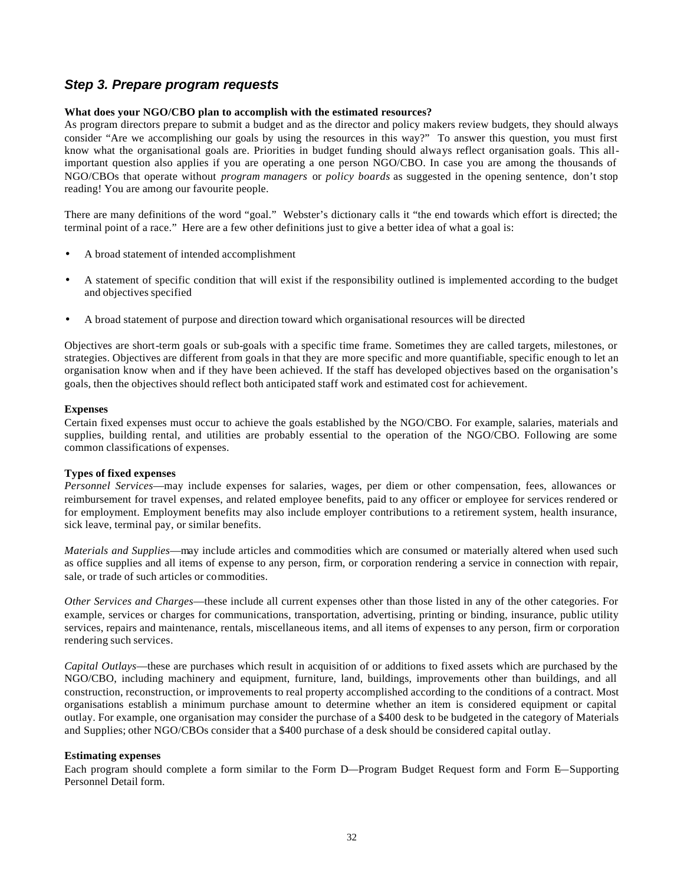## *Step 3. Prepare program requests*

**What does your NGO/CBO plan to accomplish with the estimated resources?**

As program directors prepare to submit a budget and as the director and policy makers review budgets, they should always consider "Are we accomplishing our goals by using the resources in this way?" To answer this question, you must first know what the organisational goals are. Priorities in budget funding should always reflect organisation goals. This all-important question also applies if you are operating a one person NGO/CBO. In case you are among the thousands of NGO/CBOs that operate without *program managers* or *policy boards* as suggested in the opening sentence, don't stop reading! You are among our favourite people.

There are many definitions of the word "goal." Webster's dictionary calls it "the end towards which effort is directed; the terminal point of a race." Here are a few other definitions just to give a better idea of what a goal is:

- A broad statement of intended accomplishment
- A statement of specific condition that will exist if the responsibility outlined is implemented according to the budget and objectives specified
- A broad statement of purpose and direction toward which organisational resources will be directed

Objectives are short-term goals or sub-goals with a specific time frame. Sometimes they are called targets, milestones, or strategies. Objectives are different from goals in that they are more specific and more quantifiable, specific enough to let an organisation know when and if they have been achieved. If the staff has developed objectives based on the organisation's goals, then the objectives should reflect both anticipated staff work and estimated cost for achievement.

**Expenses**

Certain fixed expenses must occur to achieve the goals established by the NGO/CBO. For example, salaries, materials and supplies, building rental, and utilities are probably essential to the operation of the NGO/CBO. Following are some common classifications of expenses.

**Types of fixed expenses**

*Personnel Services*—may include expenses for salaries, wages, per diem or other compensation, fees, allowances or reimbursement for travel expenses, and related employee benefits, paid to any officer or employee for services rendered or for employment. Employment benefits may also include employer contributions to a retirement system, health insurance, sick leave, terminal pay, or similar benefits.

*Materials and Supplies*—may include articles and commodities which are consumed or materially altered when used such as office supplies and all items of expense to any person, firm, or corporation rendering a service in connection with repair, sale, or trade of such articles or commodities.

*Other Services and Charges*—these include all current expenses other than those listed in any of the other categories. For example, services or charges for communications, transportation, advertising, printing or binding, insurance, public utility services, repairs and maintenance, rentals, miscellaneous items, and all items of expenses to any person, firm or corporation rendering such services.

*Capital Outlays*—these are purchases which result in acquisition of or additions to fixed assets which are purchased by the NGO/CBO, including machinery and equipment, furniture, land, buildings, improvements other than buildings, and all construction, reconstruction, or improvements to real property accomplished according to the conditions of a contract. Most organisations establish a minimum purchase amount to determine whether an item is considered equipment or capital outlay. For example, one organisation may consider the purchase of a $400 desk to be budgeted in the category of Materials and Supplies; other NGO/CBOs consider that a $400 purchase of a desk should be considered capital outlay.

**Estimating expenses**

Each program should complete a form similar to the Form D—Program Budget Request form and Form E—Supporting Personnel Detail form.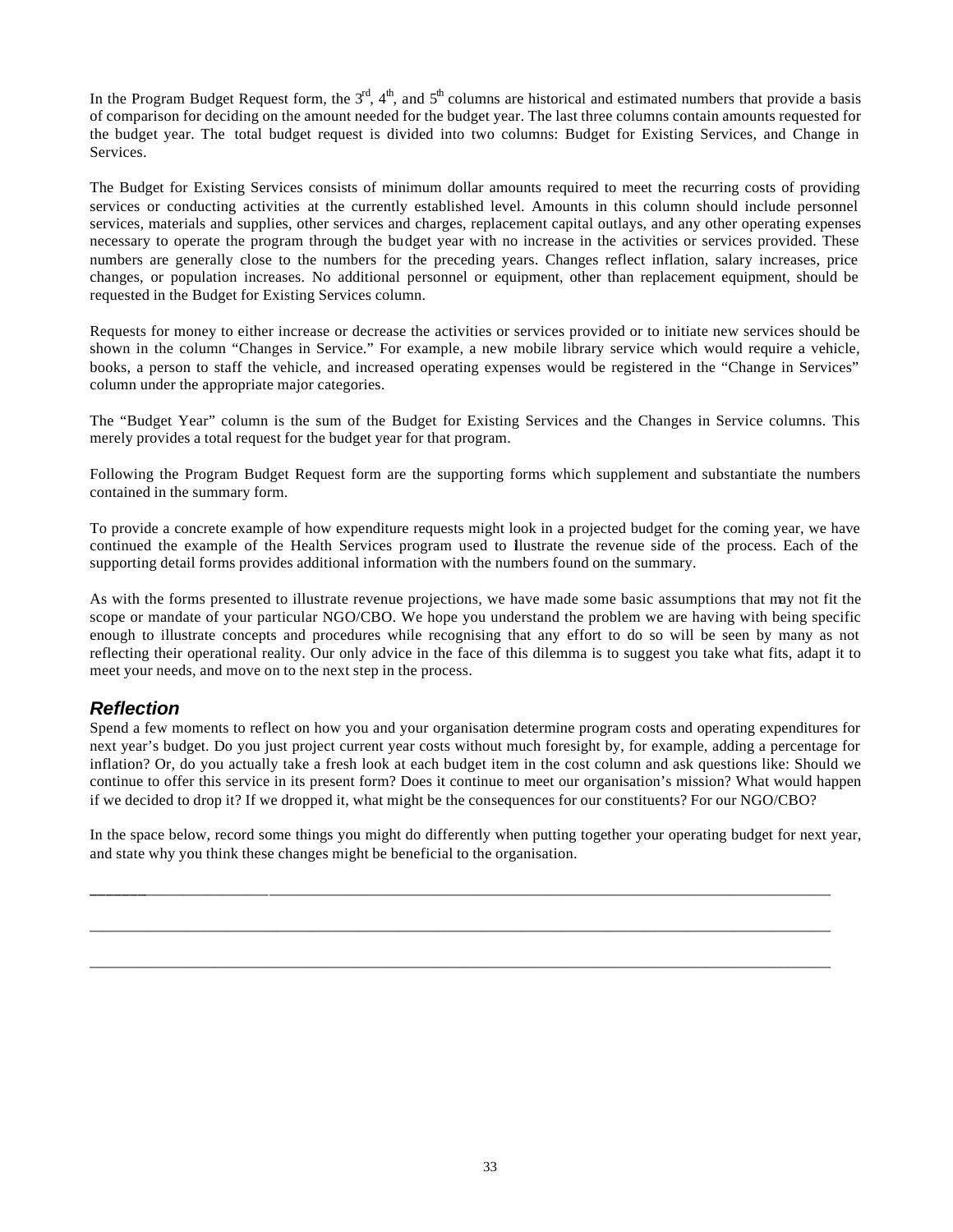In the Program Budget Request form, the 3rd, 4th, and 5th columns are historical and estimated numbers that provide a basis of comparison for deciding on the amount needed for the budget year. The last three columns contain amounts requested for the budget year. The total budget request is divided into two columns: Budget for Existing Services, and Change in Services.

The Budget for Existing Services consists of minimum dollar amounts required to meet the recurring costs of providing services or conducting activities at the currently established level. Amounts in this column should include personnel services, materials and supplies, other services and charges, replacement capital outlays, and any other operating expenses necessary to operate the program through the budget year with no increase in the activities or services provided. These numbers are generally close to the numbers for the preceding years. Changes reflect inflation, salary increases, price changes, or population increases. No additional personnel or equipment, other than replacement equipment, should be requested in the Budget for Existing Services column.

Requests for money to either increase or decrease the activities or services provided or to initiate new services should be shown in the column "Changes in Service." For example, a new mobile library service which would require a vehicle, books, a person to staff the vehicle, and increased operating expenses would be registered in the "Change in Services" column under the appropriate major categories.

The "Budget Year" column is the sum of the Budget for Existing Services and the Changes in Service columns. This merely provides a total request for the budget year for that program.

Following the Program Budget Request form are the supporting forms which supplement and substantiate the numbers contained in the summary form.

To provide a concrete example of how expenditure requests might look in a projected budget for the coming year, we have continued the example of the Health Services program used to illustrate the revenue side of the process. Each of the supporting detail forms provides additional information with the numbers found on the summary.

As with the forms presented to illustrate revenue projections, we have made some basic assumptions that may not fit the scope or mandate of your particular NGO/CBO. We hope you understand the problem we are having with being specific enough to illustrate concepts and procedures while recognising that any effort to do so will be seen by many as not reflecting their operational reality. Our only advice in the face of this dilemma is to suggest you take what fits, adapt it to meet your needs, and move on to the next step in the process.

## *Reflection*

Spend a few moments to reflect on how you and your organisation determine program costs and operating expenditures for next year's budget. Do you just project current year costs without much foresight by, for example, adding a percentage for inflation? Or, do you actually take a fresh look at each budget item in the cost column and ask questions like: Should we continue to offer this service in its present form? Does it continue to meet our organisation's mission? What would happen if we decided to drop it? If we dropped it, what might be the consequences for our constituents? For our NGO/CBO?

In the space below, record some things you might do differently when putting together your operating budget for next year, and state why you think these changes might be beneficial to the organisation.

\_\_\_\_\_\_\_\_\_\_\_\_\_\_\_\_\_\_\_\_\_\_\_\_\_\_\_\_\_\_\_\_\_\_\_\_\_\_\_\_\_\_\_\_\_\_\_\_\_\_\_\_\_\_\_\_\_\_\_\_\_\_\_\_\_\_\_\_\_\_\_\_\_\_\_\_\_\_

\_\_\_\_\_\_\_\_\_\_\_\_\_\_\_\_\_\_\_\_\_\_\_\_\_\_\_\_\_\_\_\_\_\_\_\_\_\_\_\_\_\_\_\_\_\_\_\_\_\_\_\_\_\_\_\_\_\_\_\_\_\_\_\_\_\_\_\_\_\_\_\_\_\_\_\_\_\_

\_\_\_\_\_\_\_\_\_\_\_\_\_\_\_\_\_\_\_\_\_\_\_\_\_\_\_\_\_\_\_\_\_\_\_\_\_\_\_\_\_\_\_\_\_\_\_\_\_\_\_\_\_\_\_\_\_\_\_\_\_\_\_\_\_\_\_\_\_\_\_\_\_\_\_\_\_\_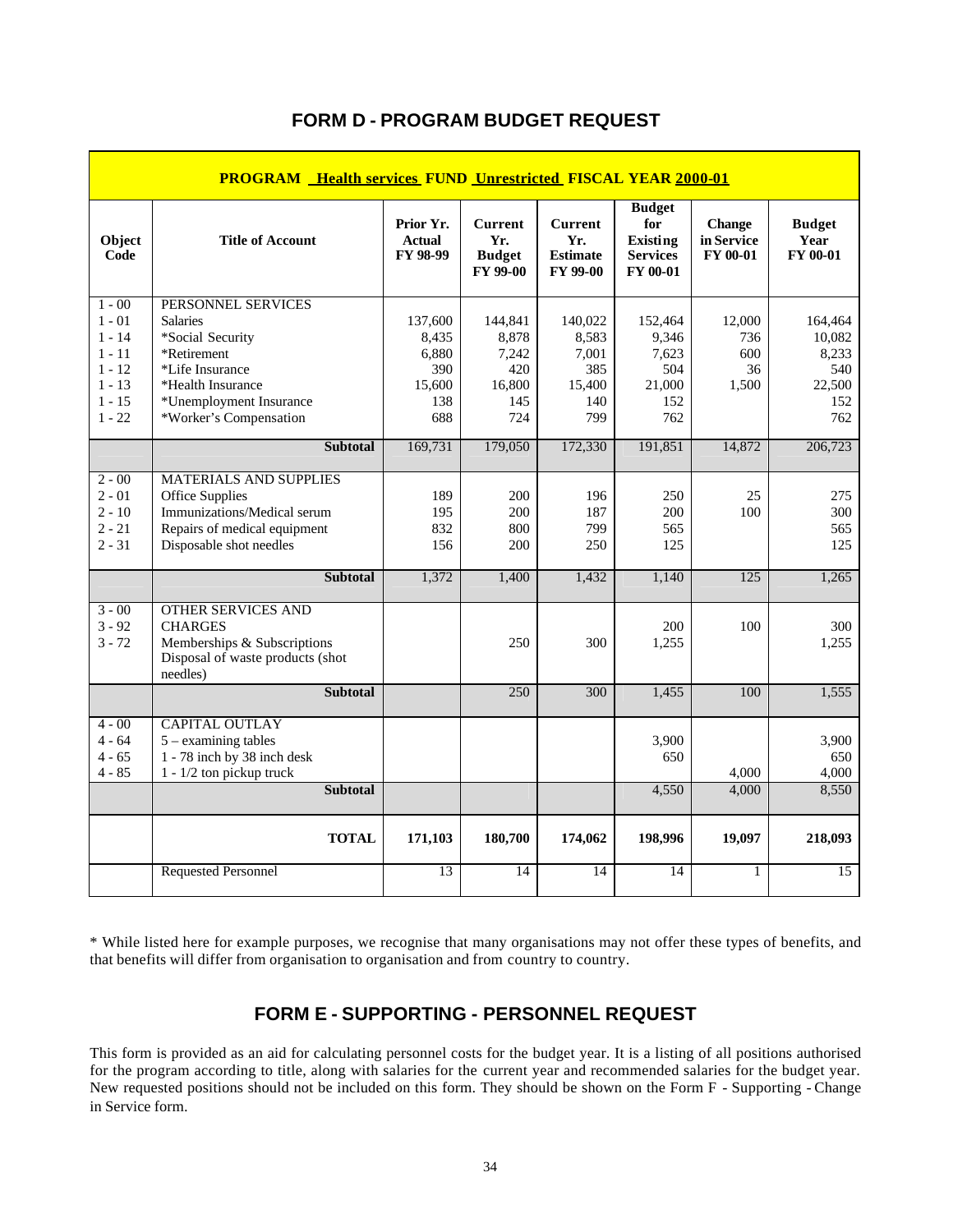# FORM D - PROGRAM BUDGET REQUEST

| PROGRAM **Health services** FUND **Unrestricted** FISCAL YEAR **2000-01** | | | | | | | |
|---|---|---|---|---|---|---|---|
| **Object Code** | **Title of Account** | **Prior Yr. Actual FY 98-99** | **Current Yr. Budget FY 99-00** | **Current Yr. Estimate FY 99-00** | **Budget for Existing Services FY 00-01** | **Change in Service FY 00-01** | **Budget Year FY 00-01** |
| 1 - 00 | PERSONNEL SERVICES | | | | | | |
| 1 - 01 | Salaries | 137,600 | 144,841 | 140,022 | 152,464 | 12,000 | 164,464 |
| 1 - 14 | *Social Security | 8,435 | 8,878 | 8,583 | 9,346 | 736 | 10,082 |
| 1 - 11 | *Retirement | 6,880 | 7,242 | 7,001 | 7,623 | 600 | 8,233 |
| 1 - 12 | *Life Insurance | 390 | 420 | 385 | 504 | 36 | 540 |
| 1 - 13 | *Health Insurance | 15,600 | 16,800 | 15,400 | 21,000 | 1,500 | 22,500 |
| 1 - 15 | *Unemployment Insurance | 138 | 145 | 140 | 152 | | 152 |
| 1 - 22 | *Worker's Compensation | 688 | 724 | 799 | 762 | | 762 |
| | **Subtotal** | 169,731 | 179,050 | 172,330 | 191,851 | 14,872 | 206,723 |
| 2 - 00 | MATERIALS AND SUPPLIES | | | | | | |
| 2 - 01 | Office Supplies | 189 | 200 | 196 | 250 | 25 | 275 |
| 2 - 10 | Immunizations/Medical serum | 195 | 200 | 187 | 200 | 100 | 300 |
| 2 - 21 | Repairs of medical equipment | 832 | 800 | 799 | 565 | | 565 |
| 2 - 31 | Disposable shot needles | 156 | 200 | 250 | 125 | | 125 |
| | **Subtotal** | 1,372 | 1,400 | 1,432 | 1,140 | 125 | 1,265 |
| 3 - 00 | OTHER SERVICES AND CHARGES | | | | | | |
| 3 - 92 | Memberships & Subscriptions | | | | 200 | 100 | 300 |
| 3 - 72 | Disposal of waste products (shot needles) | | 250 | 300 | 1,255 | | 1,255 |
| | **Subtotal** | | 250 | 300 | 1,455 | 100 | 1,555 |
| 4 - 00 | CAPITAL OUTLAY | | | | | | |
| 4 - 64 | 5 – examining tables | | | | 3,900 | | 3,900 |
| 4 - 65 | 1 - 78 inch by 38 inch desk | | | | 650 | | 650 |
| 4 - 85 | 1 - 1/2 ton pickup truck | | | | | 4,000 | 4,000 |
| | **Subtotal** | | | | 4,550 | 4,000 | 8,550 |
| | **TOTAL** | **171,103** | **180,700** | **174,062** | **198,996** | **19,097** | **218,093** |
| | Requested Personnel | 13 | 14 | 14 | 14 | 1 | 15 |

* While listed here for example purposes, we recognise that many organisations may not offer these types of benefits, and that benefits will differ from organisation to organisation and from country to country.

# FORM E - SUPPORTING - PERSONNEL REQUEST

This form is provided as an aid for calculating personnel costs for the budget year. It is a listing of all positions authorised for the program according to title, along with salaries for the current year and recommended salaries for the budget year. New requested positions should not be included on this form. They should be shown on the Form F - Supporting - Change in Service form.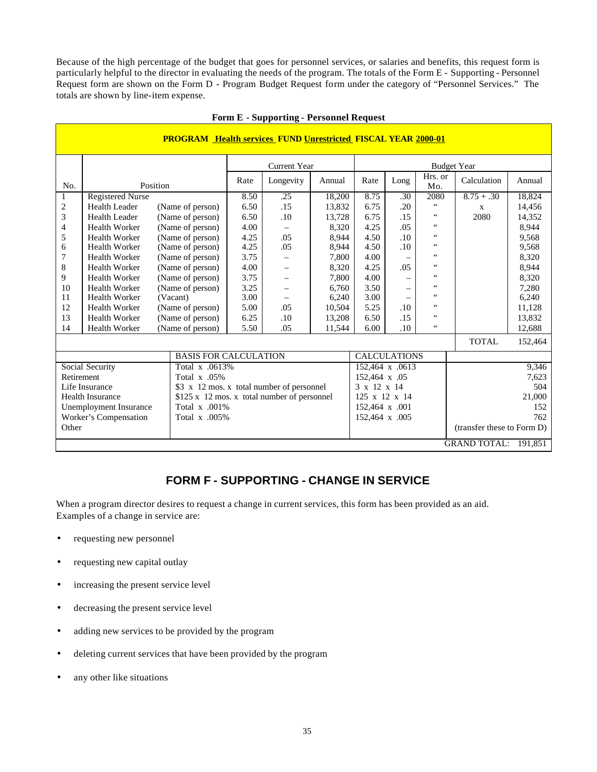Because of the high percentage of the budget that goes for personnel services, or salaries and benefits, this request form is particularly helpful to the director in evaluating the needs of the program. The totals of the Form E - Supporting - Personnel Request form are shown on the Form D - Program Budget Request form under the category of "Personnel Services." The totals are shown by line-item expense.

**Form E - Supporting - Personnel Request**

**PROGRAM Health services FUND Unrestricted FISCAL YEAR 2000-01**

| No. | Position | | Current Year | | | Budget Year | | | | |
|---|---|---|---|---|---|---|---|---|---|---|
| | | | Rate | Longevity | Annual | Rate | Long | Hrs. or Mo. | Calculation | Annual |
| 1 | Registered Nurse | | 8.50 | .25 | 18,200 | 8.75 | .30 | 2080 | 8.75 + .30 | 18,824 |
| 2 | Health Leader | (Name of person) | 6.50 | .15 | 13,832 | 6.75 | .20 | " | x | 14,456 |
| 3 | Health Leader | (Name of person) | 6.50 | .10 | 13,728 | 6.75 | .15 | " | 2080 | 14,352 |
| 4 | Health Worker | (Name of person) | 4.00 | – | 8,320 | 4.25 | .05 | " | | 8,944 |
| 5 | Health Worker | (Name of person) | 4.25 | .05 | 8,944 | 4.50 | .10 | " | | 9,568 |
| 6 | Health Worker | (Name of person) | 4.25 | .05 | 8,944 | 4.50 | .10 | " | | 9,568 |
| 7 | Health Worker | (Name of person) | 3.75 | – | 7,800 | 4.00 | – | " | | 8,320 |
| 8 | Health Worker | (Name of person) | 4.00 | – | 8,320 | 4.25 | .05 | " | | 8,944 |
| 9 | Health Worker | (Name of person) | 3.75 | – | 7,800 | 4.00 | – | " | | 8,320 |
| 10 | Health Worker | (Name of person) | 3.25 | – | 6,760 | 3.50 | – | " | | 7,280 |
| 11 | Health Worker | (Vacant) | 3.00 | – | 6,240 | 3.00 | – | " | | 6,240 |
| 12 | Health Worker | (Name of person) | 5.00 | .05 | 10,504 | 5.25 | .10 | " | | 11,128 |
| 13 | Health Worker | (Name of person) | 6.25 | .10 | 13,208 | 6.50 | .15 | " | | 13,832 |
| 14 | Health Worker | (Name of person) | 5.50 | .05 | 11,544 | 6.00 | .10 | " | | 12,688 |
| | | | | | | | | | TOTAL | 152,464 |

| | BASIS FOR CALCULATION | CALCULATIONS | |
|---|---|---|---|
| Social Security | Total x .0613% | 152,464 x .0613 | 9,346 |
| Retirement | Total x .05% | 152,464 x .05 | 7,623 |
| Life Insurance | $3 x 12 mos. x total number of personnel | 3 x 12 x 14 | 504 |
| Health Insurance | $125 x 12 mos. x total number of personnel | 125 x 12 x 14 | 21,000 |
| Unemployment Insurance | Total x .001% | 152,464 x .001 | 152 |
| Worker's Compensation | Total x .005% | 152,464 x .005 | 762 |
| Other | | | (transfer these to Form D) |
| | | GRAND TOTAL: | 191,851 |

## FORM F - SUPPORTING - CHANGE IN SERVICE

When a program director desires to request a change in current services, this form has been provided as an aid. Examples of a change in service are:

- requesting new personnel
- requesting new capital outlay
- increasing the present service level
- decreasing the present service level
- adding new services to be provided by the program
- deleting current services that have been provided by the program
- any other like situations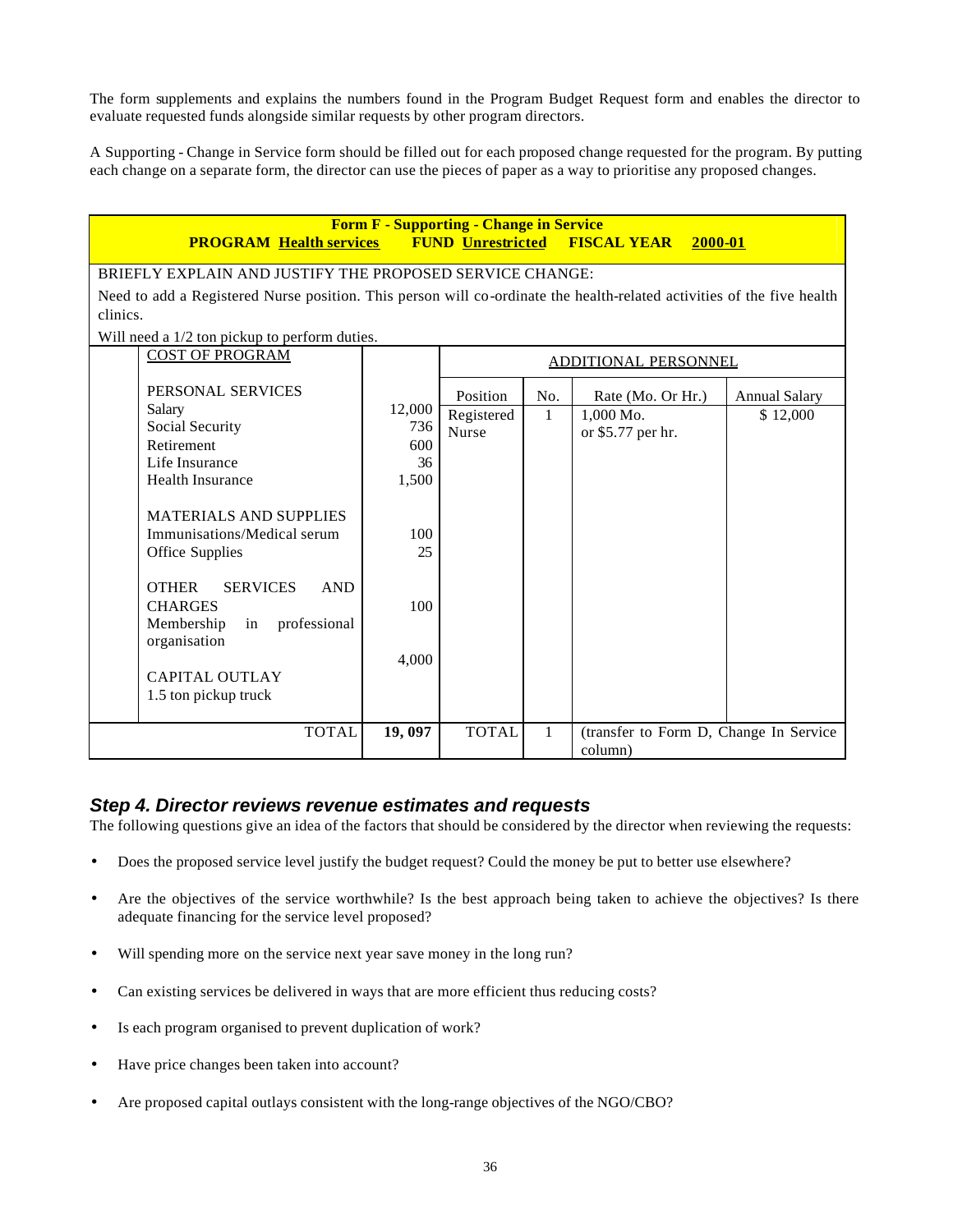The form supplements and explains the numbers found in the Program Budget Request form and enables the director to evaluate requested funds alongside similar requests by other program directors.

A Supporting - Change in Service form should be filled out for each proposed change requested for the program. By putting each change on a separate form, the director can use the pieces of paper as a way to prioritise any proposed changes.

**Form F - Supporting - Change in Service**

**PROGRAM** **Health services** **FUND** **Unrestricted** **FISCAL YEAR** **2000-01**

BRIEFLY EXPLAIN AND JUSTIFY THE PROPOSED SERVICE CHANGE:

Need to add a Registered Nurse position. This person will co-ordinate the health-related activities of the five health clinics.

Will need a 1/2 ton pickup to perform duties.

| COST OF PROGRAM | | ADDITIONAL PERSONNEL | | | |
|---|---|---|---|---|---|
| | | Position | No. | Rate (Mo. Or Hr.) | Annual Salary |
| PERSONAL SERVICES | | | | | |
| Salary | 12,000 | Registered Nurse | 1 | 1,000 Mo. or $5.77 per hr. | $ 12,000 |
| Social Security | 736 | | | | |
| Retirement | 600 | | | | |
| Life Insurance | 36 | | | | |
| Health Insurance | 1,500 | | | | |
| MATERIALS AND SUPPLIES | | | | | |
| Immunisations/Medical serum | 100 | | | | |
| Office Supplies | 25 | | | | |
| OTHER SERVICES AND CHARGES | | | | | |
| Membership in professional organisation | 100 | | | | |
| CAPITAL OUTLAY | | | | | |
| 1.5 ton pickup truck | 4,000 | | | | |
| TOTAL | **19, 097** | TOTAL | 1 | (transfer to Form D, Change In Service column) | |

### *Step 4. Director reviews revenue estimates and requests*

The following questions give an idea of the factors that should be considered by the director when reviewing the requests:

- Does the proposed service level justify the budget request? Could the money be put to better use elsewhere?
- Are the objectives of the service worthwhile? Is the best approach being taken to achieve the objectives? Is there adequate financing for the service level proposed?
- Will spending more on the service next year save money in the long run?
- Can existing services be delivered in ways that are more efficient thus reducing costs?
- Is each program organised to prevent duplication of work?
- Have price changes been taken into account?
- Are proposed capital outlays consistent with the long-range objectives of the NGO/CBO?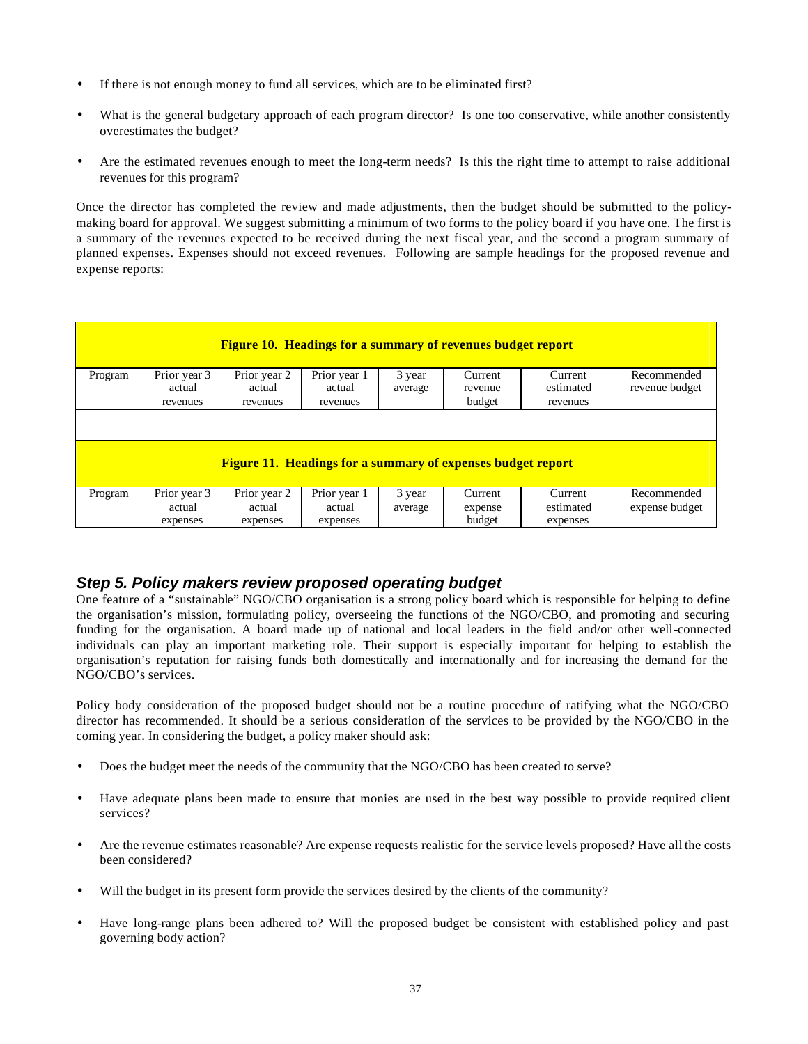- If there is not enough money to fund all services, which are to be eliminated first?
- What is the general budgetary approach of each program director? Is one too conservative, while another consistently overestimates the budget?
- Are the estimated revenues enough to meet the long-term needs? Is this the right time to attempt to raise additional revenues for this program?

Once the director has completed the review and made adjustments, then the budget should be submitted to the policy-making board for approval. We suggest submitting a minimum of two forms to the policy board if you have one. The first is a summary of the revenues expected to be received during the next fiscal year, and the second a program summary of planned expenses. Expenses should not exceed revenues. Following are sample headings for the proposed revenue and expense reports:

**Figure 10. Headings for a summary of revenues budget report**

| Program | Prior year 3 actual revenues | Prior year 2 actual revenues | Prior year 1 actual revenues | 3 year average | Current revenue budget | Current estimated revenues | Recommended revenue budget |
|---|---|---|---|---|---|---|---|

**Figure 11. Headings for a summary of expenses budget report**

| Program | Prior year 3 actual expenses | Prior year 2 actual expenses | Prior year 1 actual expenses | 3 year average | Current expense budget | Current estimated expenses | Recommended expense budget |
|---|---|---|---|---|---|---|---|

## *Step 5. Policy makers review proposed operating budget*

One feature of a "sustainable" NGO/CBO organisation is a strong policy board which is responsible for helping to define the organisation's mission, formulating policy, overseeing the functions of the NGO/CBO, and promoting and securing funding for the organisation. A board made up of national and local leaders in the field and/or other well-connected individuals can play an important marketing role. Their support is especially important for helping to establish the organisation's reputation for raising funds both domestically and internationally and for increasing the demand for the NGO/CBO's services.

Policy body consideration of the proposed budget should not be a routine procedure of ratifying what the NGO/CBO director has recommended. It should be a serious consideration of the services to be provided by the NGO/CBO in the coming year. In considering the budget, a policy maker should ask:

- Does the budget meet the needs of the community that the NGO/CBO has been created to serve?
- Have adequate plans been made to ensure that monies are used in the best way possible to provide required client services?
- Are the revenue estimates reasonable? Are expense requests realistic for the service levels proposed? Have all the costs been considered?
- Will the budget in its present form provide the services desired by the clients of the community?
- Have long-range plans been adhered to? Will the proposed budget be consistent with established policy and past governing body action?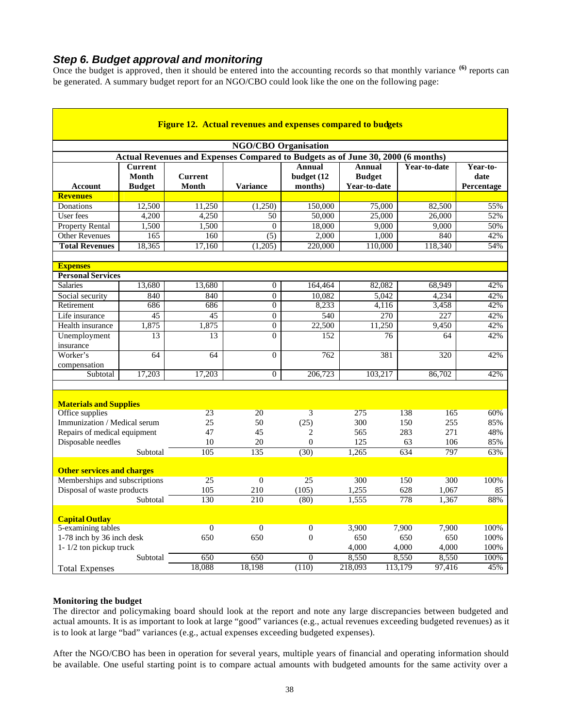## *Step 6. Budget approval and monitoring*

Once the budget is approved, then it should be entered into the accounting records so that monthly variance [(6)] reports can be generated. A summary budget report for an NGO/CBO could look like the one on the following page:

**Figure 12. Actual revenues and expenses compared to budgets**

**NGO/CBO Organisation**

**Actual Revenues and Expenses Compared to Budgets as of June 30, 2000 (6 months)**

| Account | Current Month Budget | Current Month | Variance | Annual budget (12 months) | Annual Budget Year-to-date | Year-to-date | Year-to-date Percentage |
|---|---|---|---|---|---|---|---|
| **Revenues** | | | | | | | |
| Donations | 12,500 | 11,250 | (1,250) | 150,000 | 75,000 | 82,500 | 55% |
| User fees | 4,200 | 4,250 | 50 | 50,000 | 25,000 | 26,000 | 52% |
| Property Rental | 1,500 | 1,500 | 0 | 18,000 | 9,000 | 9,000 | 50% |
| Other Revenues | 165 | 160 | (5) | 2,000 | 1,000 | 840 | 42% |
| **Total Revenues** | 18,365 | 17,160 | (1,205) | 220,000 | 110,000 | 118,340 | 54% |
| **Expenses** | | | | | | | |
| **Personal Services** | | | | | | | |
| Salaries | 13,680 | 13,680 | 0 | 164,464 | 82,082 | 68,949 | 42% |
| Social security | 840 | 840 | 0 | 10,082 | 5,042 | 4,234 | 42% |
| Retirement | 686 | 686 | 0 | 8,233 | 4,116 | 3,458 | 42% |
| Life insurance | 45 | 45 | 0 | 540 | 270 | 227 | 42% |
| Health insurance | 1,875 | 1,875 | 0 | 22,500 | 11,250 | 9,450 | 42% |
| Unemployment insurance | 13 | 13 | 0 | 152 | 76 | 64 | 42% |
| Worker's compensation | 64 | 64 | 0 | 762 | 381 | 320 | 42% |
| Subtotal | 17,203 | 17,203 | 0 | 206,723 | 103,217 | 86,702 | 42% |
| **Materials and Supplies** | | | | | | | |
| Office supplies | 23 | 20 | 3 | 275 | 138 | 165 | 60% |
| Immunization / Medical serum | 25 | 50 | (25) | 300 | 150 | 255 | 85% |
| Repairs of medical equipment | 47 | 45 | 2 | 565 | 283 | 271 | 48% |
| Disposable needles | 10 | 20 | 0 | 125 | 63 | 106 | 85% |
| Subtotal | 105 | 135 | (30) | 1,265 | 634 | 797 | 63% |
| **Other services and charges** | | | | | | | |
| Memberships and subscriptions | 25 | 0 | 25 | 300 | 150 | 300 | 100% |
| Disposal of waste products | 105 | 210 | (105) | 1,255 | 628 | 1,067 | 85 |
| Subtotal | 130 | 210 | (80) | 1,555 | 778 | 1,367 | 88% |
| **Capital Outlay** | | | | | | | |
| 5-examining tables | 0 | 0 | 0 | 3,900 | 7,900 | 7,900 | 100% |
| 1-78 inch by 36 inch desk | 650 | 650 | 0 | 650 | 650 | 650 | 100% |
| 1- 1/2 ton pickup truck | | | | 4,000 | 4,000 | 4,000 | 100% |
| Subtotal | 650 | 650 | 0 | 8,550 | 8,550 | 8,550 | 100% |
| Total Expenses | 18,088 | 18,198 | (110) | 218,093 | 113,179 | 97,416 | 45% |

**Monitoring the budget**

The director and policymaking board should look at the report and note any large discrepancies between budgeted and actual amounts. It is as important to look at large "good" variances (e.g., actual revenues exceeding budgeted revenues) as it is to look at large "bad" variances (e.g., actual expenses exceeding budgeted expenses).

After the NGO/CBO has been in operation for several years, multiple years of financial and operating information should be available. One useful starting point is to compare actual amounts with budgeted amounts for the same activity over a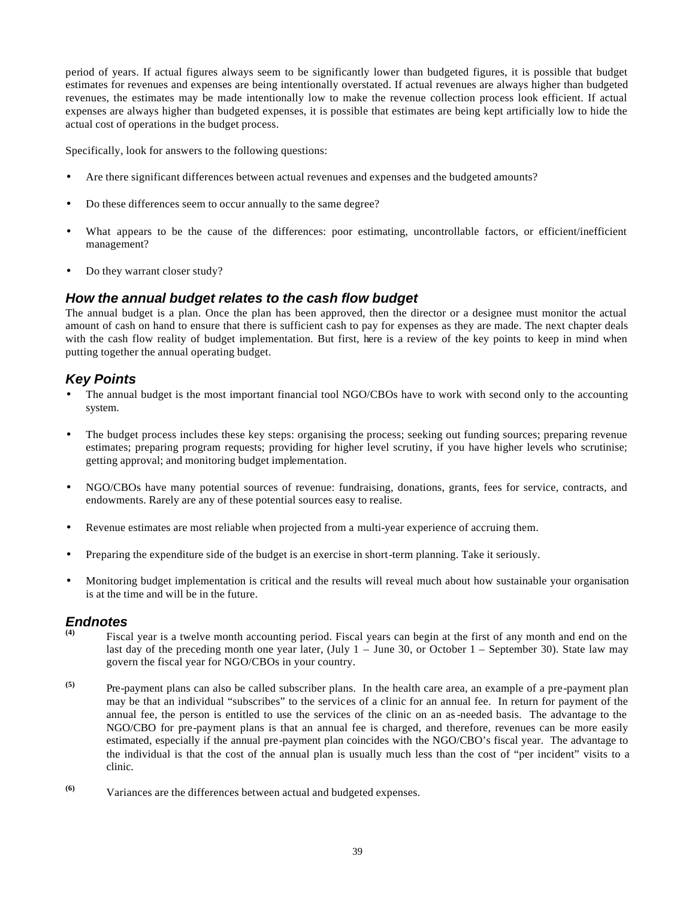period of years. If actual figures always seem to be significantly lower than budgeted figures, it is possible that budget estimates for revenues and expenses are being intentionally overstated. If actual revenues are always higher than budgeted revenues, the estimates may be made intentionally low to make the revenue collection process look efficient. If actual expenses are always higher than budgeted expenses, it is possible that estimates are being kept artificially low to hide the actual cost of operations in the budget process.

Specifically, look for answers to the following questions:

- Are there significant differences between actual revenues and expenses and the budgeted amounts?
- Do these differences seem to occur annually to the same degree?
- What appears to be the cause of the differences: poor estimating, uncontrollable factors, or efficient/inefficient management?
- Do they warrant closer study?

### How the annual budget relates to the cash flow budget

The annual budget is a plan. Once the plan has been approved, then the director or a designee must monitor the actual amount of cash on hand to ensure that there is sufficient cash to pay for expenses as they are made. The next chapter deals with the cash flow reality of budget implementation. But first, here is a review of the key points to keep in mind when putting together the annual operating budget.

### Key Points

- The annual budget is the most important financial tool NGO/CBOs have to work with second only to the accounting system.
- The budget process includes these key steps: organising the process; seeking out funding sources; preparing revenue estimates; preparing program requests; providing for higher level scrutiny, if you have higher levels who scrutinise; getting approval; and monitoring budget implementation.
- NGO/CBOs have many potential sources of revenue: fundraising, donations, grants, fees for service, contracts, and endowments. Rarely are any of these potential sources easy to realise.
- Revenue estimates are most reliable when projected from a multi-year experience of accruing them.
- Preparing the expenditure side of the budget is an exercise in short-term planning. Take it seriously.
- Monitoring budget implementation is critical and the results will reveal much about how sustainable your organisation is at the time and will be in the future.

### Endnotes

(4) Fiscal year is a twelve month accounting period. Fiscal years can begin at the first of any month and end on the last day of the preceding month one year later, (July 1 – June 30, or October 1 – September 30). State law may govern the fiscal year for NGO/CBOs in your country.

(5) Pre-payment plans can also be called subscriber plans. In the health care area, an example of a pre-payment plan may be that an individual "subscribes" to the services of a clinic for an annual fee. In return for payment of the annual fee, the person is entitled to use the services of the clinic on an as-needed basis. The advantage to the NGO/CBO for pre-payment plans is that an annual fee is charged, and therefore, revenues can be more easily estimated, especially if the annual pre-payment plan coincides with the NGO/CBO's fiscal year. The advantage to the individual is that the cost of the annual plan is usually much less than the cost of "per incident" visits to a clinic.

(6) Variances are the differences between actual and budgeted expenses.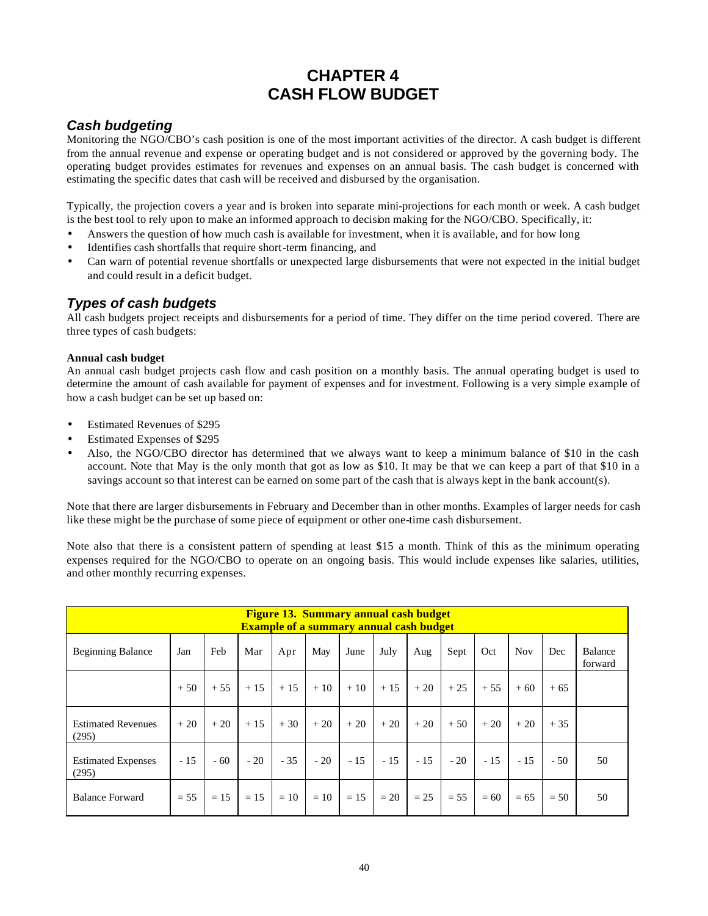# CHAPTER 4
# CASH FLOW BUDGET

## *Cash budgeting*

Monitoring the NGO/CBO's cash position is one of the most important activities of the director. A cash budget is different from the annual revenue and expense or operating budget and is not considered or approved by the governing body. The operating budget provides estimates for revenues and expenses on an annual basis. The cash budget is concerned with estimating the specific dates that cash will be received and disbursed by the organisation.

Typically, the projection covers a year and is broken into separate mini-projections for each month or week. A cash budget is the best tool to rely upon to make an informed approach to decision making for the NGO/CBO. Specifically, it:

- Answers the question of how much cash is available for investment, when it is available, and for how long
- Identifies cash shortfalls that require short-term financing, and
- Can warn of potential revenue shortfalls or unexpected large disbursements that were not expected in the initial budget and could result in a deficit budget.

## *Types of cash budgets*

All cash budgets project receipts and disbursements for a period of time. They differ on the time period covered. There are three types of cash budgets:

**Annual cash budget**

An annual cash budget projects cash flow and cash position on a monthly basis. The annual operating budget is used to determine the amount of cash available for payment of expenses and for investment. Following is a very simple example of how a cash budget can be set up based on:

- Estimated Revenues of $295
- Estimated Expenses of $295
- Also, the NGO/CBO director has determined that we always want to keep a minimum balance of $10 in the cash account. Note that May is the only month that got as low as $10. It may be that we can keep a part of that $10 in a savings account so that interest can be earned on some part of the cash that is always kept in the bank account(s).

Note that there are larger disbursements in February and December than in other months. Examples of larger needs for cash like these might be the purchase of some piece of equipment or other one-time cash disbursement.

Note also that there is a consistent pattern of spending at least $15 a month. Think of this as the minimum operating expenses required for the NGO/CBO to operate on an ongoing basis. This would include expenses like salaries, utilities, and other monthly recurring expenses.

**Figure 13. Summary annual cash budget**
**Example of a summary annual cash budget**

| Beginning Balance | Jan | Feb | Mar | Apr | May | June | July | Aug | Sept | Oct | Nov | Dec | Balance forward |
|---|---|---|---|---|---|---|---|---|---|---|---|---|---|
| | + 50 | + 55 | + 15 | + 15 | + 10 | + 10 | + 15 | + 20 | + 25 | + 55 | + 60 | + 65 | |
| Estimated Revenues (295) | + 20 | + 20 | + 15 | + 30 | + 20 | + 20 | + 20 | + 20 | + 50 | + 20 | + 20 | + 35 | |
| Estimated Expenses (295) | - 15 | - 60 | - 20 | - 35 | - 20 | - 15 | - 15 | - 15 | - 20 | - 15 | - 15 | - 50 | 50 |
| Balance Forward | = 55 | = 15 | = 15 | = 10 | = 10 | = 15 | = 20 | = 25 | = 55 | = 60 | = 65 | = 50 | 50 |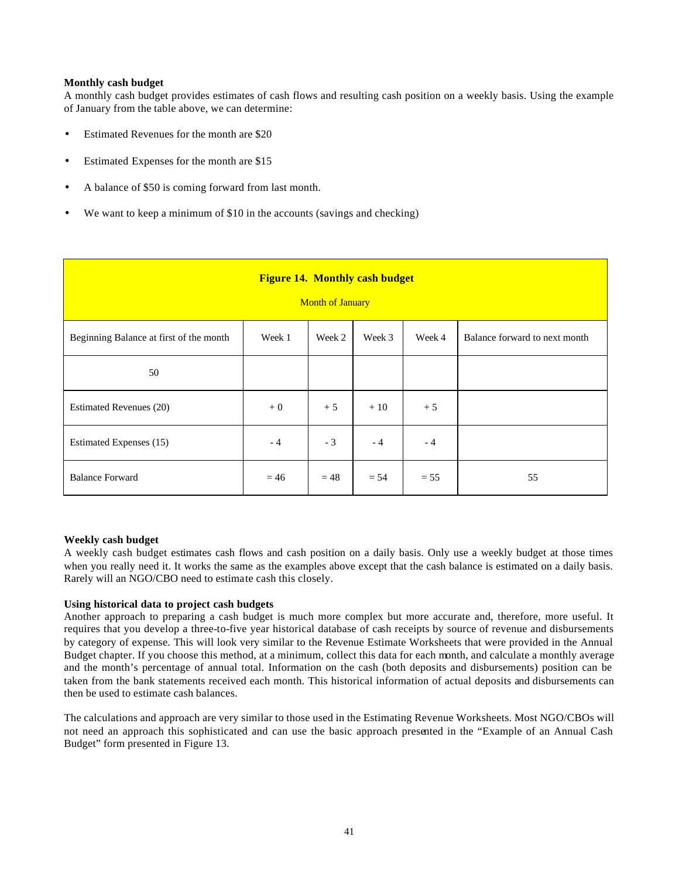**Monthly cash budget**

A monthly cash budget provides estimates of cash flows and resulting cash position on a weekly basis. Using the example of January from the table above, we can determine:

- Estimated Revenues for the month are $20
- Estimated Expenses for the month are $15
- A balance of $50 is coming forward from last month.
- We want to keep a minimum of $10 in the accounts (savings and checking)

**Figure 14. Monthly cash budget**

Month of January

| Beginning Balance at first of the month | Week 1 | Week 2 | Week 3 | Week 4 | Balance forward to next month |
|---|---|---|---|---|---|
| 50 | | | | | |
| Estimated Revenues (20) | + 0 | + 5 | + 10 | + 5 | |
| Estimated Expenses (15) | - 4 | - 3 | - 4 | - 4 | |
| Balance Forward | = 46 | = 48 | = 54 | = 55 | 55 |

**Weekly cash budget**

A weekly cash budget estimates cash flows and cash position on a daily basis. Only use a weekly budget at those times when you really need it. It works the same as the examples above except that the cash balance is estimated on a daily basis. Rarely will an NGO/CBO need to estimate cash this closely.

**Using historical data to project cash budgets**

Another approach to preparing a cash budget is much more complex but more accurate and, therefore, more useful. It requires that you develop a three-to-five year historical database of cash receipts by source of revenue and disbursements by category of expense. This will look very similar to the Revenue Estimate Worksheets that were provided in the Annual Budget chapter. If you choose this method, at a minimum, collect this data for each month, and calculate a monthly average and the month's percentage of annual total. Information on the cash (both deposits and disbursements) position can be taken from the bank statements received each month. This historical information of actual deposits and disbursements can then be used to estimate cash balances.

The calculations and approach are very similar to those used in the Estimating Revenue Worksheets. Most NGO/CBOs will not need an approach this sophisticated and can use the basic approach presented in the "Example of an Annual Cash Budget" form presented in Figure 13.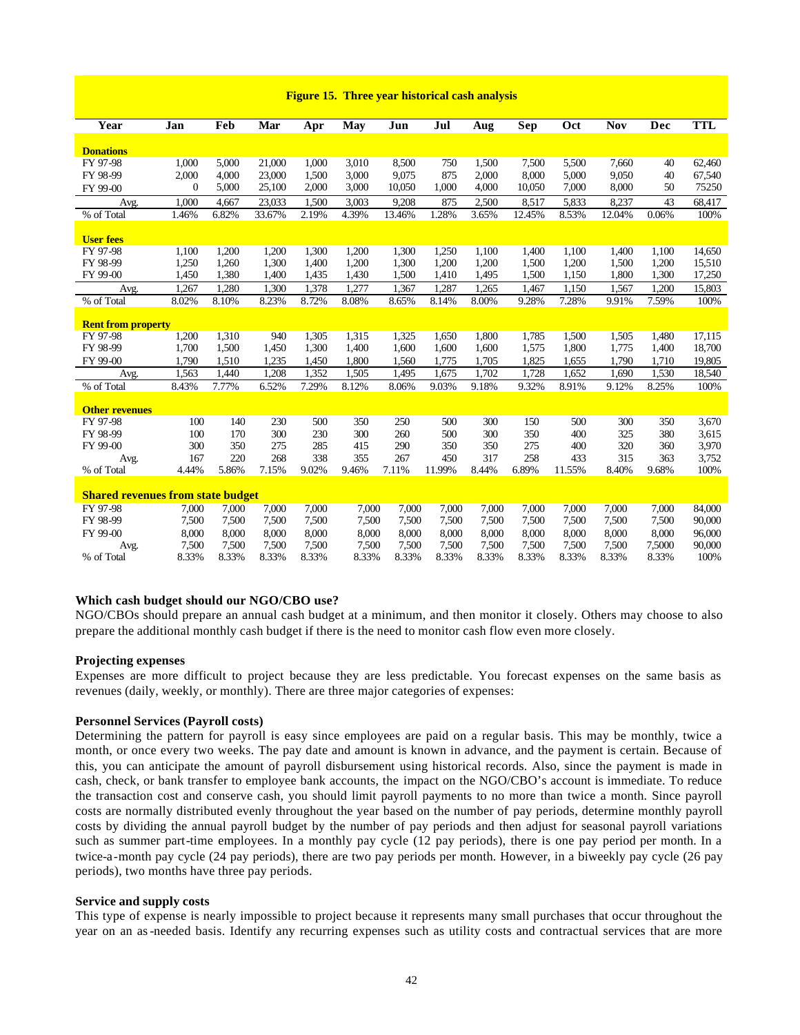**Figure 15. Three year historical cash analysis**

| Year | Jan | Feb | Mar | Apr | May | Jun | Jul | Aug | Sep | Oct | Nov | Dec | TTL |
|---|---|---|---|---|---|---|---|---|---|---|---|---|---|
| **Donations** | | | | | | | | | | | | | |
| FY 97-98 | 1,000 | 5,000 | 21,000 | 1,000 | 3,010 | 8,500 | 750 | 1,500 | 7,500 | 5,500 | 7,660 | 40 | 62,460 |
| FY 98-99 | 2,000 | 4,000 | 23,000 | 1,500 | 3,000 | 9,075 | 875 | 2,000 | 8,000 | 5,000 | 9,050 | 40 | 67,540 |
| FY 99-00 | 0 | 5,000 | 25,100 | 2,000 | 3,000 | 10,050 | 1,000 | 4,000 | 10,050 | 7,000 | 8,000 | 50 | 75250 |
| Avg. | 1,000 | 4,667 | 23,033 | 1,500 | 3,003 | 9,208 | 875 | 2,500 | 8,517 | 5,833 | 8,237 | 43 | 68,417 |
| % of Total | 1.46% | 6.82% | 33.67% | 2.19% | 4.39% | 13.46% | 1.28% | 3.65% | 12.45% | 8.53% | 12.04% | 0.06% | 100% |
| **User fees** | | | | | | | | | | | | | |
| FY 97-98 | 1,100 | 1,200 | 1,200 | 1,300 | 1,200 | 1,300 | 1,250 | 1,100 | 1,400 | 1,100 | 1,400 | 1,100 | 14,650 |
| FY 98-99 | 1,250 | 1,260 | 1,300 | 1,400 | 1,200 | 1,300 | 1,200 | 1,200 | 1,500 | 1,200 | 1,500 | 1,200 | 15,510 |
| FY 99-00 | 1,450 | 1,380 | 1,400 | 1,435 | 1,430 | 1,500 | 1,410 | 1,495 | 1,500 | 1,150 | 1,800 | 1,300 | 17,250 |
| Avg. | 1,267 | 1,280 | 1,300 | 1,378 | 1,277 | 1,367 | 1,287 | 1,265 | 1,467 | 1,150 | 1,567 | 1,200 | 15,803 |
| % of Total | 8.02% | 8.10% | 8.23% | 8.72% | 8.08% | 8.65% | 8.14% | 8.00% | 9.28% | 7.28% | 9.91% | 7.59% | 100% |
| **Rent from property** | | | | | | | | | | | | | |
| FY 97-98 | 1,200 | 1,310 | 940 | 1,305 | 1,315 | 1,325 | 1,650 | 1,800 | 1,785 | 1,500 | 1,505 | 1,480 | 17,115 |
| FY 98-99 | 1,700 | 1,500 | 1,450 | 1,300 | 1,400 | 1,600 | 1,600 | 1,600 | 1,575 | 1,800 | 1,775 | 1,400 | 18,700 |
| FY 99-00 | 1,790 | 1,510 | 1,235 | 1,450 | 1,800 | 1,560 | 1,775 | 1,705 | 1,825 | 1,655 | 1,790 | 1,710 | 19,805 |
| Avg. | 1,563 | 1,440 | 1,208 | 1,352 | 1,505 | 1,495 | 1,675 | 1,702 | 1,728 | 1,652 | 1,690 | 1,530 | 18,540 |
| % of Total | 8.43% | 7.77% | 6.52% | 7.29% | 8.12% | 8.06% | 9.03% | 9.18% | 9.32% | 8.91% | 9.12% | 8.25% | 100% |
| **Other revenues** | | | | | | | | | | | | | |
| FY 97-98 | 100 | 140 | 230 | 500 | 350 | 250 | 500 | 300 | 150 | 500 | 300 | 350 | 3,670 |
| FY 98-99 | 100 | 170 | 300 | 230 | 300 | 260 | 500 | 300 | 350 | 400 | 325 | 380 | 3,615 |
| FY 99-00 | 300 | 350 | 275 | 285 | 415 | 290 | 350 | 350 | 275 | 400 | 320 | 360 | 3,970 |
| Avg. | 167 | 220 | 268 | 338 | 355 | 267 | 450 | 317 | 258 | 433 | 315 | 363 | 3,752 |
| % of Total | 4.44% | 5.86% | 7.15% | 9.02% | 9.46% | 7.11% | 11.99% | 8.44% | 6.89% | 11.55% | 8.40% | 9.68% | 100% |
| **Shared revenues from state budget** | | | | | | | | | | | | | |
| FY 97-98 | 7,000 | 7,000 | 7,000 | 7,000 | 7,000 | 7,000 | 7,000 | 7,000 | 7,000 | 7,000 | 7,000 | 7,000 | 84,000 |
| FY 98-99 | 7,500 | 7,500 | 7,500 | 7,500 | 7,500 | 7,500 | 7,500 | 7,500 | 7,500 | 7,500 | 7,500 | 7,500 | 90,000 |
| FY 99-00 | 8,000 | 8,000 | 8,000 | 8,000 | 8,000 | 8,000 | 8,000 | 8,000 | 8,000 | 8,000 | 8,000 | 8,000 | 96,000 |
| Avg. | 7,500 | 7,500 | 7,500 | 7,500 | 7,500 | 7,500 | 7,500 | 7,500 | 7,500 | 7,500 | 7,500 | 7,5000 | 90,000 |
| % of Total | 8.33% | 8.33% | 8.33% | 8.33% | 8.33% | 8.33% | 8.33% | 8.33% | 8.33% | 8.33% | 8.33% | 8.33% | 100% |

**Which cash budget should our NGO/CBO use?**

NGO/CBOs should prepare an annual cash budget at a minimum, and then monitor it closely. Others may choose to also prepare the additional monthly cash budget if there is the need to monitor cash flow even more closely.

**Projecting expenses**

Expenses are more difficult to project because they are less predictable. You forecast expenses on the same basis as revenues (daily, weekly, or monthly). There are three major categories of expenses:

**Personnel Services (Payroll costs)**

Determining the pattern for payroll is easy since employees are paid on a regular basis. This may be monthly, twice a month, or once every two weeks. The pay date and amount is known in advance, and the payment is certain. Because of this, you can anticipate the amount of payroll disbursement using historical records. Also, since the payment is made in cash, check, or bank transfer to employee bank accounts, the impact on the NGO/CBO's account is immediate. To reduce the transaction cost and conserve cash, you should limit payroll payments to no more than twice a month. Since payroll costs are normally distributed evenly throughout the year based on the number of pay periods, determine monthly payroll costs by dividing the annual payroll budget by the number of pay periods and then adjust for seasonal payroll variations such as summer part-time employees. In a monthly pay cycle (12 pay periods), there is one pay period per month. In a twice-a-month pay cycle (24 pay periods), there are two pay periods per month. However, in a biweekly pay cycle (26 pay periods), two months have three pay periods.

**Service and supply costs**

This type of expense is nearly impossible to project because it represents many small purchases that occur throughout the year on an as-needed basis. Identify any recurring expenses such as utility costs and contractual services that are more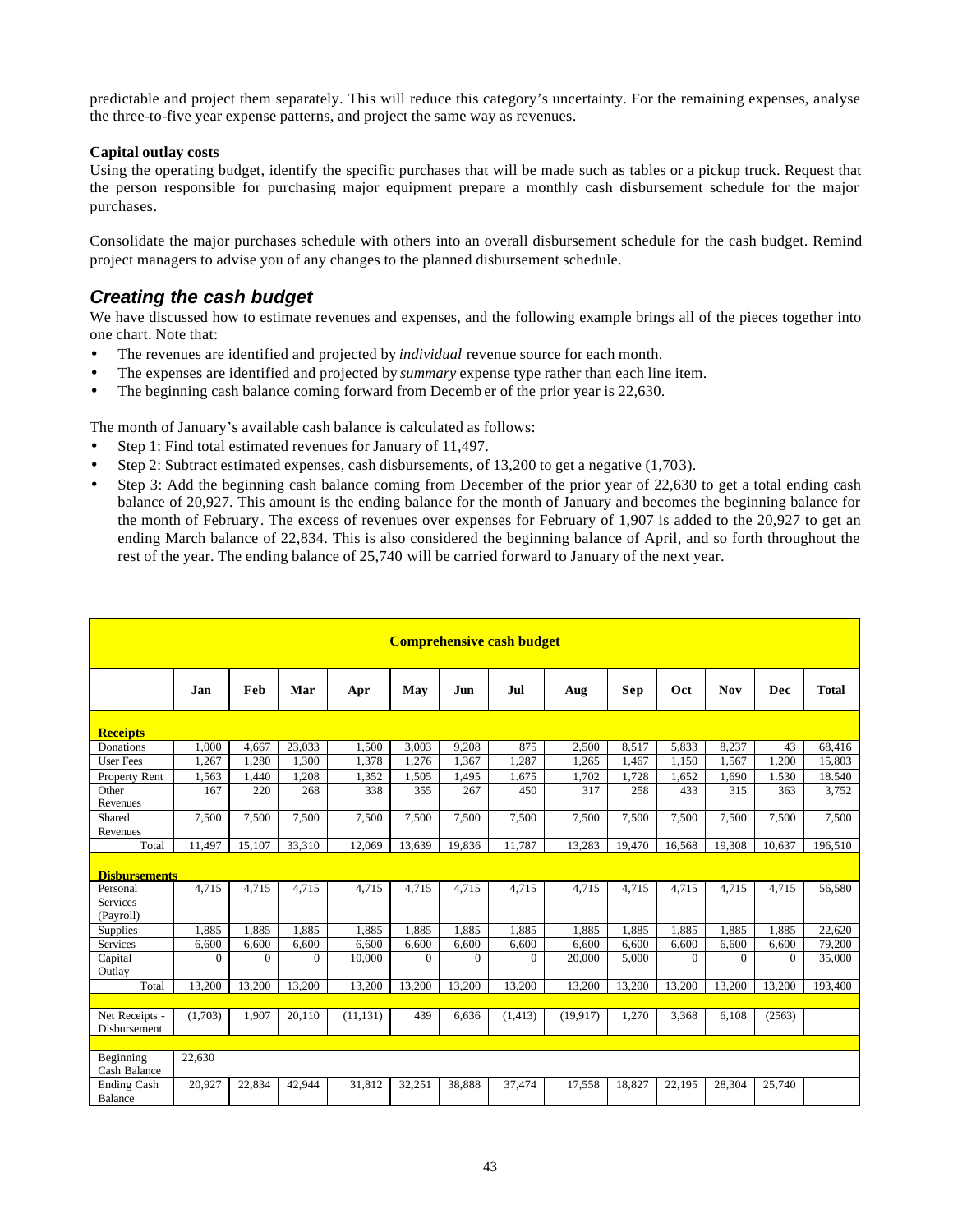predictable and project them separately. This will reduce this category's uncertainty. For the remaining expenses, analyse the three-to-five year expense patterns, and project the same way as revenues.

**Capital outlay costs**

Using the operating budget, identify the specific purchases that will be made such as tables or a pickup truck. Request that the person responsible for purchasing major equipment prepare a monthly cash disbursement schedule for the major purchases.

Consolidate the major purchases schedule with others into an overall disbursement schedule for the cash budget. Remind project managers to advise you of any changes to the planned disbursement schedule.

## *Creating the cash budget*

We have discussed how to estimate revenues and expenses, and the following example brings all of the pieces together into one chart. Note that:

- The revenues are identified and projected by *individual* revenue source for each month.
- The expenses are identified and projected by *summary* expense type rather than each line item.
- The beginning cash balance coming forward from Decemb er of the prior year is 22,630.

The month of January's available cash balance is calculated as follows:

- Step 1: Find total estimated revenues for January of 11,497.
- Step 2: Subtract estimated expenses, cash disbursements, of 13,200 to get a negative (1,703).
- Step 3: Add the beginning cash balance coming from December of the prior year of 22,630 to get a total ending cash balance of 20,927. This amount is the ending balance for the month of January and becomes the beginning balance for the month of February. The excess of revenues over expenses for February of 1,907 is added to the 20,927 to get an ending March balance of 22,834. This is also considered the beginning balance of April, and so forth throughout the rest of the year. The ending balance of 25,740 will be carried forward to January of the next year.

| **Comprehensive cash budget** | | | | | | | | | | | | | |
|---|---|---|---|---|---|---|---|---|---|---|---|---|---|
| | **Jan** | **Feb** | **Mar** | **Apr** | **May** | **Jun** | **Jul** | **Aug** | **Sep** | **Oct** | **Nov** | **Dec** | **Total** |
| **Receipts** | | | | | | | | | | | | | |
| Donations | 1,000 | 4,667 | 23,033 | 1,500 | 3,003 | 9,208 | 875 | 2,500 | 8,517 | 5,833 | 8,237 | 43 | 68,416 |
| User Fees | 1,267 | 1,280 | 1,300 | 1,378 | 1,276 | 1,367 | 1,287 | 1,265 | 1,467 | 1,150 | 1,567 | 1,200 | 15,803 |
| Property Rent | 1,563 | 1,440 | 1,208 | 1,352 | 1,505 | 1,495 | 1.675 | 1,702 | 1,728 | 1,652 | 1,690 | 1.530 | 18.540 |
| Other Revenues | 167 | 220 | 268 | 338 | 355 | 267 | 450 | 317 | 258 | 433 | 315 | 363 | 3,752 |
| Shared Revenues | 7,500 | 7,500 | 7,500 | 7,500 | 7,500 | 7,500 | 7,500 | 7,500 | 7,500 | 7,500 | 7,500 | 7,500 | 7,500 |
| Total | 11,497 | 15,107 | 33,310 | 12,069 | 13,639 | 19,836 | 11,787 | 13,283 | 19,470 | 16,568 | 19,308 | 10,637 | 196,510 |
| **Disbursements** | | | | | | | | | | | | | |
| Personal Services (Payroll) | 4,715 | 4,715 | 4,715 | 4,715 | 4,715 | 4,715 | 4,715 | 4,715 | 4,715 | 4,715 | 4,715 | 4,715 | 56,580 |
| Supplies | 1,885 | 1,885 | 1,885 | 1,885 | 1,885 | 1,885 | 1,885 | 1,885 | 1,885 | 1,885 | 1,885 | 1,885 | 22,620 |
| Services | 6,600 | 6,600 | 6,600 | 6,600 | 6,600 | 6,600 | 6,600 | 6,600 | 6,600 | 6,600 | 6,600 | 6,600 | 79,200 |
| Capital Outlay | 0 | 0 | 0 | 10,000 | 0 | 0 | 0 | 20,000 | 5,000 | 0 | 0 | 0 | 35,000 |
| Total | 13,200 | 13,200 | 13,200 | 13,200 | 13,200 | 13,200 | 13,200 | 13,200 | 13,200 | 13,200 | 13,200 | 13,200 | 193,400 |
| Net Receipts - Disbursement | (1,703) | 1,907 | 20,110 | (11,131) | 439 | 6,636 | (1,413) | (19,917) | 1,270 | 3,368 | 6,108 | (2563) | |
| Beginning Cash Balance | 22,630 | | | | | | | | | | | | |
| Ending Cash Balance | 20,927 | 22,834 | 42,944 | 31,812 | 32,251 | 38,888 | 37,474 | 17,558 | 18,827 | 22,195 | 28,304 | 25,740 | |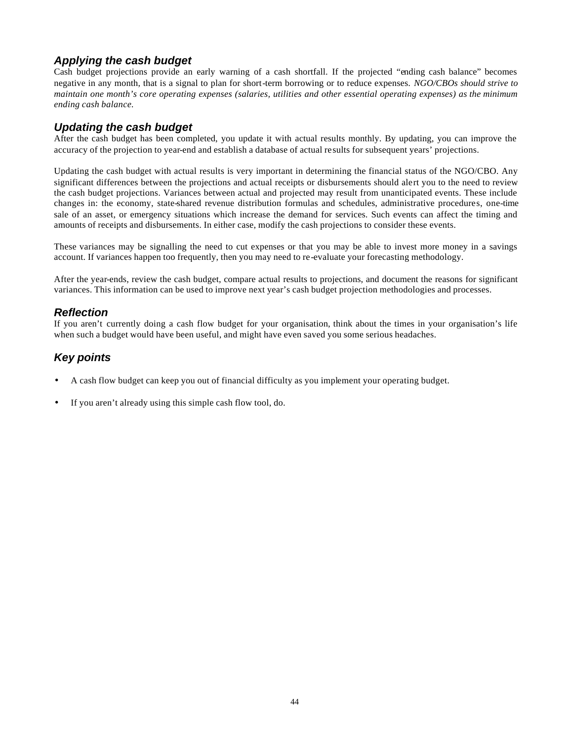### *Applying the cash budget*

Cash budget projections provide an early warning of a cash shortfall. If the projected "ending cash balance" becomes negative in any month, that is a signal to plan for short-term borrowing or to reduce expenses. *NGO/CBOs should strive to maintain one month's core operating expenses (salaries, utilities and other essential operating expenses) as the minimum ending cash balance.*

### *Updating the cash budget*

After the cash budget has been completed, you update it with actual results monthly. By updating, you can improve the accuracy of the projection to year-end and establish a database of actual results for subsequent years' projections.

Updating the cash budget with actual results is very important in determining the financial status of the NGO/CBO. Any significant differences between the projections and actual receipts or disbursements should alert you to the need to review the cash budget projections. Variances between actual and projected may result from unanticipated events. These include changes in: the economy, state-shared revenue distribution formulas and schedules, administrative procedures, one-time sale of an asset, or emergency situations which increase the demand for services. Such events can affect the timing and amounts of receipts and disbursements. In either case, modify the cash projections to consider these events.

These variances may be signalling the need to cut expenses or that you may be able to invest more money in a savings account. If variances happen too frequently, then you may need to re-evaluate your forecasting methodology.

After the year-ends, review the cash budget, compare actual results to projections, and document the reasons for significant variances. This information can be used to improve next year's cash budget projection methodologies and processes.

### *Reflection*

If you aren't currently doing a cash flow budget for your organisation, think about the times in your organisation's life when such a budget would have been useful, and might have even saved you some serious headaches.

### *Key points*

- A cash flow budget can keep you out of financial difficulty as you implement your operating budget.
- If you aren't already using this simple cash flow tool, do.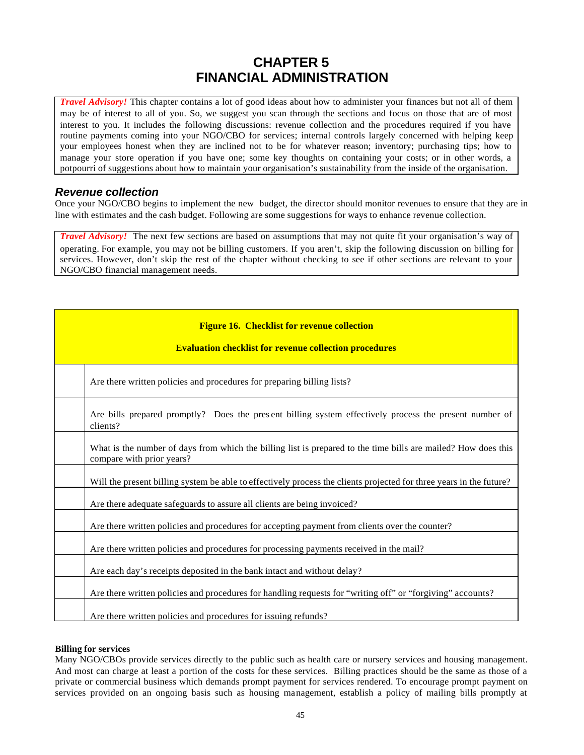# CHAPTER 5
# FINANCIAL ADMINISTRATION

***Travel Advisory!*** This chapter contains a lot of good ideas about how to administer your finances but not all of them may be of interest to all of you. So, we suggest you scan through the sections and focus on those that are of most interest to you. It includes the following discussions: revenue collection and the procedures required if you have routine payments coming into your NGO/CBO for services; internal controls largely concerned with helping keep your employees honest when they are inclined not to be for whatever reason; inventory; purchasing tips; how to manage your store operation if you have one; some key thoughts on containing your costs; or in other words, a potpourri of suggestions about how to maintain your organisation's sustainability from the inside of the organisation.

## *Revenue collection*

Once your NGO/CBO begins to implement the new budget, the director should monitor revenues to ensure that they are in line with estimates and the cash budget. Following are some suggestions for ways to enhance revenue collection.

***Travel Advisory!*** The next few sections are based on assumptions that may not quite fit your organisation's way of operating. For example, you may not be billing customers. If you aren't, skip the following discussion on billing for services. However, don't skip the rest of the chapter without checking to see if other sections are relevant to your NGO/CBO financial management needs.

**Figure 16. Checklist for revenue collection**

| | **Evaluation checklist for revenue collection procedures** |
|---|---|
| | Are there written policies and procedures for preparing billing lists? |
| | Are bills prepared promptly? Does the present billing system effectively process the present number of clients? |
| | What is the number of days from which the billing list is prepared to the time bills are mailed? How does this compare with prior years? |
| | Will the present billing system be able to effectively process the clients projected for three years in the future? |
| | Are there adequate safeguards to assure all clients are being invoiced? |
| | Are there written policies and procedures for accepting payment from clients over the counter? |
| | Are there written policies and procedures for processing payments received in the mail? |
| | Are each day's receipts deposited in the bank intact and without delay? |
| | Are there written policies and procedures for handling requests for "writing off" or "forgiving" accounts? |
| | Are there written policies and procedures for issuing refunds? |

**Billing for services**

Many NGO/CBOs provide services directly to the public such as health care or nursery services and housing management. And most can charge at least a portion of the costs for these services. Billing practices should be the same as those of a private or commercial business which demands prompt payment for services rendered. To encourage prompt payment on services provided on an ongoing basis such as housing management, establish a policy of mailing bills promptly at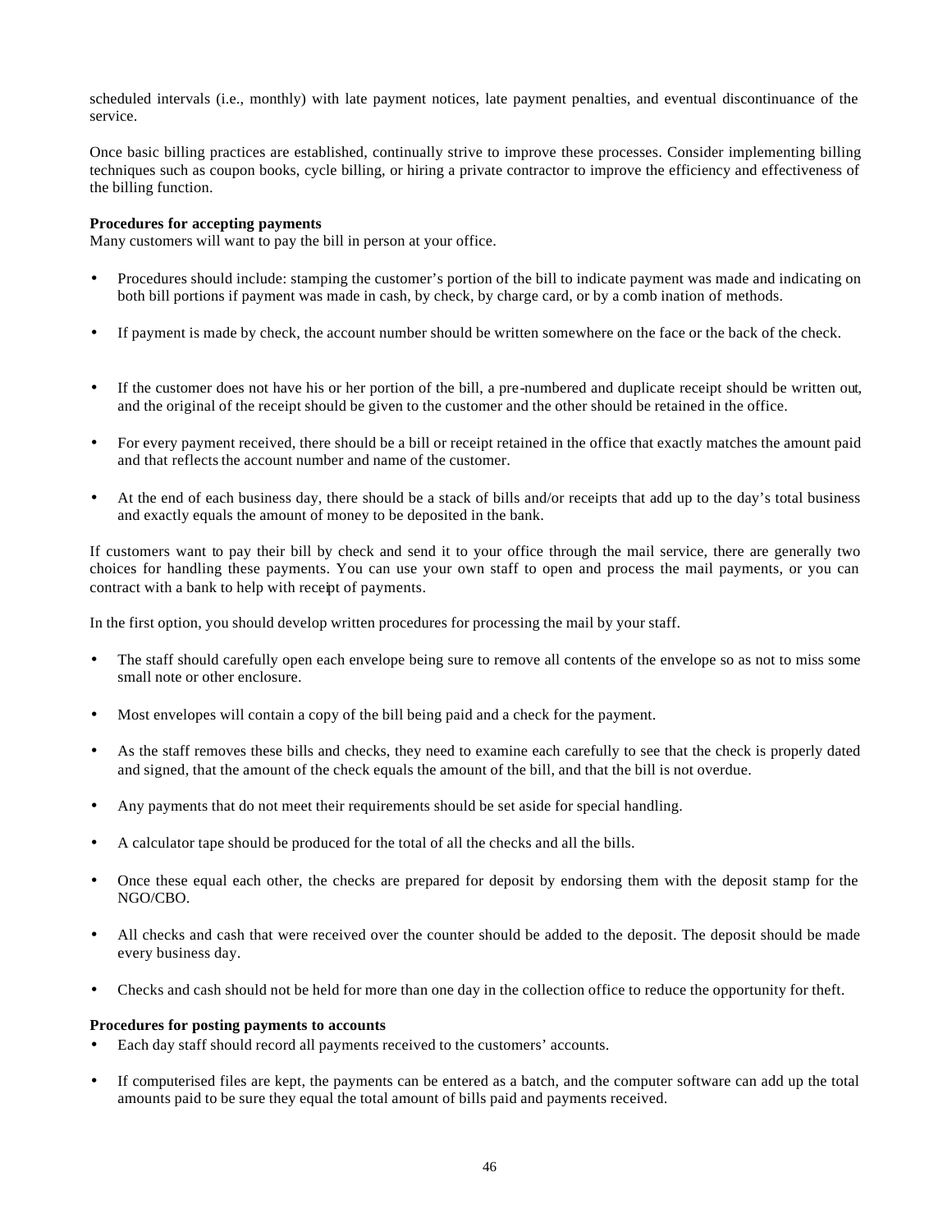scheduled intervals (i.e., monthly) with late payment notices, late payment penalties, and eventual discontinuance of the service.

Once basic billing practices are established, continually strive to improve these processes. Consider implementing billing techniques such as coupon books, cycle billing, or hiring a private contractor to improve the efficiency and effectiveness of the billing function.

**Procedures for accepting payments**

Many customers will want to pay the bill in person at your office.

- Procedures should include: stamping the customer's portion of the bill to indicate payment was made and indicating on both bill portions if payment was made in cash, by check, by charge card, or by a comb ination of methods.
- If payment is made by check, the account number should be written somewhere on the face or the back of the check.
- If the customer does not have his or her portion of the bill, a pre-numbered and duplicate receipt should be written out, and the original of the receipt should be given to the customer and the other should be retained in the office.
- For every payment received, there should be a bill or receipt retained in the office that exactly matches the amount paid and that reflects the account number and name of the customer.
- At the end of each business day, there should be a stack of bills and/or receipts that add up to the day's total business and exactly equals the amount of money to be deposited in the bank.

If customers want to pay their bill by check and send it to your office through the mail service, there are generally two choices for handling these payments. You can use your own staff to open and process the mail payments, or you can contract with a bank to help with receipt of payments.

In the first option, you should develop written procedures for processing the mail by your staff.

- The staff should carefully open each envelope being sure to remove all contents of the envelope so as not to miss some small note or other enclosure.
- Most envelopes will contain a copy of the bill being paid and a check for the payment.
- As the staff removes these bills and checks, they need to examine each carefully to see that the check is properly dated and signed, that the amount of the check equals the amount of the bill, and that the bill is not overdue.
- Any payments that do not meet their requirements should be set aside for special handling.
- A calculator tape should be produced for the total of all the checks and all the bills.
- Once these equal each other, the checks are prepared for deposit by endorsing them with the deposit stamp for the NGO/CBO.
- All checks and cash that were received over the counter should be added to the deposit. The deposit should be made every business day.
- Checks and cash should not be held for more than one day in the collection office to reduce the opportunity for theft.

**Procedures for posting payments to accounts**

- Each day staff should record all payments received to the customers' accounts.
- If computerised files are kept, the payments can be entered as a batch, and the computer software can add up the total amounts paid to be sure they equal the total amount of bills paid and payments received.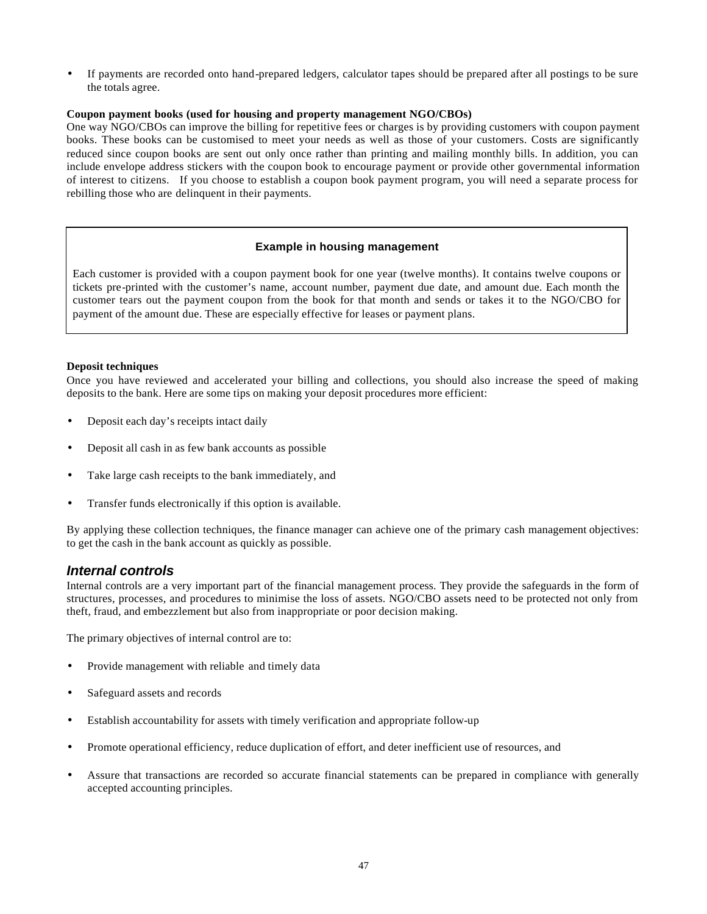- If payments are recorded onto hand-prepared ledgers, calculator tapes should be prepared after all postings to be sure the totals agree.

**Coupon payment books (used for housing and property management NGO/CBOs)**
One way NGO/CBOs can improve the billing for repetitive fees or charges is by providing customers with coupon payment books. These books can be customised to meet your needs as well as those of your customers. Costs are significantly reduced since coupon books are sent out only once rather than printing and mailing monthly bills. In addition, you can include envelope address stickers with the coupon book to encourage payment or provide other governmental information of interest to citizens. If you choose to establish a coupon book payment program, you will need a separate process for rebilling those who are delinquent in their payments.

> **Example in housing management**
>
> Each customer is provided with a coupon payment book for one year (twelve months). It contains twelve coupons or tickets pre-printed with the customer's name, account number, payment due date, and amount due. Each month the customer tears out the payment coupon from the book for that month and sends or takes it to the NGO/CBO for payment of the amount due. These are especially effective for leases or payment plans.

**Deposit techniques**
Once you have reviewed and accelerated your billing and collections, you should also increase the speed of making deposits to the bank. Here are some tips on making your deposit procedures more efficient:

- Deposit each day's receipts intact daily
- Deposit all cash in as few bank accounts as possible
- Take large cash receipts to the bank immediately, and
- Transfer funds electronically if this option is available.

By applying these collection techniques, the finance manager can achieve one of the primary cash management objectives: to get the cash in the bank account as quickly as possible.

## *Internal controls*

Internal controls are a very important part of the financial management process. They provide the safeguards in the form of structures, processes, and procedures to minimise the loss of assets. NGO/CBO assets need to be protected not only from theft, fraud, and embezzlement but also from inappropriate or poor decision making.

The primary objectives of internal control are to:

- Provide management with reliable and timely data
- Safeguard assets and records
- Establish accountability for assets with timely verification and appropriate follow-up
- Promote operational efficiency, reduce duplication of effort, and deter inefficient use of resources, and
- Assure that transactions are recorded so accurate financial statements can be prepared in compliance with generally accepted accounting principles.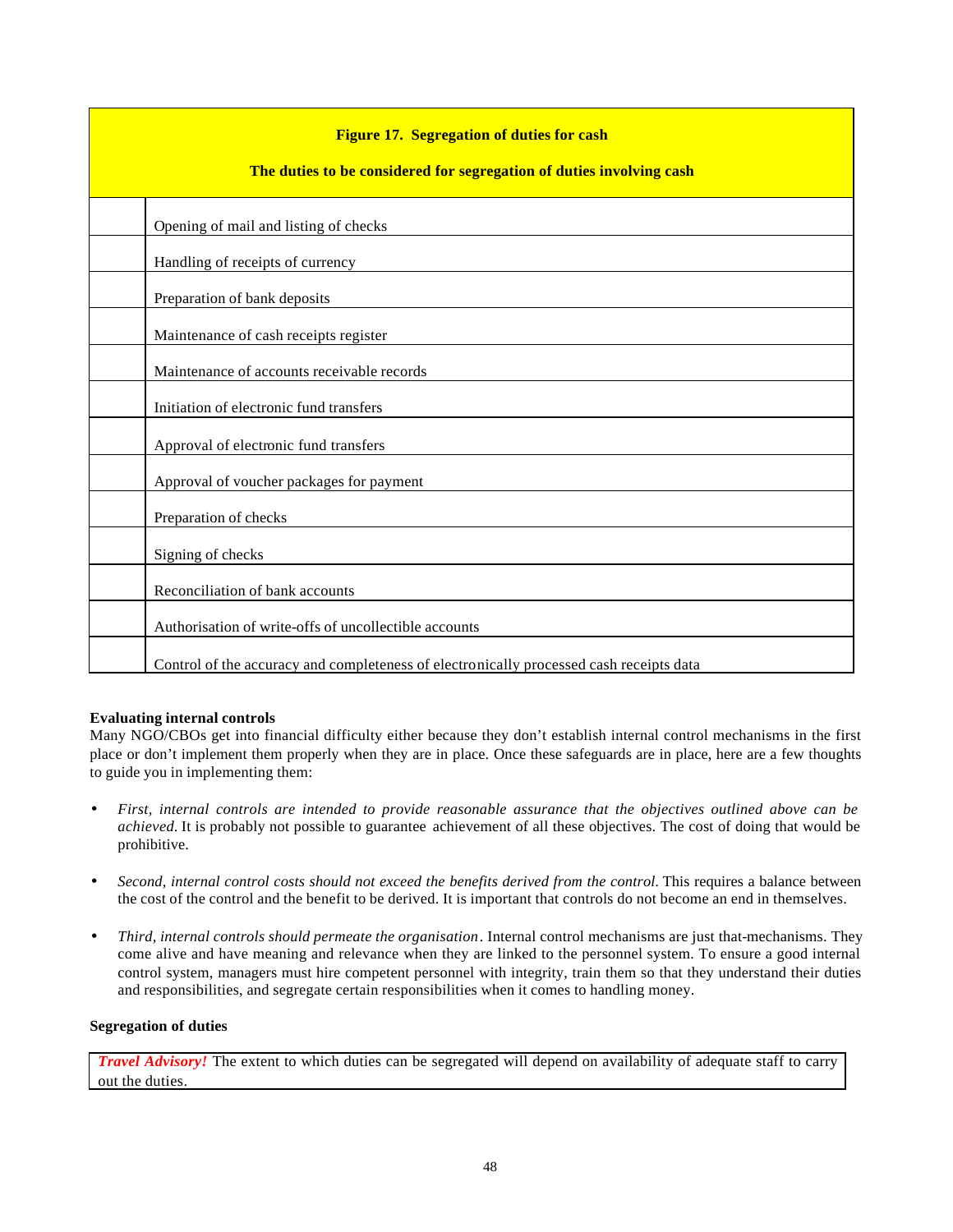| | Figure 17. Segregation of duties for cash<br><br>The duties to be considered for segregation of duties involving cash |
|---|---|
| | Opening of mail and listing of checks |
| | Handling of receipts of currency |
| | Preparation of bank deposits |
| | Maintenance of cash receipts register |
| | Maintenance of accounts receivable records |
| | Initiation of electronic fund transfers |
| | Approval of electronic fund transfers |
| | Approval of voucher packages for payment |
| | Preparation of checks |
| | Signing of checks |
| | Reconciliation of bank accounts |
| | Authorisation of write-offs of uncollectible accounts |
| | Control of the accuracy and completeness of electronically processed cash receipts data |

**Evaluating internal controls**

Many NGO/CBOs get into financial difficulty either because they don't establish internal control mechanisms in the first place or don't implement them properly when they are in place. Once these safeguards are in place, here are a few thoughts to guide you in implementing them:

- *First, internal controls are intended to provide reasonable assurance that the objectives outlined above can be achieved.* It is probably not possible to guarantee achievement of all these objectives. The cost of doing that would be prohibitive.

- *Second, internal control costs should not exceed the benefits derived from the control.* This requires a balance between the cost of the control and the benefit to be derived. It is important that controls do not become an end in themselves.

- *Third, internal controls should permeate the organisation.* Internal control mechanisms are just that-mechanisms. They come alive and have meaning and relevance when they are linked to the personnel system. To ensure a good internal control system, managers must hire competent personnel with integrity, train them so that they understand their duties and responsibilities, and segregate certain responsibilities when it comes to handling money.

**Segregation of duties**

***Travel Advisory!*** The extent to which duties can be segregated will depend on availability of adequate staff to carry out the duties.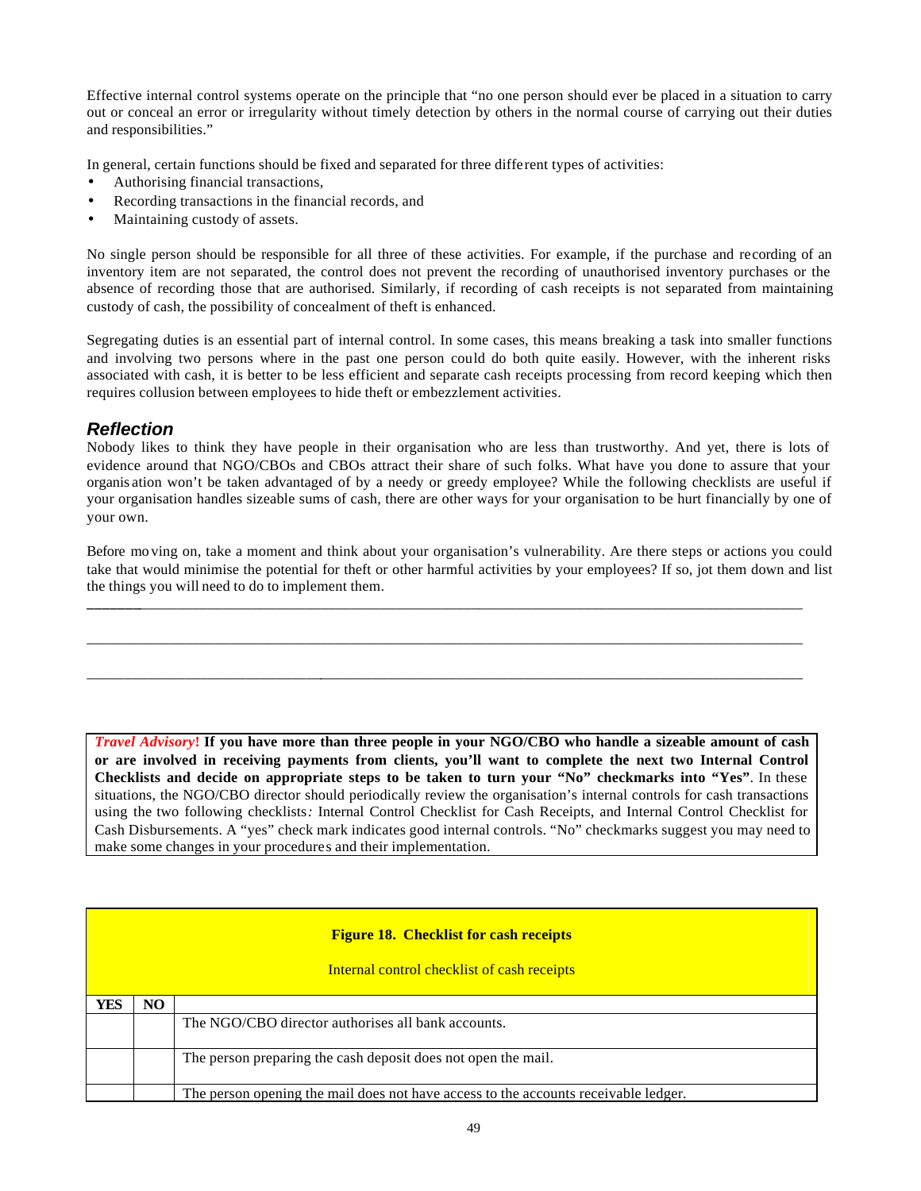Effective internal control systems operate on the principle that "no one person should ever be placed in a situation to carry out or conceal an error or irregularity without timely detection by others in the normal course of carrying out their duties and responsibilities."

In general, certain functions should be fixed and separated for three different types of activities:

- Authorising financial transactions,
- Recording transactions in the financial records, and
- Maintaining custody of assets.

No single person should be responsible for all three of these activities. For example, if the purchase and recording of an inventory item are not separated, the control does not prevent the recording of unauthorised inventory purchases or the absence of recording those that are authorised. Similarly, if recording of cash receipts is not separated from maintaining custody of cash, the possibility of concealment of theft is enhanced.

Segregating duties is an essential part of internal control. In some cases, this means breaking a task into smaller functions and involving two persons where in the past one person could do both quite easily. However, with the inherent risks associated with cash, it is better to be less efficient and separate cash receipts processing from record keeping which then requires collusion between employees to hide theft or embezzlement activities.

### *Reflection*

Nobody likes to think they have people in their organisation who are less than trustworthy. And yet, there is lots of evidence around that NGO/CBOs and CBOs attract their share of such folks. What have you done to assure that your organisation won't be taken advantaged of by a needy or greedy employee? While the following checklists are useful if your organisation handles sizeable sums of cash, there are other ways for your organisation to be hurt financially by one of your own.

Before moving on, take a moment and think about your organisation's vulnerability. Are there steps or actions you could take that would minimise the potential for theft or other harmful activities by your employees? If so, jot them down and list the things you will need to do to implement them.

______________________________________________________________________________

______________________________________________________________________________

______________________________________________________________________________

> *Travel Advisory*! **If you have more than three people in your NGO/CBO who handle a sizeable amount of cash or are involved in receiving payments from clients, you'll want to complete the next two Internal Control Checklists and decide on appropriate steps to be taken to turn your "No" checkmarks into "Yes"**. In these situations, the NGO/CBO director should periodically review the organisation's internal controls for cash transactions using the two following checklists*:* Internal Control Checklist for Cash Receipts, and Internal Control Checklist for Cash Disbursements. A "yes" check mark indicates good internal controls. "No" checkmarks suggest you may need to make some changes in your procedures and their implementation.

**Figure 18. Checklist for cash receipts**

Internal control checklist of cash receipts

| YES | NO | |
|---|---|---|
| | | The NGO/CBO director authorises all bank accounts. |
| | | The person preparing the cash deposit does not open the mail. |
| | | The person opening the mail does not have access to the accounts receivable ledger. |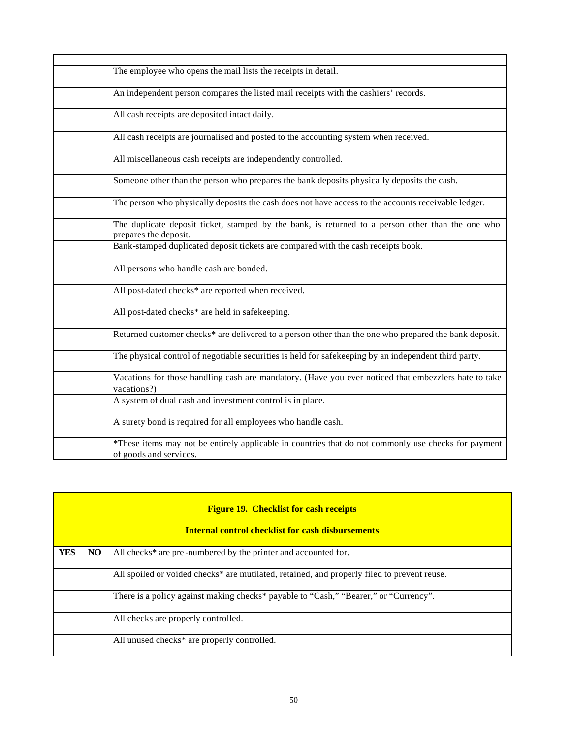| | | |
|---|---|---|
| | | The employee who opens the mail lists the receipts in detail. |
| | | An independent person compares the listed mail receipts with the cashiers' records. |
| | | All cash receipts are deposited intact daily. |
| | | All cash receipts are journalised and posted to the accounting system when received. |
| | | All miscellaneous cash receipts are independently controlled. |
| | | Someone other than the person who prepares the bank deposits physically deposits the cash. |
| | | The person who physically deposits the cash does not have access to the accounts receivable ledger. |
| | | The duplicate deposit ticket, stamped by the bank, is returned to a person other than the one who prepares the deposit. |
| | | Bank-stamped duplicated deposit tickets are compared with the cash receipts book. |
| | | All persons who handle cash are bonded. |
| | | All post-dated checks* are reported when received. |
| | | All post-dated checks* are held in safekeeping. |
| | | Returned customer checks* are delivered to a person other than the one who prepared the bank deposit. |
| | | The physical control of negotiable securities is held for safekeeping by an independent third party. |
| | | Vacations for those handling cash are mandatory. (Have you ever noticed that embezzlers hate to take vacations?) |
| | | A system of dual cash and investment control is in place. |
| | | A surety bond is required for all employees who handle cash. |
| | | *These items may not be entirely applicable in countries that do not commonly use checks for payment of goods and services. |

**Figure 19. Checklist for cash receipts**

**Internal control checklist for cash disbursements**

| YES | NO | |
|---|---|---|
| | | All checks* are pre-numbered by the printer and accounted for. |
| | | All spoiled or voided checks* are mutilated, retained, and properly filed to prevent reuse. |
| | | There is a policy against making checks* payable to "Cash," "Bearer," or "Currency". |
| | | All checks are properly controlled. |
| | | All unused checks* are properly controlled. |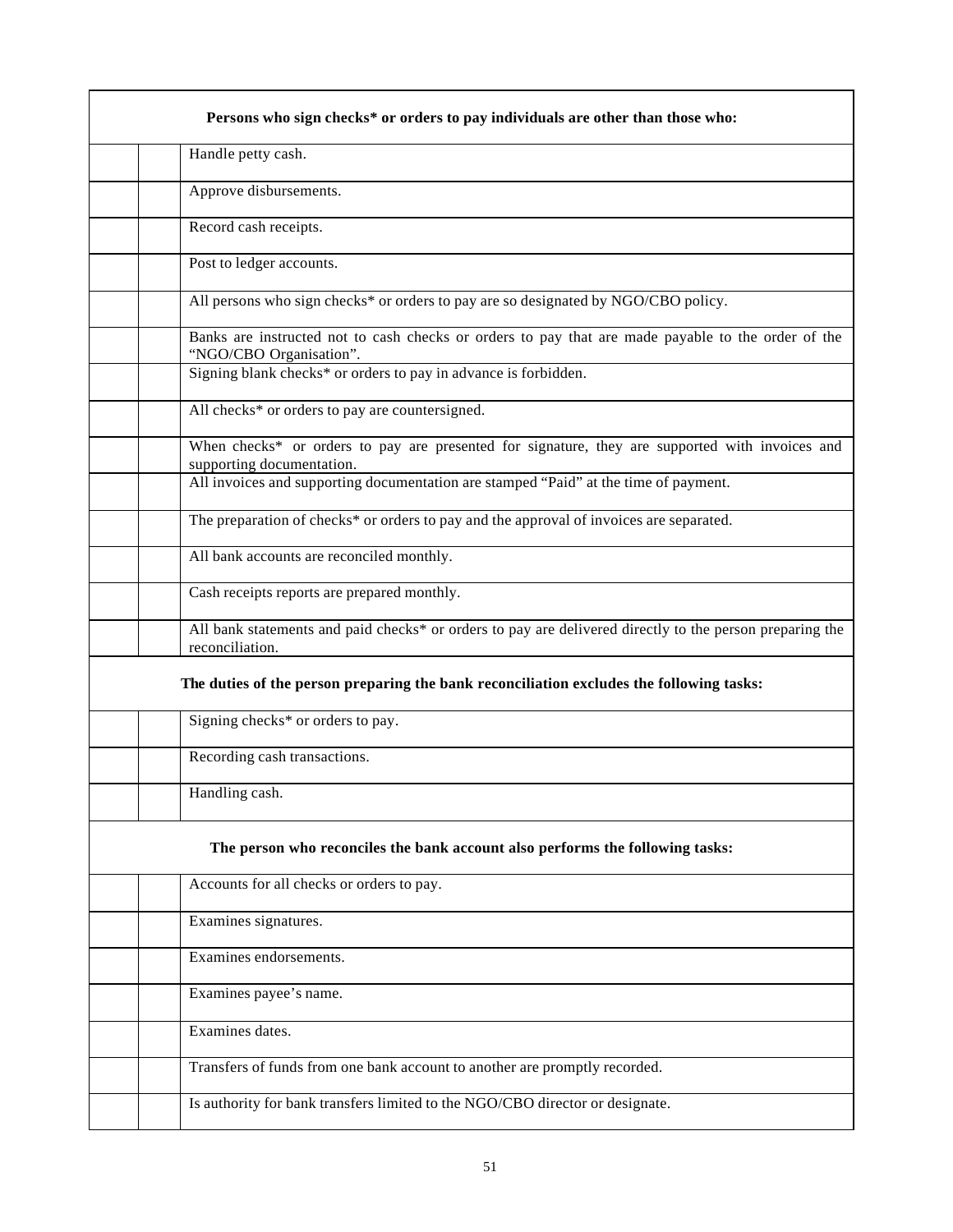| | | |
|---|---|---|
| **Persons who sign checks* or orders to pay individuals are other than those who:** | | |
| | | Handle petty cash. |
| | | Approve disbursements. |
| | | Record cash receipts. |
| | | Post to ledger accounts. |
| | | All persons who sign checks* or orders to pay are so designated by NGO/CBO policy. |
| | | Banks are instructed not to cash checks or orders to pay that are made payable to the order of the "NGO/CBO Organisation". |
| | | Signing blank checks* or orders to pay in advance is forbidden. |
| | | All checks* or orders to pay are countersigned. |
| | | When checks* or orders to pay are presented for signature, they are supported with invoices and supporting documentation. |
| | | All invoices and supporting documentation are stamped "Paid" at the time of payment. |
| | | The preparation of checks* or orders to pay and the approval of invoices are separated. |
| | | All bank accounts are reconciled monthly. |
| | | Cash receipts reports are prepared monthly. |
| | | All bank statements and paid checks* or orders to pay are delivered directly to the person preparing the reconciliation. |
| **The duties of the person preparing the bank reconciliation excludes the following tasks:** | | |
| | | Signing checks* or orders to pay. |
| | | Recording cash transactions. |
| | | Handling cash. |
| **The person who reconciles the bank account also performs the following tasks:** | | |
| | | Accounts for all checks or orders to pay. |
| | | Examines signatures. |
| | | Examines endorsements. |
| | | Examines payee's name. |
| | | Examines dates. |
| | | Transfers of funds from one bank account to another are promptly recorded. |
| | | Is authority for bank transfers limited to the NGO/CBO director or designate. |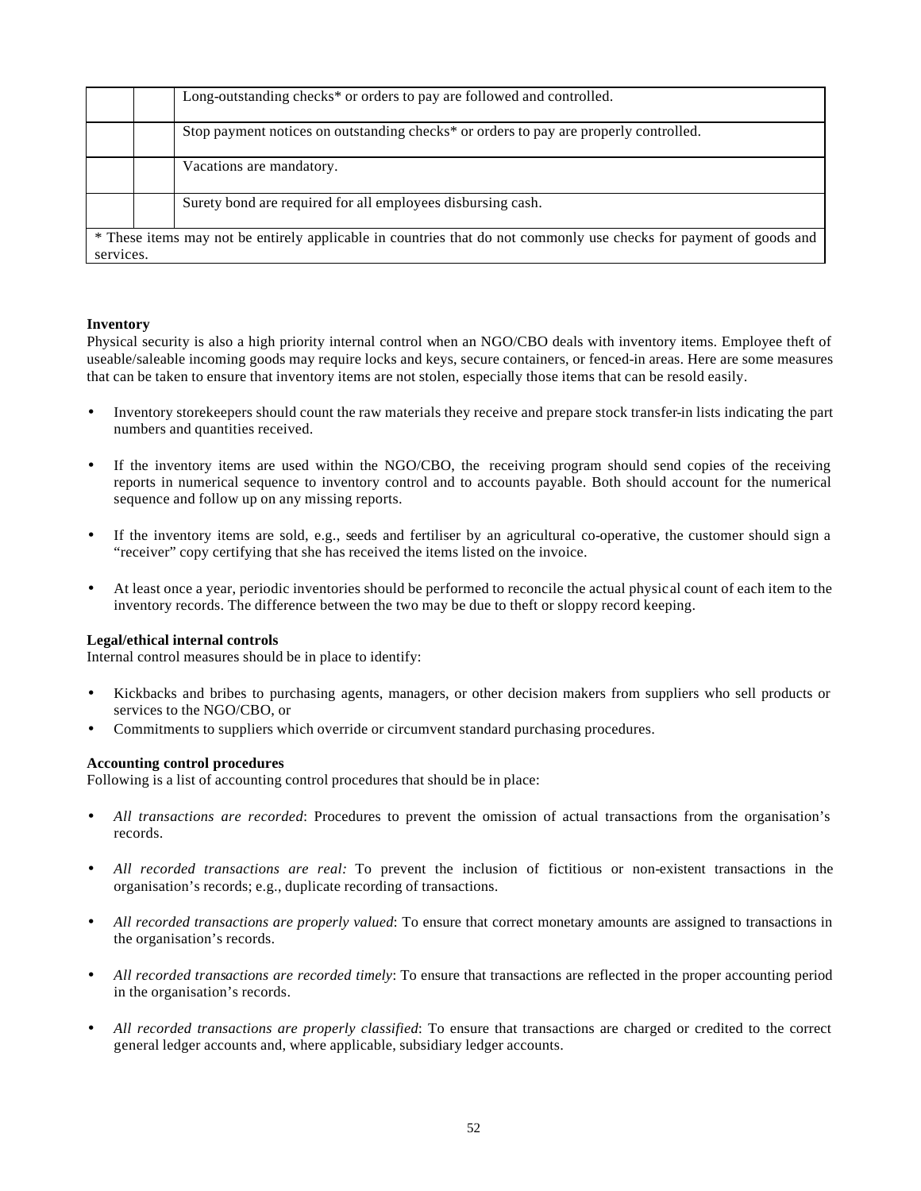|  |  |  |
|---|---|---|
|  |  | Long-outstanding checks* or orders to pay are followed and controlled. |
|  |  | Stop payment notices on outstanding checks* or orders to pay are properly controlled. |
|  |  | Vacations are mandatory. |
|  |  | Surety bond are required for all employees disbursing cash. |
| * These items may not be entirely applicable in countries that do not commonly use checks for payment of goods and services. | | |

**Inventory**

Physical security is also a high priority internal control when an NGO/CBO deals with inventory items. Employee theft of useable/saleable incoming goods may require locks and keys, secure containers, or fenced-in areas. Here are some measures that can be taken to ensure that inventory items are not stolen, especially those items that can be resold easily.

- Inventory storekeepers should count the raw materials they receive and prepare stock transfer-in lists indicating the part numbers and quantities received.
- If the inventory items are used within the NGO/CBO, the receiving program should send copies of the receiving reports in numerical sequence to inventory control and to accounts payable. Both should account for the numerical sequence and follow up on any missing reports.
- If the inventory items are sold, e.g., seeds and fertiliser by an agricultural co-operative, the customer should sign a "receiver" copy certifying that she has received the items listed on the invoice.
- At least once a year, periodic inventories should be performed to reconcile the actual physical count of each item to the inventory records. The difference between the two may be due to theft or sloppy record keeping.

**Legal/ethical internal controls**

Internal control measures should be in place to identify:

- Kickbacks and bribes to purchasing agents, managers, or other decision makers from suppliers who sell products or services to the NGO/CBO, or
- Commitments to suppliers which override or circumvent standard purchasing procedures.

**Accounting control procedures**

Following is a list of accounting control procedures that should be in place:

- *All transactions are recorded*: Procedures to prevent the omission of actual transactions from the organisation's records.
- *All recorded transactions are real:* To prevent the inclusion of fictitious or non-existent transactions in the organisation's records; e.g., duplicate recording of transactions.
- *All recorded transactions are properly valued*: To ensure that correct monetary amounts are assigned to transactions in the organisation's records.
- *All recorded transactions are recorded timely*: To ensure that transactions are reflected in the proper accounting period in the organisation's records.
- *All recorded transactions are properly classified*: To ensure that transactions are charged or credited to the correct general ledger accounts and, where applicable, subsidiary ledger accounts.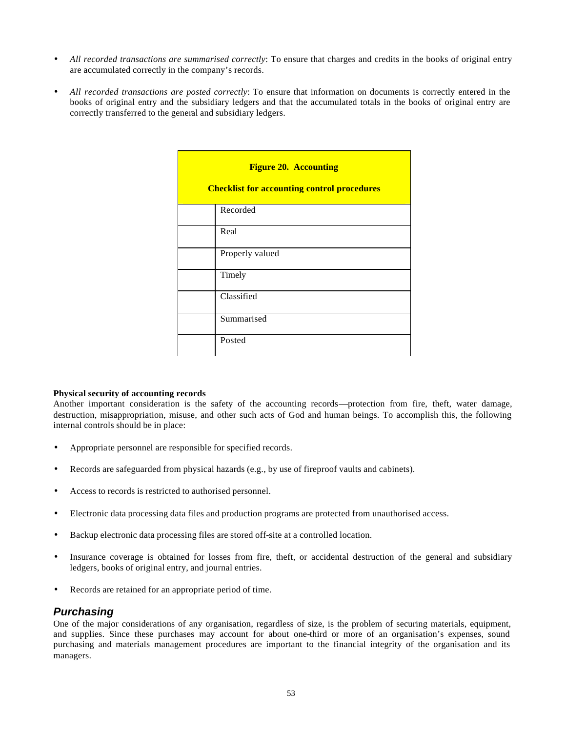- *All recorded transactions are summarised correctly*: To ensure that charges and credits in the books of original entry are accumulated correctly in the company's records.

- *All recorded transactions are posted correctly*: To ensure that information on documents is correctly entered in the books of original entry and the subsidiary ledgers and that the accumulated totals in the books of original entry are correctly transferred to the general and subsidiary ledgers.

| **Figure 20. Accounting**<br><br>**Checklist for accounting control procedures** | |
|---|---|
| | Recorded |
| | Real |
| | Properly valued |
| | Timely |
| | Classified |
| | Summarised |
| | Posted |

**Physical security of accounting records**

Another important consideration is the safety of the accounting records—protection from fire, theft, water damage, destruction, misappropriation, misuse, and other such acts of God and human beings. To accomplish this, the following internal controls should be in place:

- Appropriate personnel are responsible for specified records.

- Records are safeguarded from physical hazards (e.g., by use of fireproof vaults and cabinets).

- Access to records is restricted to authorised personnel.

- Electronic data processing data files and production programs are protected from unauthorised access.

- Backup electronic data processing files are stored off-site at a controlled location.

- Insurance coverage is obtained for losses from fire, theft, or accidental destruction of the general and subsidiary ledgers, books of original entry, and journal entries.

- Records are retained for an appropriate period of time.

## *Purchasing*

One of the major considerations of any organisation, regardless of size, is the problem of securing materials, equipment, and supplies. Since these purchases may account for about one-third or more of an organisation's expenses, sound purchasing and materials management procedures are important to the financial integrity of the organisation and its managers.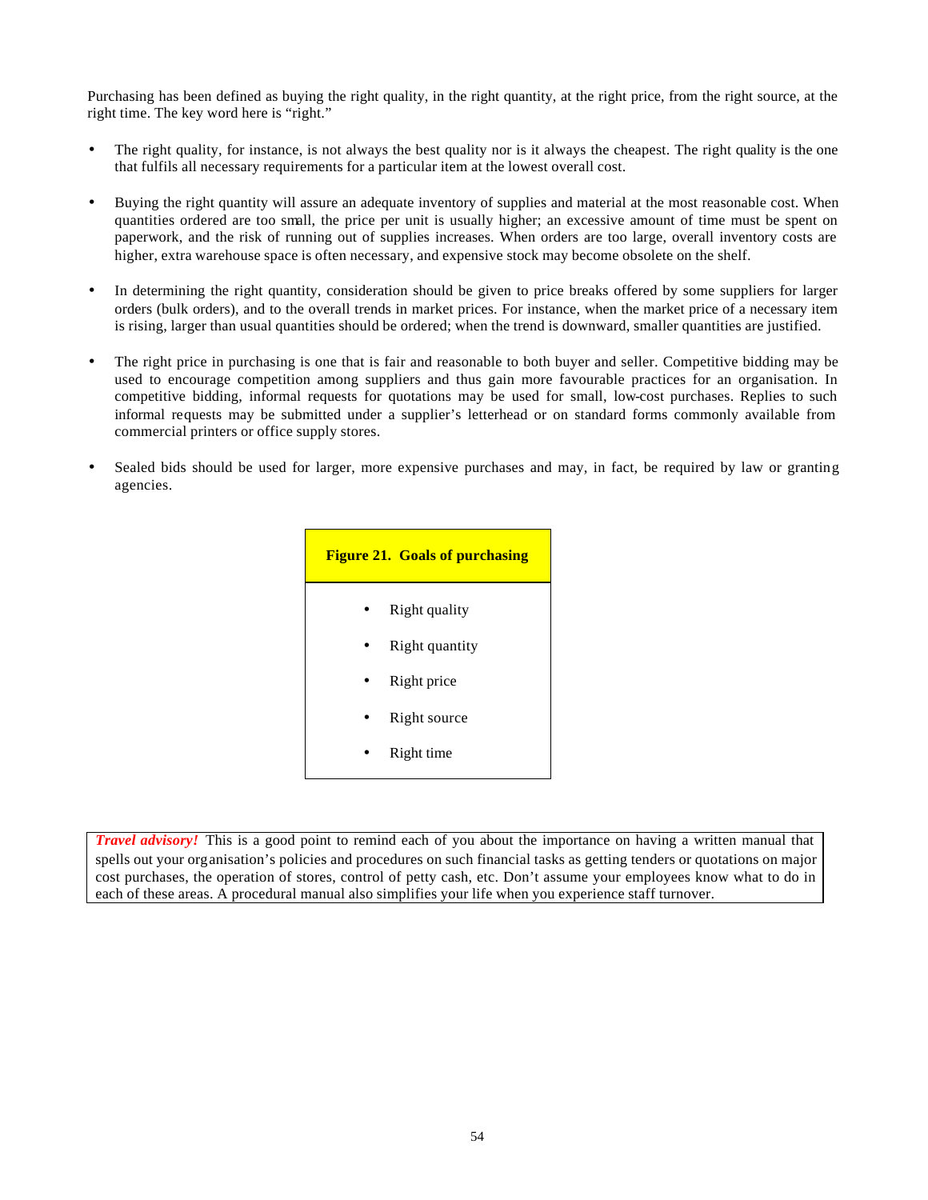Purchasing has been defined as buying the right quality, in the right quantity, at the right price, from the right source, at the right time. The key word here is "right."

- The right quality, for instance, is not always the best quality nor is it always the cheapest. The right quality is the one that fulfils all necessary requirements for a particular item at the lowest overall cost.

- Buying the right quantity will assure an adequate inventory of supplies and material at the most reasonable cost. When quantities ordered are too small, the price per unit is usually higher; an excessive amount of time must be spent on paperwork, and the risk of running out of supplies increases. When orders are too large, overall inventory costs are higher, extra warehouse space is often necessary, and expensive stock may become obsolete on the shelf.

- In determining the right quantity, consideration should be given to price breaks offered by some suppliers for larger orders (bulk orders), and to the overall trends in market prices. For instance, when the market price of a necessary item is rising, larger than usual quantities should be ordered; when the trend is downward, smaller quantities are justified.

- The right price in purchasing is one that is fair and reasonable to both buyer and seller. Competitive bidding may be used to encourage competition among suppliers and thus gain more favourable practices for an organisation. In competitive bidding, informal requests for quotations may be used for small, low-cost purchases. Replies to such informal requests may be submitted under a supplier's letterhead or on standard forms commonly available from commercial printers or office supply stores.

- Sealed bids should be used for larger, more expensive purchases and may, in fact, be required by law or granting agencies.

| **Figure 21. Goals of purchasing** |
|---|
| • Right quality<br>• Right quantity<br>• Right price<br>• Right source<br>• Right time |

***Travel advisory!*** This is a good point to remind each of you about the importance on having a written manual that spells out your organisation's policies and procedures on such financial tasks as getting tenders or quotations on major cost purchases, the operation of stores, control of petty cash, etc. Don't assume your employees know what to do in each of these areas. A procedural manual also simplifies your life when you experience staff turnover.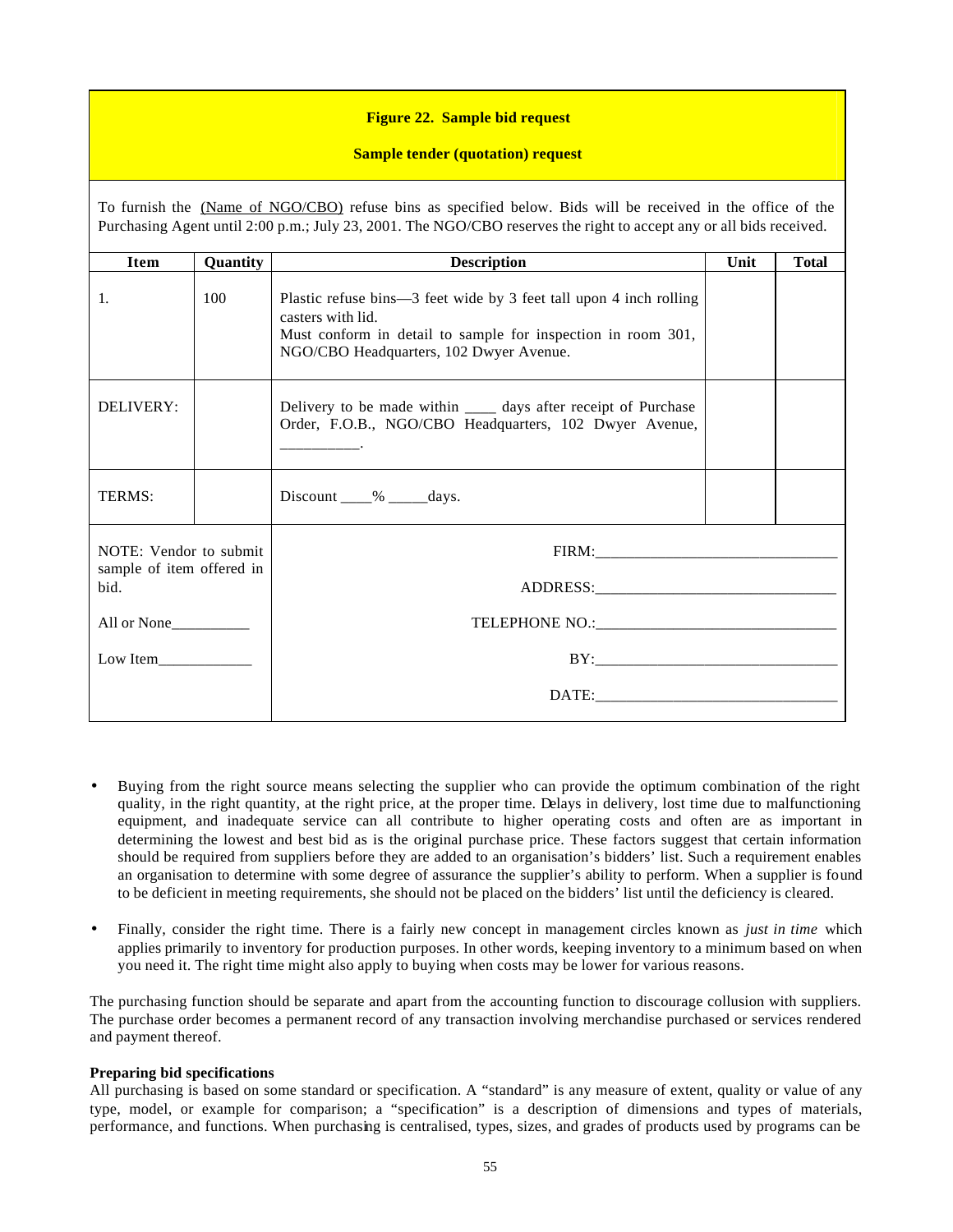**Figure 22. Sample bid request**

**Sample tender (quotation) request**

To furnish the (Name of NGO/CBO) refuse bins as specified below. Bids will be received in the office of the Purchasing Agent until 2:00 p.m.; July 23, 2001. The NGO/CBO reserves the right to accept any or all bids received.

| Item | Quantity | Description | Unit | Total |
|---|---|---|---|---|
| 1. | 100 | Plastic refuse bins—3 feet wide by 3 feet tall upon 4 inch rolling casters with lid. Must conform in detail to sample for inspection in room 301, NGO/CBO Headquarters, 102 Dwyer Avenue. | | |
| DELIVERY: | | Delivery to be made within ____ days after receipt of Purchase Order, F.O.B., NGO/CBO Headquarters, 102 Dwyer Avenue, __________. | | |
| TERMS: | | Discount ____% _____days. | | |

| | |
|---|---|
| NOTE: Vendor to submit sample of item offered in bid. | FIRM:______________________________ |
| | ADDRESS:______________________________ |
| All or None__________ | TELEPHONE NO.:______________________________ |
| Low Item____________ | BY:______________________________ |
| | DATE:______________________________ |

- Buying from the right source means selecting the supplier who can provide the optimum combination of the right quality, in the right quantity, at the right price, at the proper time. Delays in delivery, lost time due to malfunctioning equipment, and inadequate service can all contribute to higher operating costs and often are as important in determining the lowest and best bid as is the original purchase price. These factors suggest that certain information should be required from suppliers before they are added to an organisation's bidders' list. Such a requirement enables an organisation to determine with some degree of assurance the supplier's ability to perform. When a supplier is found to be deficient in meeting requirements, she should not be placed on the bidders' list until the deficiency is cleared.

- Finally, consider the right time. There is a fairly new concept in management circles known as *just in time* which applies primarily to inventory for production purposes. In other words, keeping inventory to a minimum based on when you need it. The right time might also apply to buying when costs may be lower for various reasons.

The purchasing function should be separate and apart from the accounting function to discourage collusion with suppliers. The purchase order becomes a permanent record of any transaction involving merchandise purchased or services rendered and payment thereof.

**Preparing bid specifications**

All purchasing is based on some standard or specification. A "standard" is any measure of extent, quality or value of any type, model, or example for comparison; a "specification" is a description of dimensions and types of materials, performance, and functions. When purchasing is centralised, types, sizes, and grades of products used by programs can be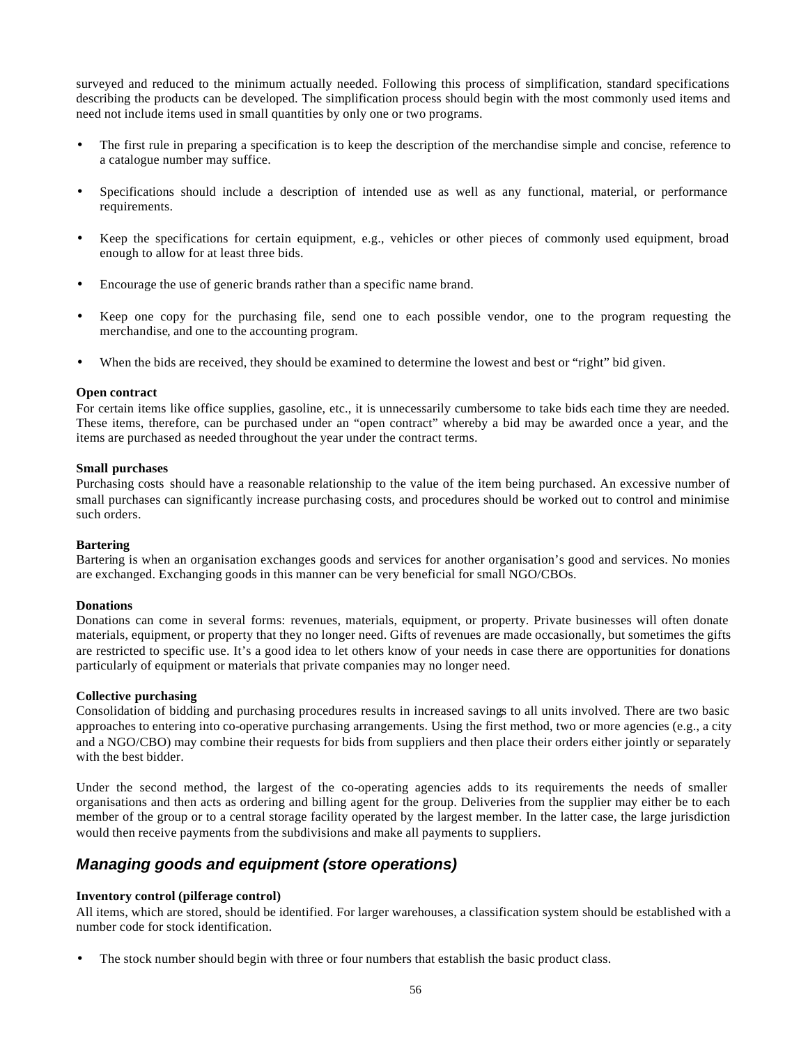surveyed and reduced to the minimum actually needed. Following this process of simplification, standard specifications describing the products can be developed. The simplification process should begin with the most commonly used items and need not include items used in small quantities by only one or two programs.

- The first rule in preparing a specification is to keep the description of the merchandise simple and concise, reference to a catalogue number may suffice.
- Specifications should include a description of intended use as well as any functional, material, or performance requirements.
- Keep the specifications for certain equipment, e.g., vehicles or other pieces of commonly used equipment, broad enough to allow for at least three bids.
- Encourage the use of generic brands rather than a specific name brand.
- Keep one copy for the purchasing file, send one to each possible vendor, one to the program requesting the merchandise, and one to the accounting program.
- When the bids are received, they should be examined to determine the lowest and best or "right" bid given.

**Open contract**

For certain items like office supplies, gasoline, etc., it is unnecessarily cumbersome to take bids each time they are needed. These items, therefore, can be purchased under an "open contract" whereby a bid may be awarded once a year, and the items are purchased as needed throughout the year under the contract terms.

**Small purchases**

Purchasing costs should have a reasonable relationship to the value of the item being purchased. An excessive number of small purchases can significantly increase purchasing costs, and procedures should be worked out to control and minimise such orders.

**Bartering**

Bartering is when an organisation exchanges goods and services for another organisation's good and services. No monies are exchanged. Exchanging goods in this manner can be very beneficial for small NGO/CBOs.

**Donations**

Donations can come in several forms: revenues, materials, equipment, or property. Private businesses will often donate materials, equipment, or property that they no longer need. Gifts of revenues are made occasionally, but sometimes the gifts are restricted to specific use. It's a good idea to let others know of your needs in case there are opportunities for donations particularly of equipment or materials that private companies may no longer need.

**Collective purchasing**

Consolidation of bidding and purchasing procedures results in increased savings to all units involved. There are two basic approaches to entering into co-operative purchasing arrangements. Using the first method, two or more agencies (e.g., a city and a NGO/CBO) may combine their requests for bids from suppliers and then place their orders either jointly or separately with the best bidder.

Under the second method, the largest of the co-operating agencies adds to its requirements the needs of smaller organisations and then acts as ordering and billing agent for the group. Deliveries from the supplier may either be to each member of the group or to a central storage facility operated by the largest member. In the latter case, the large jurisdiction would then receive payments from the subdivisions and make all payments to suppliers.

## *Managing goods and equipment (store operations)*

**Inventory control (pilferage control)**

All items, which are stored, should be identified. For larger warehouses, a classification system should be established with a number code for stock identification.

- The stock number should begin with three or four numbers that establish the basic product class.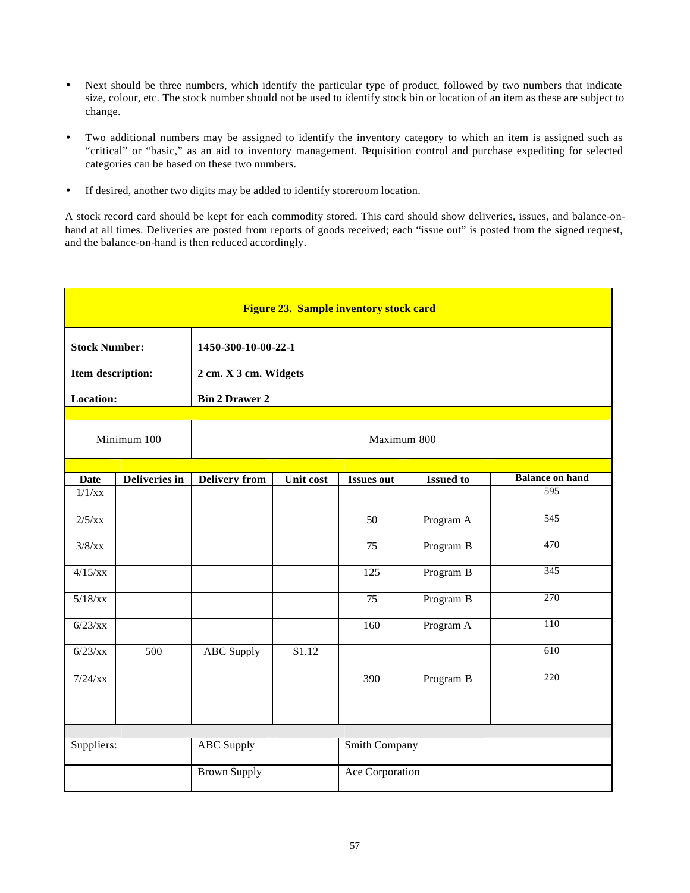- Next should be three numbers, which identify the particular type of product, followed by two numbers that indicate size, colour, etc. The stock number should not be used to identify stock bin or location of an item as these are subject to change.

- Two additional numbers may be assigned to identify the inventory category to which an item is assigned such as "critical" or "basic," as an aid to inventory management. Requisition control and purchase expediting for selected categories can be based on these two numbers.

- If desired, another two digits may be added to identify storeroom location.

A stock record card should be kept for each commodity stored. This card should show deliveries, issues, and balance-on-hand at all times. Deliveries are posted from reports of goods received; each "issue out" is posted from the signed request, and the balance-on-hand is then reduced accordingly.

**Figure 23. Sample inventory stock card**

| **Stock Number:** | **1450-300-10-00-22-1** |
|---|---|
| **Item description:** | **2 cm. X 3 cm. Widgets** |
| **Location:** | **Bin 2 Drawer 2** |
| Minimum 100 | Maximum 800 |

| Date | Deliveries in | Delivery from | Unit cost | Issues out | Issued to | Balance on hand |
|---|---|---|---|---|---|---|
| 1/1/xx | | | | | | 595 |
| 2/5/xx | | | | 50 | Program A | 545 |
| 3/8/xx | | | | 75 | Program B | 470 |
| 4/15/xx | | | | 125 | Program B | 345 |
| 5/18/xx | | | | 75 | Program B | 270 |
| 6/23/xx | | | | 160 | Program A | 110 |
| 6/23/xx | 500 | ABC Supply | $1.12 | | | 610 |
| 7/24/xx | | | | 390 | Program B | 220 |
| | | | | | | |

| Suppliers: | ABC Supply | Smith Company |
|---|---|---|
| | Brown Supply | Ace Corporation |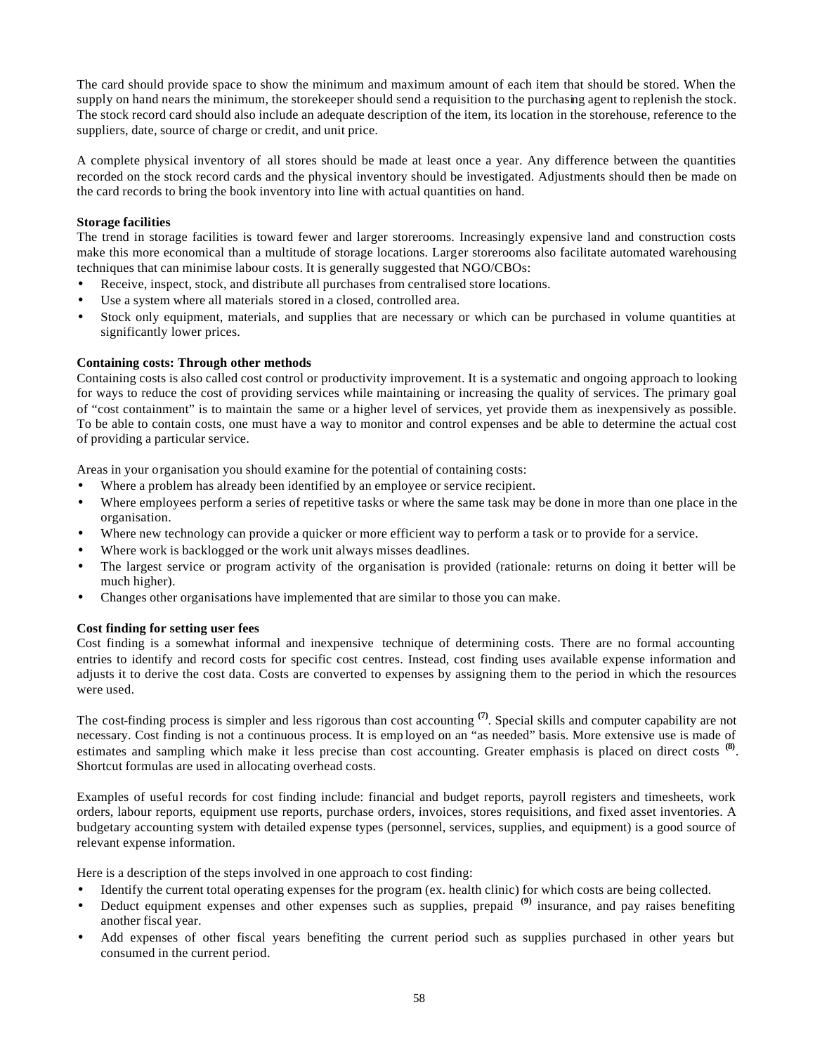The card should provide space to show the minimum and maximum amount of each item that should be stored. When the supply on hand nears the minimum, the storekeeper should send a requisition to the purchasing agent to replenish the stock. The stock record card should also include an adequate description of the item, its location in the storehouse, reference to the suppliers, date, source of charge or credit, and unit price.

A complete physical inventory of all stores should be made at least once a year. Any difference between the quantities recorded on the stock record cards and the physical inventory should be investigated. Adjustments should then be made on the card records to bring the book inventory into line with actual quantities on hand.

**Storage facilities**

The trend in storage facilities is toward fewer and larger storerooms. Increasingly expensive land and construction costs make this more economical than a multitude of storage locations. Larger storerooms also facilitate automated warehousing techniques that can minimise labour costs. It is generally suggested that NGO/CBOs:

- Receive, inspect, stock, and distribute all purchases from centralised store locations.
- Use a system where all materials stored in a closed, controlled area.
- Stock only equipment, materials, and supplies that are necessary or which can be purchased in volume quantities at significantly lower prices.

**Containing costs: Through other methods**

Containing costs is also called cost control or productivity improvement. It is a systematic and ongoing approach to looking for ways to reduce the cost of providing services while maintaining or increasing the quality of services. The primary goal of "cost containment" is to maintain the same or a higher level of services, yet provide them as inexpensively as possible. To be able to contain costs, one must have a way to monitor and control expenses and be able to determine the actual cost of providing a particular service.

Areas in your organisation you should examine for the potential of containing costs:

- Where a problem has already been identified by an employee or service recipient.
- Where employees perform a series of repetitive tasks or where the same task may be done in more than one place in the organisation.
- Where new technology can provide a quicker or more efficient way to perform a task or to provide for a service.
- Where work is backlogged or the work unit always misses deadlines.
- The largest service or program activity of the organisation is provided (rationale: returns on doing it better will be much higher).
- Changes other organisations have implemented that are similar to those you can make.

**Cost finding for setting user fees**

Cost finding is a somewhat informal and inexpensive technique of determining costs. There are no formal accounting entries to identify and record costs for specific cost centres. Instead, cost finding uses available expense information and adjusts it to derive the cost data. Costs are converted to expenses by assigning them to the period in which the resources were used.

The cost-finding process is simpler and less rigorous than cost accounting [7]. Special skills and computer capability are not necessary. Cost finding is not a continuous process. It is employed on an "as needed" basis. More extensive use is made of estimates and sampling which make it less precise than cost accounting. Greater emphasis is placed on direct costs [8]. Shortcut formulas are used in allocating overhead costs.

Examples of useful records for cost finding include: financial and budget reports, payroll registers and timesheets, work orders, labour reports, equipment use reports, purchase orders, invoices, stores requisitions, and fixed asset inventories. A budgetary accounting system with detailed expense types (personnel, services, supplies, and equipment) is a good source of relevant expense information.

Here is a description of the steps involved in one approach to cost finding:

- Identify the current total operating expenses for the program (ex. health clinic) for which costs are being collected.
- Deduct equipment expenses and other expenses such as supplies, prepaid [9] insurance, and pay raises benefiting another fiscal year.
- Add expenses of other fiscal years benefiting the current period such as supplies purchased in other years but consumed in the current period.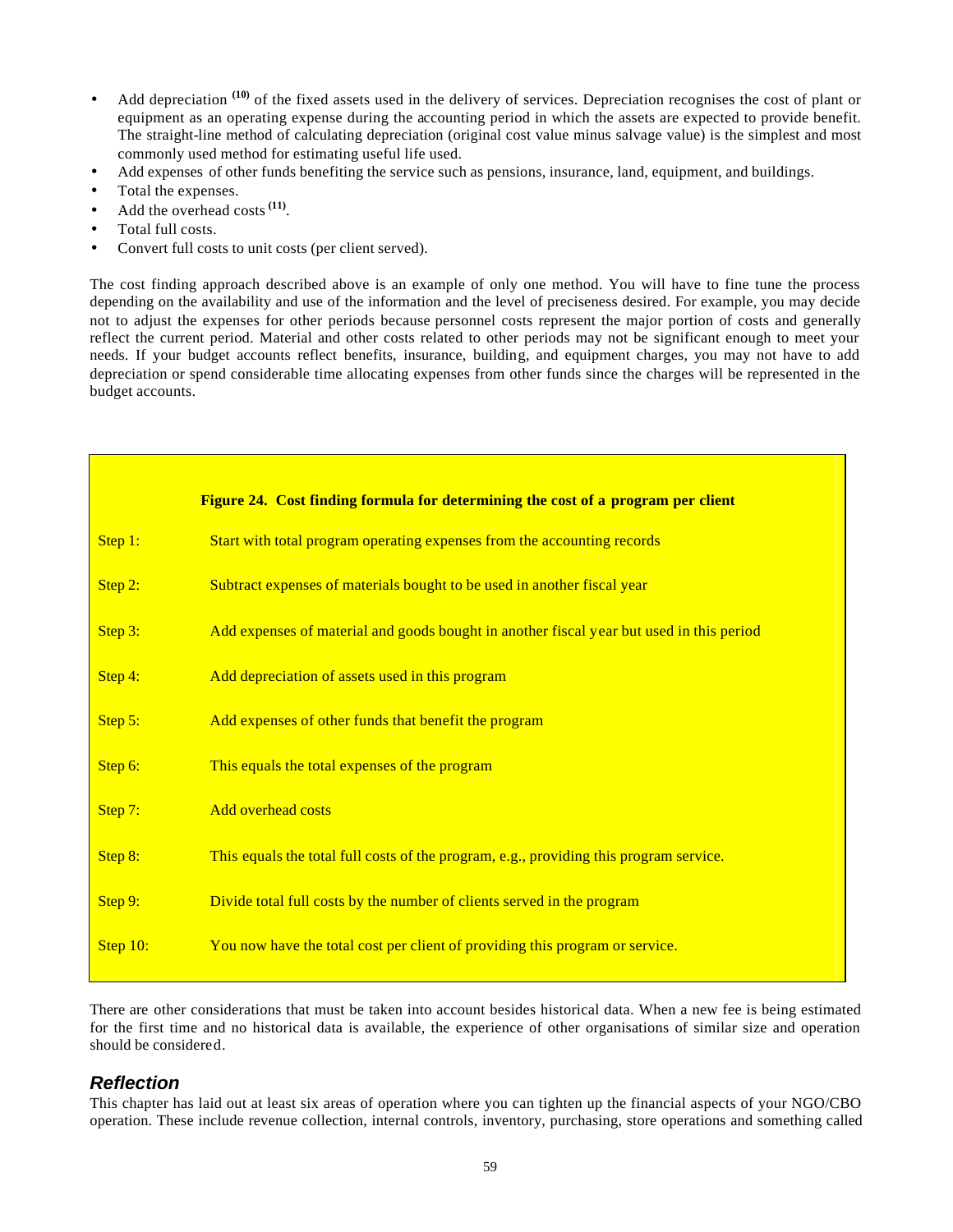- Add depreciation [10] of the fixed assets used in the delivery of services. Depreciation recognises the cost of plant or equipment as an operating expense during the accounting period in which the assets are expected to provide benefit. The straight-line method of calculating depreciation (original cost value minus salvage value) is the simplest and most commonly used method for estimating useful life used.
- Add expenses of other funds benefiting the service such as pensions, insurance, land, equipment, and buildings.
- Total the expenses.
- Add the overhead costs [11].
- Total full costs.
- Convert full costs to unit costs (per client served).

The cost finding approach described above is an example of only one method. You will have to fine tune the process depending on the availability and use of the information and the level of preciseness desired. For example, you may decide not to adjust the expenses for other periods because personnel costs represent the major portion of costs and generally reflect the current period. Material and other costs related to other periods may not be significant enough to meet your needs. If your budget accounts reflect benefits, insurance, building, and equipment charges, you may not have to add depreciation or spend considerable time allocating expenses from other funds since the charges will be represented in the budget accounts.

**Figure 24. Cost finding formula for determining the cost of a program per client**

| | |
|---|---|
| Step 1: | Start with total program operating expenses from the accounting records |
| Step 2: | Subtract expenses of materials bought to be used in another fiscal year |
| Step 3: | Add expenses of material and goods bought in another fiscal year but used in this period |
| Step 4: | Add depreciation of assets used in this program |
| Step 5: | Add expenses of other funds that benefit the program |
| Step 6: | This equals the total expenses of the program |
| Step 7: | Add overhead costs |
| Step 8: | This equals the total full costs of the program, e.g., providing this program service. |
| Step 9: | Divide total full costs by the number of clients served in the program |
| Step 10: | You now have the total cost per client of providing this program or service. |

There are other considerations that must be taken into account besides historical data. When a new fee is being estimated for the first time and no historical data is available, the experience of other organisations of similar size and operation should be considered.

### *Reflection*

This chapter has laid out at least six areas of operation where you can tighten up the financial aspects of your NGO/CBO operation. These include revenue collection, internal controls, inventory, purchasing, store operations and something called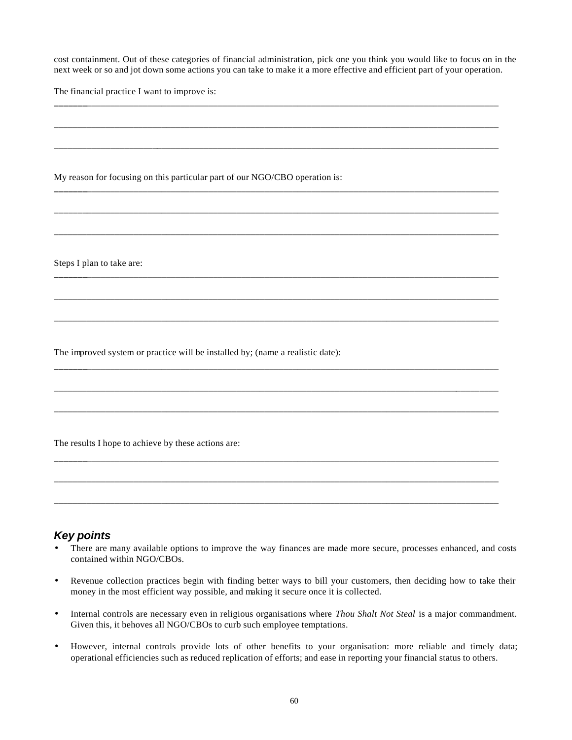cost containment. Out of these categories of financial administration, pick one you think you would like to focus on in the next week or so and jot down some actions you can take to make it a more effective and efficient part of your operation.

The financial practice I want to improve is:

_______________________________________________________________________________________

_______________________________________________________________________________________

_______________________________________________________________________________________

My reason for focusing on this particular part of our NGO/CBO operation is:

_______________________________________________________________________________________

_______________________________________________________________________________________

_______________________________________________________________________________________

Steps I plan to take are:

_______________________________________________________________________________________

_______________________________________________________________________________________

_______________________________________________________________________________________

The improved system or practice will be installed by; (name a realistic date):

_______________________________________________________________________________________

_______________________________________________________________________________________

_______________________________________________________________________________________

The results I hope to achieve by these actions are:

_______________________________________________________________________________________

_______________________________________________________________________________________

_______________________________________________________________________________________

### *Key points*

- There are many available options to improve the way finances are made more secure, processes enhanced, and costs contained within NGO/CBOs.
- Revenue collection practices begin with finding better ways to bill your customers, then deciding how to take their money in the most efficient way possible, and making it secure once it is collected.
- Internal controls are necessary even in religious organisations where *Thou Shalt Not Steal* is a major commandment. Given this, it behoves all NGO/CBOs to curb such employee temptations.
- However, internal controls provide lots of other benefits to your organisation: more reliable and timely data; operational efficiencies such as reduced replication of efforts; and ease in reporting your financial status to others.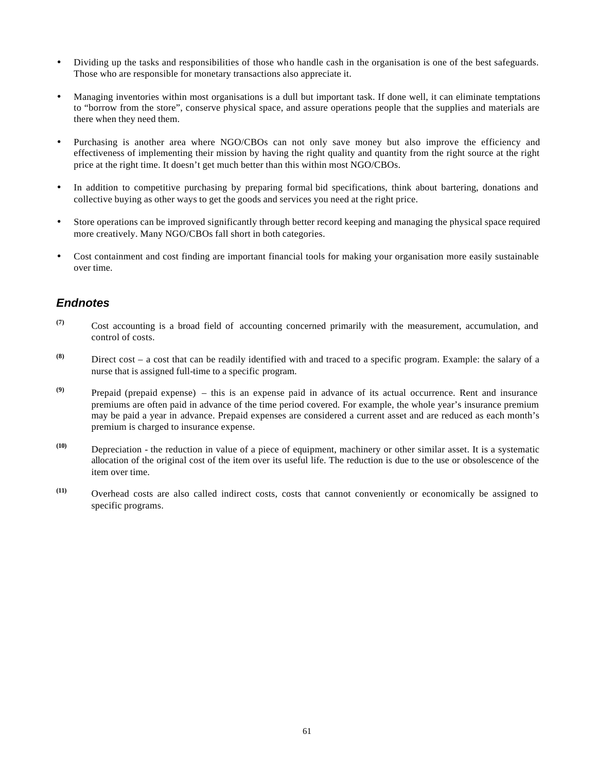- Dividing up the tasks and responsibilities of those who handle cash in the organisation is one of the best safeguards. Those who are responsible for monetary transactions also appreciate it.

- Managing inventories within most organisations is a dull but important task. If done well, it can eliminate temptations to "borrow from the store", conserve physical space, and assure operations people that the supplies and materials are there when they need them.

- Purchasing is another area where NGO/CBOs can not only save money but also improve the efficiency and effectiveness of implementing their mission by having the right quality and quantity from the right source at the right price at the right time. It doesn't get much better than this within most NGO/CBOs.

- In addition to competitive purchasing by preparing formal bid specifications, think about bartering, donations and collective buying as other ways to get the goods and services you need at the right price.

- Store operations can be improved significantly through better record keeping and managing the physical space required more creatively. Many NGO/CBOs fall short in both categories.

- Cost containment and cost finding are important financial tools for making your organisation more easily sustainable over time.

## *Endnotes*

(7) Cost accounting is a broad field of accounting concerned primarily with the measurement, accumulation, and control of costs.

(8) Direct cost – a cost that can be readily identified with and traced to a specific program. Example: the salary of a nurse that is assigned full-time to a specific program.

(9) Prepaid (prepaid expense) – this is an expense paid in advance of its actual occurrence. Rent and insurance premiums are often paid in advance of the time period covered. For example, the whole year's insurance premium may be paid a year in advance. Prepaid expenses are considered a current asset and are reduced as each month's premium is charged to insurance expense.

(10) Depreciation - the reduction in value of a piece of equipment, machinery or other similar asset. It is a systematic allocation of the original cost of the item over its useful life. The reduction is due to the use or obsolescence of the item over time.

(11) Overhead costs are also called indirect costs, costs that cannot conveniently or economically be assigned to specific programs.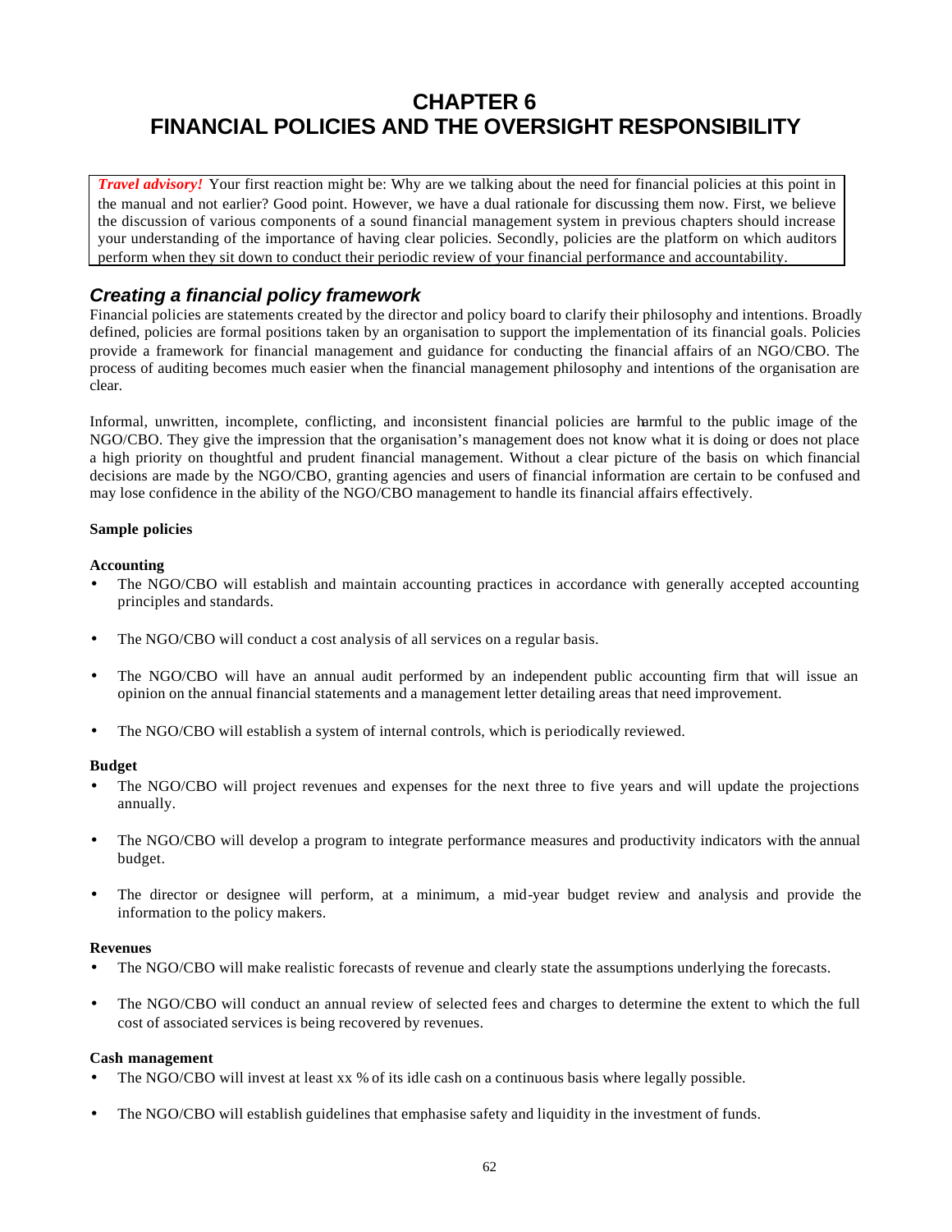# CHAPTER 6
# FINANCIAL POLICIES AND THE OVERSIGHT RESPONSIBILITY

> ***Travel advisory!*** Your first reaction might be: Why are we talking about the need for financial policies at this point in the manual and not earlier? Good point. However, we have a dual rationale for discussing them now. First, we believe the discussion of various components of a sound financial management system in previous chapters should increase your understanding of the importance of having clear policies. Secondly, policies are the platform on which auditors perform when they sit down to conduct their periodic review of your financial performance and accountability.

## *Creating a financial policy framework*

Financial policies are statements created by the director and policy board to clarify their philosophy and intentions. Broadly defined, policies are formal positions taken by an organisation to support the implementation of its financial goals. Policies provide a framework for financial management and guidance for conducting the financial affairs of an NGO/CBO. The process of auditing becomes much easier when the financial management philosophy and intentions of the organisation are clear.

Informal, unwritten, incomplete, conflicting, and inconsistent financial policies are harmful to the public image of the NGO/CBO. They give the impression that the organisation's management does not know what it is doing or does not place a high priority on thoughtful and prudent financial management. Without a clear picture of the basis on which financial decisions are made by the NGO/CBO, granting agencies and users of financial information are certain to be confused and may lose confidence in the ability of the NGO/CBO management to handle its financial affairs effectively.

**Sample policies**

**Accounting**

- The NGO/CBO will establish and maintain accounting practices in accordance with generally accepted accounting principles and standards.
- The NGO/CBO will conduct a cost analysis of all services on a regular basis.
- The NGO/CBO will have an annual audit performed by an independent public accounting firm that will issue an opinion on the annual financial statements and a management letter detailing areas that need improvement.
- The NGO/CBO will establish a system of internal controls, which is periodically reviewed.

**Budget**

- The NGO/CBO will project revenues and expenses for the next three to five years and will update the projections annually.
- The NGO/CBO will develop a program to integrate performance measures and productivity indicators with the annual budget.
- The director or designee will perform, at a minimum, a mid-year budget review and analysis and provide the information to the policy makers.

**Revenues**

- The NGO/CBO will make realistic forecasts of revenue and clearly state the assumptions underlying the forecasts.
- The NGO/CBO will conduct an annual review of selected fees and charges to determine the extent to which the full cost of associated services is being recovered by revenues.

**Cash management**

- The NGO/CBO will invest at least xx % of its idle cash on a continuous basis where legally possible.
- The NGO/CBO will establish guidelines that emphasise safety and liquidity in the investment of funds.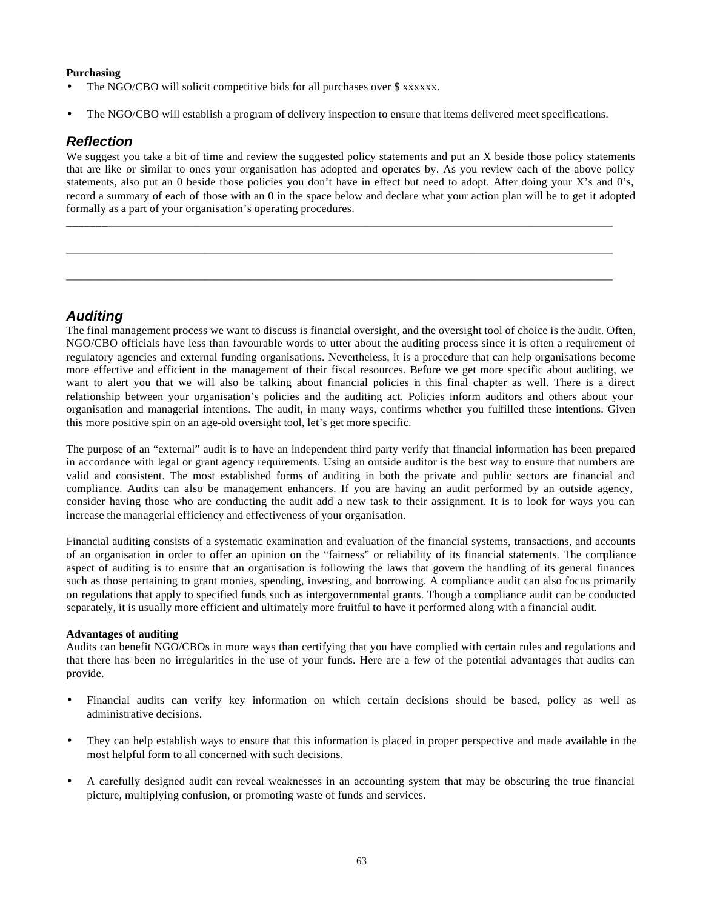**Purchasing**

- The NGO/CBO will solicit competitive bids for all purchases over $ xxxxxx.
- The NGO/CBO will establish a program of delivery inspection to ensure that items delivered meet specifications.

## *Reflection*

We suggest you take a bit of time and review the suggested policy statements and put an X beside those policy statements that are like or similar to ones your organisation has adopted and operates by. As you review each of the above policy statements, also put an 0 beside those policies you don't have in effect but need to adopt. After doing your X's and 0's, record a summary of each of those with an 0 in the space below and declare what your action plan will be to get it adopted formally as a part of your organisation's operating procedures.

\_\_\_\_\_\_\_\_\_\_\_\_\_\_\_\_\_\_\_\_\_\_\_\_\_\_\_\_\_\_\_\_\_\_\_\_\_\_\_\_\_\_\_\_\_\_\_\_\_\_\_\_\_\_\_\_\_\_\_\_\_\_\_\_\_\_\_\_\_\_\_\_\_\_\_\_\_\_\_\_\_\_\_\_\_\_\_\_\_\_

\_\_\_\_\_\_\_\_\_\_\_\_\_\_\_\_\_\_\_\_\_\_\_\_\_\_\_\_\_\_\_\_\_\_\_\_\_\_\_\_\_\_\_\_\_\_\_\_\_\_\_\_\_\_\_\_\_\_\_\_\_\_\_\_\_\_\_\_\_\_\_\_\_\_\_\_\_\_\_\_\_\_\_\_\_\_\_\_\_\_

\_\_\_\_\_\_\_\_\_\_\_\_\_\_\_\_\_\_\_\_\_\_\_\_\_\_\_\_\_\_\_\_\_\_\_\_\_\_\_\_\_\_\_\_\_\_\_\_\_\_\_\_\_\_\_\_\_\_\_\_\_\_\_\_\_\_\_\_\_\_\_\_\_\_\_\_\_\_\_\_\_\_\_\_\_\_\_\_\_\_

## *Auditing*

The final management process we want to discuss is financial oversight, and the oversight tool of choice is the audit. Often, NGO/CBO officials have less than favourable words to utter about the auditing process since it is often a requirement of regulatory agencies and external funding organisations. Nevertheless, it is a procedure that can help organisations become more effective and efficient in the management of their fiscal resources. Before we get more specific about auditing, we want to alert you that we will also be talking about financial policies in this final chapter as well. There is a direct relationship between your organisation's policies and the auditing act. Policies inform auditors and others about your organisation and managerial intentions. The audit, in many ways, confirms whether you fulfilled these intentions. Given this more positive spin on an age-old oversight tool, let's get more specific.

The purpose of an "external" audit is to have an independent third party verify that financial information has been prepared in accordance with legal or grant agency requirements. Using an outside auditor is the best way to ensure that numbers are valid and consistent. The most established forms of auditing in both the private and public sectors are financial and compliance. Audits can also be management enhancers. If you are having an audit performed by an outside agency, consider having those who are conducting the audit add a new task to their assignment. It is to look for ways you can increase the managerial efficiency and effectiveness of your organisation.

Financial auditing consists of a systematic examination and evaluation of the financial systems, transactions, and accounts of an organisation in order to offer an opinion on the "fairness" or reliability of its financial statements. The compliance aspect of auditing is to ensure that an organisation is following the laws that govern the handling of its general finances such as those pertaining to grant monies, spending, investing, and borrowing. A compliance audit can also focus primarily on regulations that apply to specified funds such as intergovernmental grants. Though a compliance audit can be conducted separately, it is usually more efficient and ultimately more fruitful to have it performed along with a financial audit.

**Advantages of auditing**

Audits can benefit NGO/CBOs in more ways than certifying that you have complied with certain rules and regulations and that there has been no irregularities in the use of your funds. Here are a few of the potential advantages that audits can provide.

- Financial audits can verify key information on which certain decisions should be based, policy as well as administrative decisions.
- They can help establish ways to ensure that this information is placed in proper perspective and made available in the most helpful form to all concerned with such decisions.
- A carefully designed audit can reveal weaknesses in an accounting system that may be obscuring the true financial picture, multiplying confusion, or promoting waste of funds and services.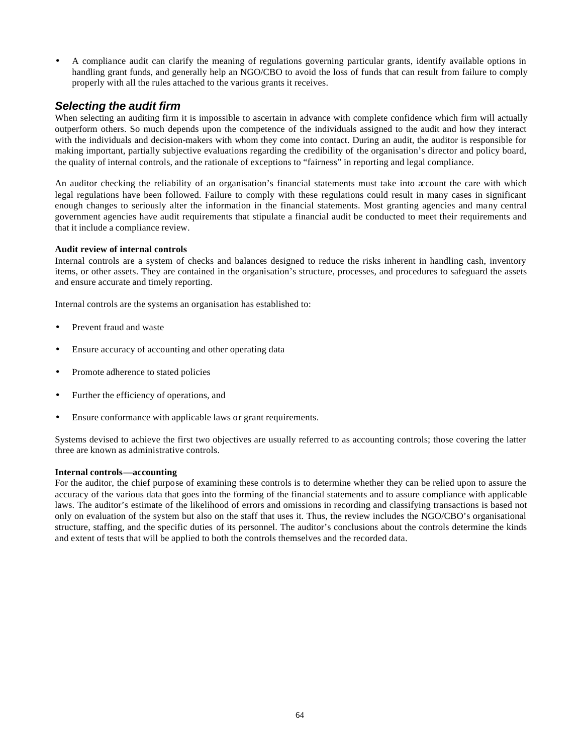- A compliance audit can clarify the meaning of regulations governing particular grants, identify available options in handling grant funds, and generally help an NGO/CBO to avoid the loss of funds that can result from failure to comply properly with all the rules attached to the various grants it receives.

## *Selecting the audit firm*

When selecting an auditing firm it is impossible to ascertain in advance with complete confidence which firm will actually outperform others. So much depends upon the competence of the individuals assigned to the audit and how they interact with the individuals and decision-makers with whom they come into contact. During an audit, the auditor is responsible for making important, partially subjective evaluations regarding the credibility of the organisation's director and policy board, the quality of internal controls, and the rationale of exceptions to "fairness" in reporting and legal compliance.

An auditor checking the reliability of an organisation's financial statements must take into account the care with which legal regulations have been followed. Failure to comply with these regulations could result in many cases in significant enough changes to seriously alter the information in the financial statements. Most granting agencies and many central government agencies have audit requirements that stipulate a financial audit be conducted to meet their requirements and that it include a compliance review.

**Audit review of internal controls**

Internal controls are a system of checks and balances designed to reduce the risks inherent in handling cash, inventory items, or other assets. They are contained in the organisation's structure, processes, and procedures to safeguard the assets and ensure accurate and timely reporting.

Internal controls are the systems an organisation has established to:

- Prevent fraud and waste
- Ensure accuracy of accounting and other operating data
- Promote adherence to stated policies
- Further the efficiency of operations, and
- Ensure conformance with applicable laws or grant requirements.

Systems devised to achieve the first two objectives are usually referred to as accounting controls; those covering the latter three are known as administrative controls.

**Internal controls—accounting**

For the auditor, the chief purpose of examining these controls is to determine whether they can be relied upon to assure the accuracy of the various data that goes into the forming of the financial statements and to assure compliance with applicable laws. The auditor's estimate of the likelihood of errors and omissions in recording and classifying transactions is based not only on evaluation of the system but also on the staff that uses it. Thus, the review includes the NGO/CBO's organisational structure, staffing, and the specific duties of its personnel. The auditor's conclusions about the controls determine the kinds and extent of tests that will be applied to both the controls themselves and the recorded data.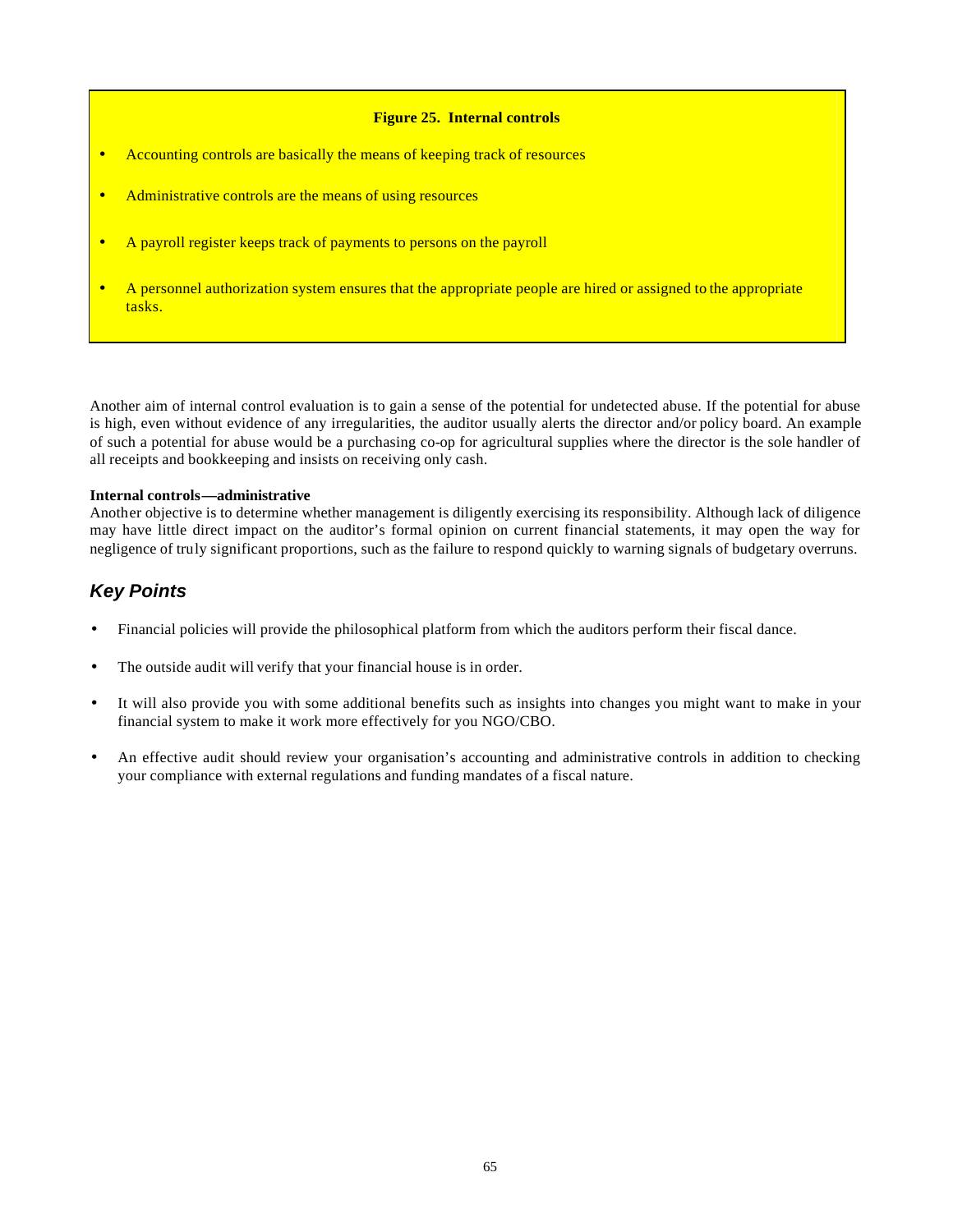**Figure 25. Internal controls**

- Accounting controls are basically the means of keeping track of resources
- Administrative controls are the means of using resources
- A payroll register keeps track of payments to persons on the payroll
- A personnel authorization system ensures that the appropriate people are hired or assigned to the appropriate tasks.

Another aim of internal control evaluation is to gain a sense of the potential for undetected abuse. If the potential for abuse is high, even without evidence of any irregularities, the auditor usually alerts the director and/or policy board. An example of such a potential for abuse would be a purchasing co-op for agricultural supplies where the director is the sole handler of all receipts and bookkeeping and insists on receiving only cash.

**Internal controls—administrative**

Another objective is to determine whether management is diligently exercising its responsibility. Although lack of diligence may have little direct impact on the auditor's formal opinion on current financial statements, it may open the way for negligence of truly significant proportions, such as the failure to respond quickly to warning signals of budgetary overruns.

## *Key Points*

- Financial policies will provide the philosophical platform from which the auditors perform their fiscal dance.
- The outside audit will verify that your financial house is in order.
- It will also provide you with some additional benefits such as insights into changes you might want to make in your financial system to make it work more effectively for you NGO/CBO.
- An effective audit should review your organisation's accounting and administrative controls in addition to checking your compliance with external regulations and funding mandates of a fiscal nature.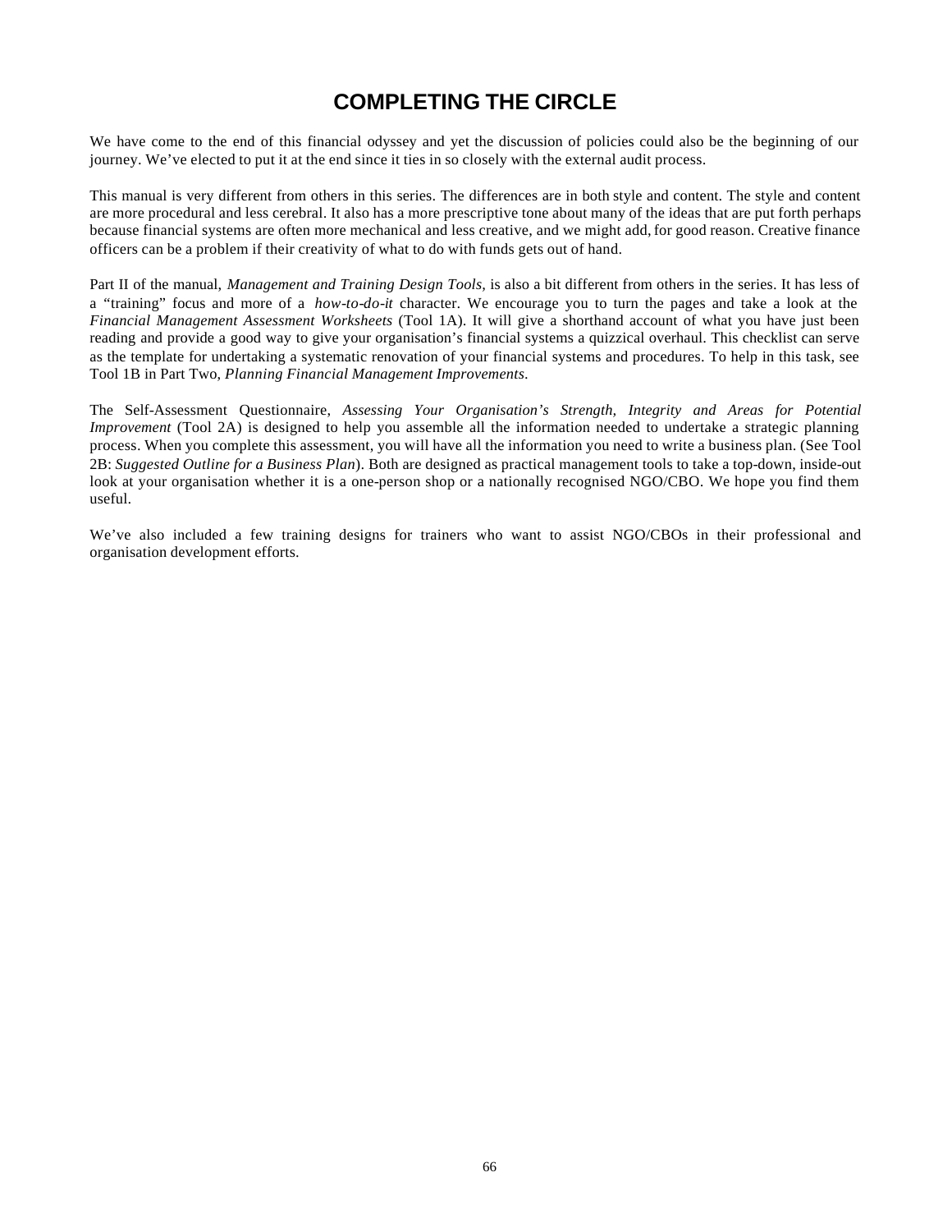# COMPLETING THE CIRCLE

We have come to the end of this financial odyssey and yet the discussion of policies could also be the beginning of our journey. We've elected to put it at the end since it ties in so closely with the external audit process.

This manual is very different from others in this series. The differences are in both style and content. The style and content are more procedural and less cerebral. It also has a more prescriptive tone about many of the ideas that are put forth perhaps because financial systems are often more mechanical and less creative, and we might add, for good reason. Creative finance officers can be a problem if their creativity of what to do with funds gets out of hand.

Part II of the manual, *Management and Training Design Tools,* is also a bit different from others in the series. It has less of a "training" focus and more of a *how-to-do-it* character. We encourage you to turn the pages and take a look at the *Financial Management Assessment Worksheets* (Tool 1A). It will give a shorthand account of what you have just been reading and provide a good way to give your organisation's financial systems a quizzical overhaul. This checklist can serve as the template for undertaking a systematic renovation of your financial systems and procedures. To help in this task, see Tool 1B in Part Two, *Planning Financial Management Improvements.*

The Self-Assessment Questionnaire, *Assessing Your Organisation's Strength, Integrity and Areas for Potential Improvement* (Tool 2A) is designed to help you assemble all the information needed to undertake a strategic planning process. When you complete this assessment, you will have all the information you need to write a business plan. (See Tool 2B: *Suggested Outline for a Business Plan*). Both are designed as practical management tools to take a top-down, inside-out look at your organisation whether it is a one-person shop or a nationally recognised NGO/CBO. We hope you find them useful.

We've also included a few training designs for trainers who want to assist NGO/CBOs in their professional and organisation development efforts.